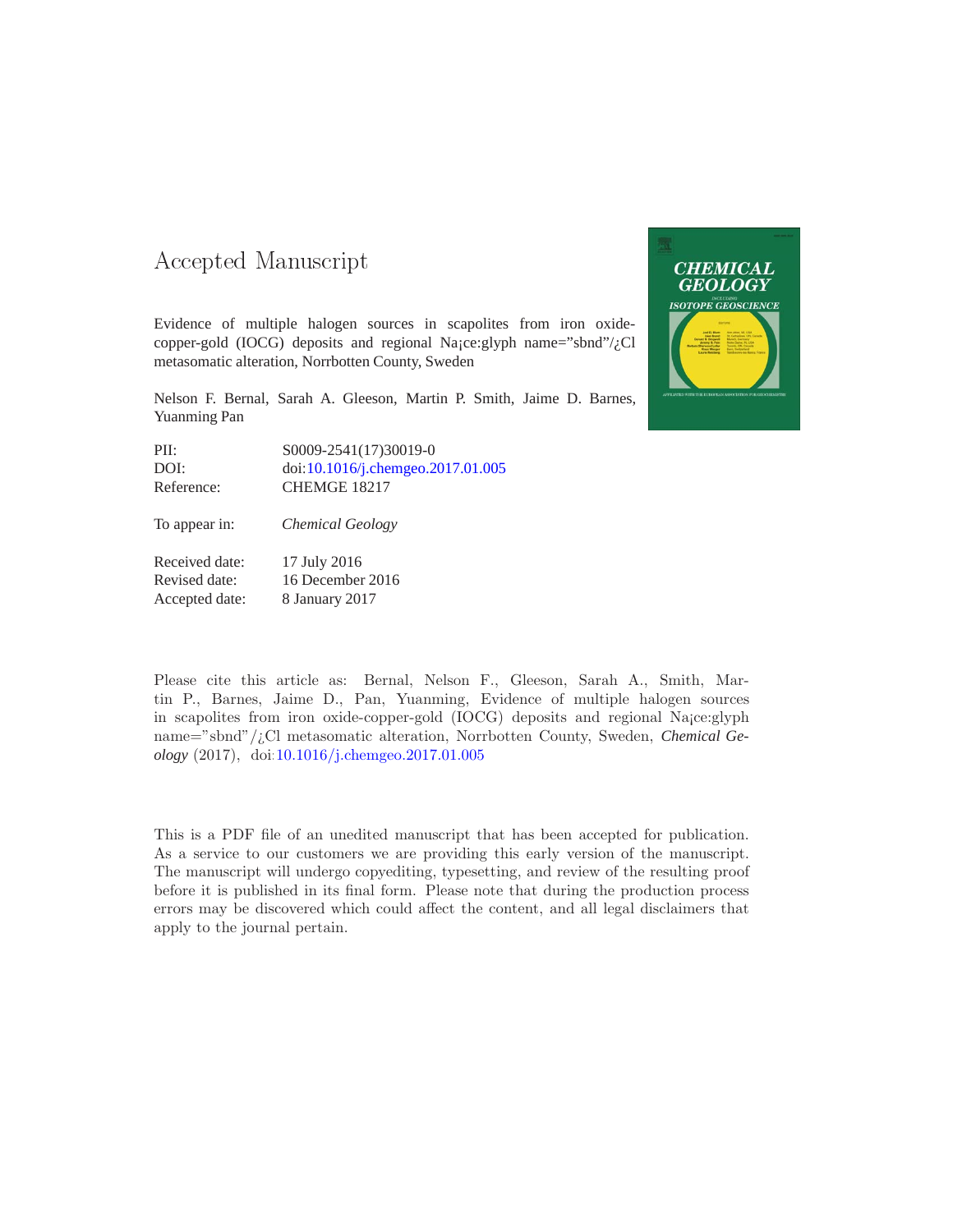# Accepted Manuscript

Evidence of multiple halogen sources in scapolites from iron oxide-copper-gold (IOCG) deposits and regional Na¡ce:glyph name="sbnd"/¿Cl metasomatic alteration, Norrbotten County, Sweden

Nelson F. Bernal, Sarah A. Gleeson, Martin P. Smith, Jaime D. Barnes, Yuanming Pan

| | |
|---|---|
| PII: | S0009-2541(17)30019-0 |
| DOI: | doi:10.1016/j.chemgeo.2017.01.005 |
| Reference: | CHEMGE 18217 |
| To appear in: | *Chemical Geology* |
| Received date: | 17 July 2016 |
| Revised date: | 16 December 2016 |
| Accepted date: | 8 January 2017 |

Please cite this article as: Bernal, Nelson F., Gleeson, Sarah A., Smith, Martin P., Barnes, Jaime D., Pan, Yuanming, Evidence of multiple halogen sources in scapolites from iron oxide-copper-gold (IOCG) deposits and regional Na¡ce:glyph name="sbnd"/¿Cl metasomatic alteration, Norrbotten County, Sweden, *Chemical Geology* (2017), doi:10.1016/j.chemgeo.2017.01.005

This is a PDF file of an unedited manuscript that has been accepted for publication. As a service to our customers we are providing this early version of the manuscript. The manuscript will undergo copyediting, typesetting, and review of the resulting proof before it is published in its final form. Please note that during the production process errors may be discovered which could affect the content, and all legal disclaimers that apply to the journal pertain.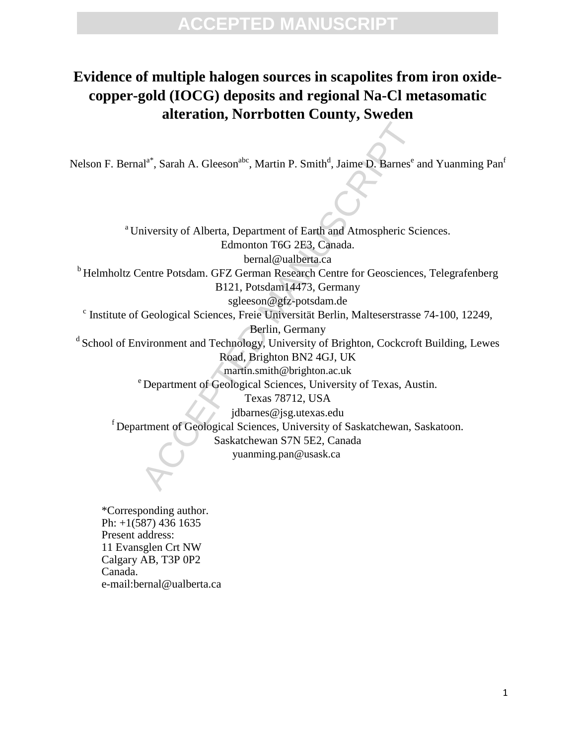# Evidence of multiple halogen sources in scapolites from iron oxide-copper-gold (IOCG) deposits and regional Na-Cl metasomatic alteration, Norrbotten County, Sweden

Nelson F. Bernal[a*], Sarah A. Gleeson[abc], Martin P. Smith[d], Jaime D. Barnes[e] and Yuanming Pan[f]

[a] University of Alberta, Department of Earth and Atmospheric Sciences. Edmonton T6G 2E3, Canada.
bernal@ualberta.ca

[b] Helmholtz Centre Potsdam. GFZ German Research Centre for Geosciences, Telegrafenberg B121, Potsdam14473, Germany
sgleeson@gfz-potsdam.de

[c] Institute of Geological Sciences, Freie Universität Berlin, Malteserstrasse 74-100, 12249, Berlin, Germany

[d] School of Environment and Technology, University of Brighton, Cockcroft Building, Lewes Road, Brighton BN2 4GJ, UK
martin.smith@brighton.ac.uk

[e] Department of Geological Sciences, University of Texas, Austin. Texas 78712, USA
jdbarnes@jsg.utexas.edu

[f] Department of Geological Sciences, University of Saskatchewan, Saskatoon. Saskatchewan S7N 5E2, Canada
yuanming.pan@usask.ca

*Corresponding author.
Ph: +1(587) 436 1635
Present address:
11 Evansglen Crt NW
Calgary AB, T3P 0P2
Canada.
e-mail:bernal@ualberta.ca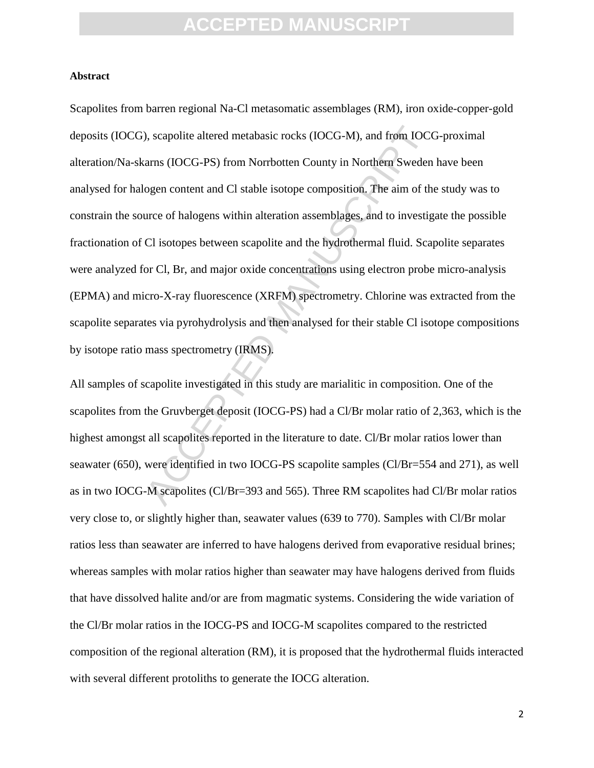**Abstract**

Scapolites from barren regional Na-Cl metasomatic assemblages (RM), iron oxide-copper-gold deposits (IOCG), scapolite altered metabasic rocks (IOCG-M), and from IOCG-proximal alteration/Na-skarns (IOCG-PS) from Norrbotten County in Northern Sweden have been analysed for halogen content and Cl stable isotope composition. The aim of the study was to constrain the source of halogens within alteration assemblages, and to investigate the possible fractionation of Cl isotopes between scapolite and the hydrothermal fluid. Scapolite separates were analyzed for Cl, Br, and major oxide concentrations using electron probe micro-analysis (EPMA) and micro-X-ray fluorescence (XRFM) spectrometry. Chlorine was extracted from the scapolite separates via pyrohydrolysis and then analysed for their stable Cl isotope compositions by isotope ratio mass spectrometry (IRMS).

All samples of scapolite investigated in this study are marialitic in composition. One of the scapolites from the Gruvberget deposit (IOCG-PS) had a Cl/Br molar ratio of 2,363, which is the highest amongst all scapolites reported in the literature to date. Cl/Br molar ratios lower than seawater (650), were identified in two IOCG-PS scapolite samples (Cl/Br=554 and 271), as well as in two IOCG-M scapolites (Cl/Br=393 and 565). Three RM scapolites had Cl/Br molar ratios very close to, or slightly higher than, seawater values (639 to 770). Samples with Cl/Br molar ratios less than seawater are inferred to have halogens derived from evaporative residual brines; whereas samples with molar ratios higher than seawater may have halogens derived from fluids that have dissolved halite and/or are from magmatic systems. Considering the wide variation of the Cl/Br molar ratios in the IOCG-PS and IOCG-M scapolites compared to the restricted composition of the regional alteration (RM), it is proposed that the hydrothermal fluids interacted with several different protoliths to generate the IOCG alteration.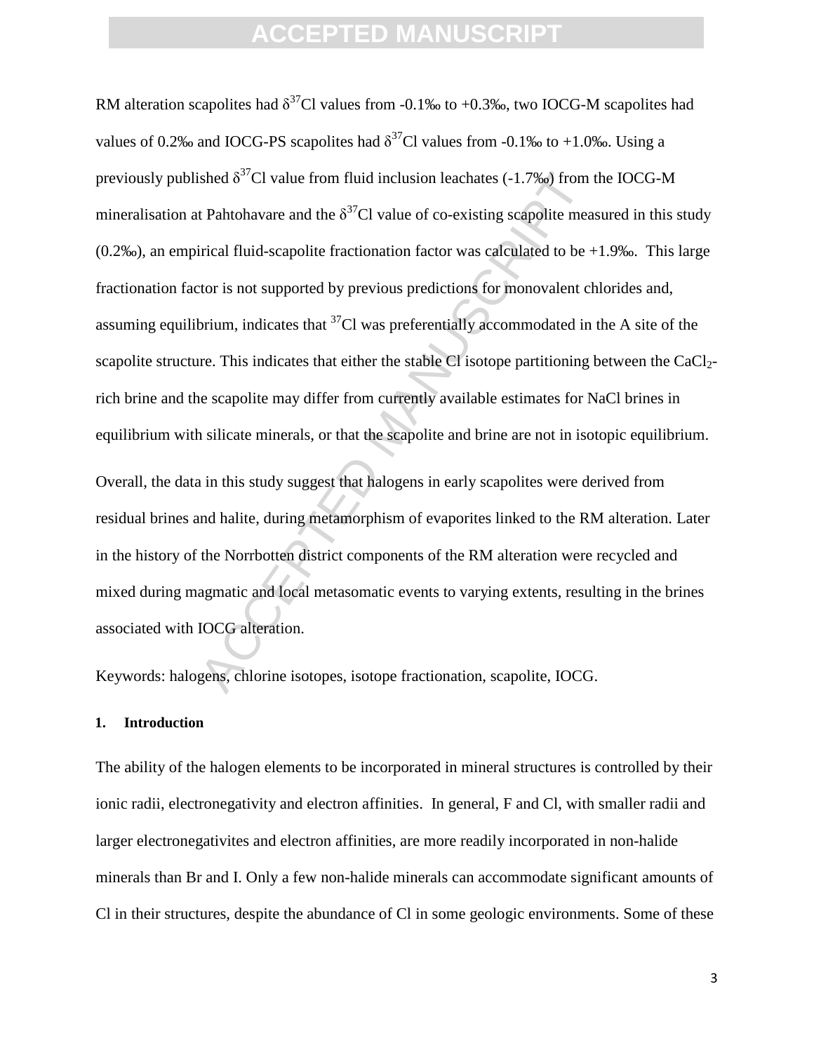RM alteration scapolites had $\delta^{37}Cl$ values from -0.1‰ to +0.3‰, two IOCG-M scapolites had values of 0.2‰ and IOCG-PS scapolites had $\delta^{37}Cl$ values from -0.1‰ to +1.0‰. Using a previously published $\delta^{37}Cl$ value from fluid inclusion leachates (-1.7‰) from the IOCG-M mineralisation at Pahtohavare and the $\delta^{37}Cl$ value of co-existing scapolite measured in this study (0.2‰), an empirical fluid-scapolite fractionation factor was calculated to be +1.9‰. This large fractionation factor is not supported by previous predictions for monovalent chlorides and, assuming equilibrium, indicates that $^{37}Cl$ was preferentially accommodated in the A site of the scapolite structure. This indicates that either the stable Cl isotope partitioning between the $CaCl_2$-rich brine and the scapolite may differ from currently available estimates for NaCl brines in equilibrium with silicate minerals, or that the scapolite and brine are not in isotopic equilibrium.

Overall, the data in this study suggest that halogens in early scapolites were derived from residual brines and halite, during metamorphism of evaporites linked to the RM alteration. Later in the history of the Norrbotten district components of the RM alteration were recycled and mixed during magmatic and local metasomatic events to varying extents, resulting in the brines associated with IOCG alteration.

Keywords: halogens, chlorine isotopes, isotope fractionation, scapolite, IOCG.

## 1. Introduction

The ability of the halogen elements to be incorporated in mineral structures is controlled by their ionic radii, electronegativity and electron affinities. In general, F and Cl, with smaller radii and larger electronegativites and electron affinities, are more readily incorporated in non-halide minerals than Br and I. Only a few non-halide minerals can accommodate significant amounts of Cl in their structures, despite the abundance of Cl in some geologic environments. Some of these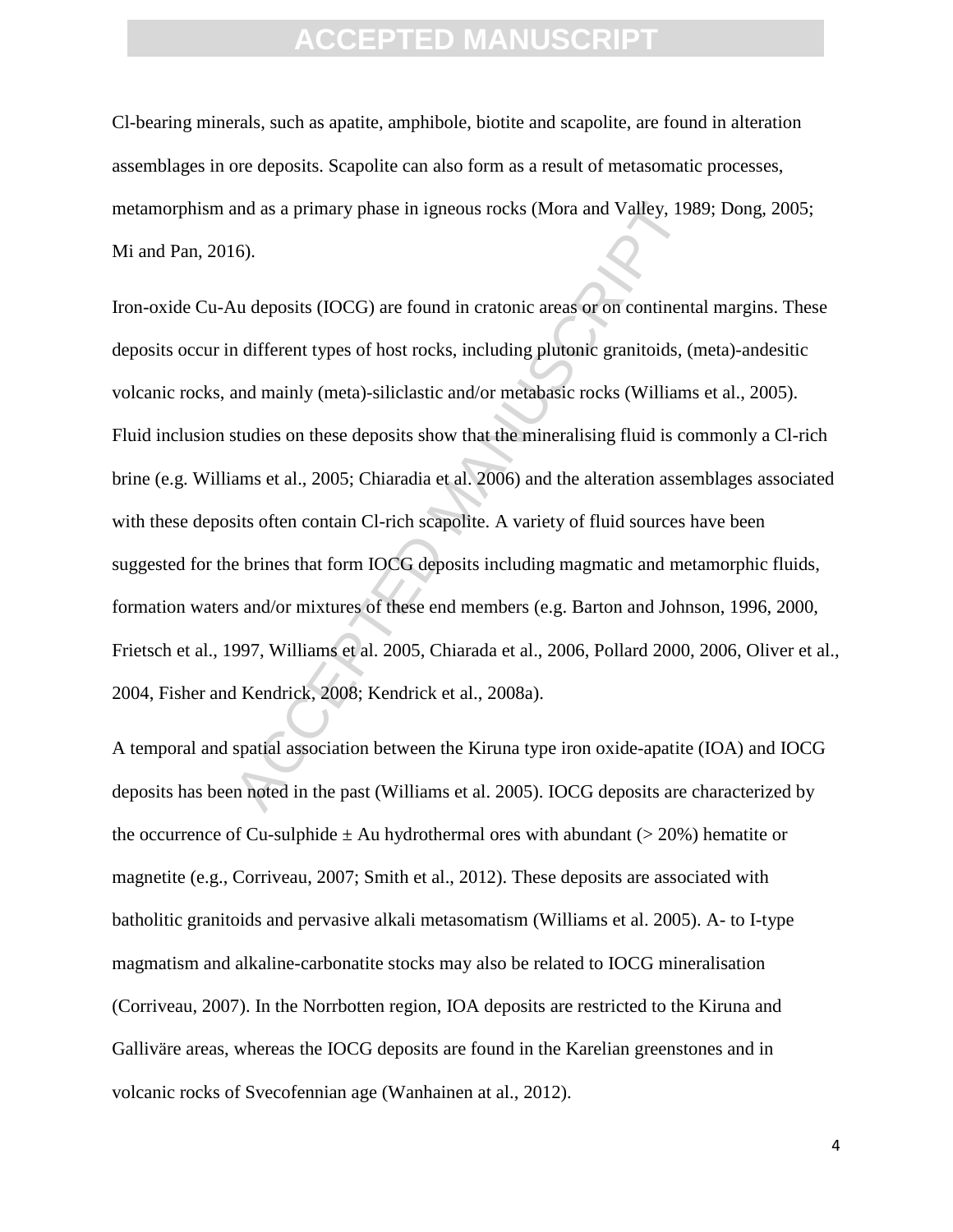Cl-bearing minerals, such as apatite, amphibole, biotite and scapolite, are found in alteration assemblages in ore deposits. Scapolite can also form as a result of metasomatic processes, metamorphism and as a primary phase in igneous rocks (Mora and Valley, 1989; Dong, 2005; Mi and Pan, 2016).

Iron-oxide Cu-Au deposits (IOCG) are found in cratonic areas or on continental margins. These deposits occur in different types of host rocks, including plutonic granitoids, (meta)-andesitic volcanic rocks, and mainly (meta)-siliclastic and/or metabasic rocks (Williams et al., 2005). Fluid inclusion studies on these deposits show that the mineralising fluid is commonly a Cl-rich brine (e.g. Williams et al., 2005; Chiaradia et al. 2006) and the alteration assemblages associated with these deposits often contain Cl-rich scapolite. A variety of fluid sources have been suggested for the brines that form IOCG deposits including magmatic and metamorphic fluids, formation waters and/or mixtures of these end members (e.g. Barton and Johnson, 1996, 2000, Frietsch et al., 1997, Williams et al. 2005, Chiarada et al., 2006, Pollard 2000, 2006, Oliver et al., 2004, Fisher and Kendrick, 2008; Kendrick et al., 2008a).

A temporal and spatial association between the Kiruna type iron oxide-apatite (IOA) and IOCG deposits has been noted in the past (Williams et al. 2005). IOCG deposits are characterized by the occurrence of Cu-sulphide ± Au hydrothermal ores with abundant (> 20%) hematite or magnetite (e.g., Corriveau, 2007; Smith et al., 2012). These deposits are associated with batholitic granitoids and pervasive alkali metasomatism (Williams et al. 2005). A- to I-type magmatism and alkaline-carbonatite stocks may also be related to IOCG mineralisation (Corriveau, 2007). In the Norrbotten region, IOA deposits are restricted to the Kiruna and Gallivare areas, whereas the IOCG deposits are found in the Karelian greenstones and in volcanic rocks of Svecofennian age (Wanhainen at al., 2012).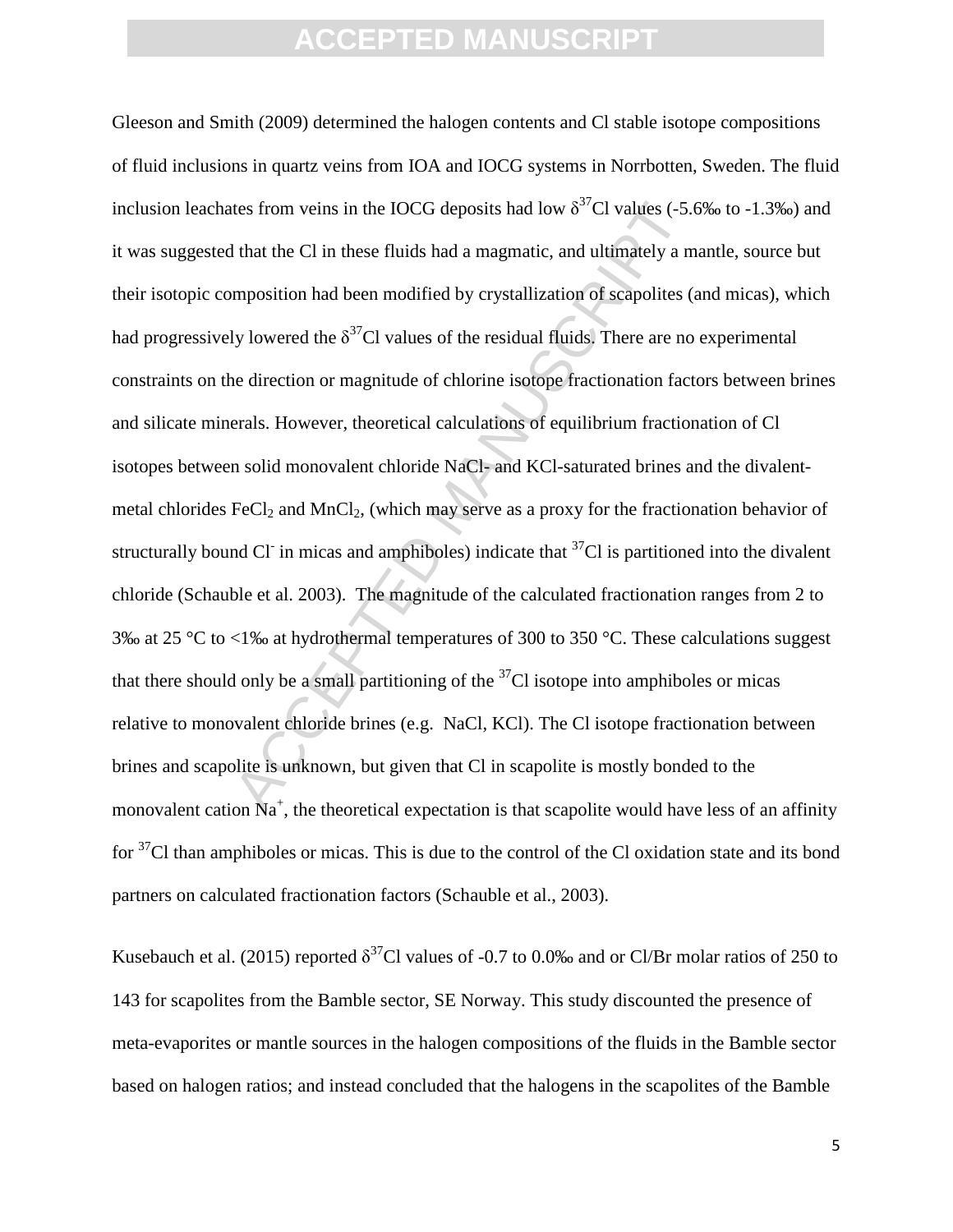Gleeson and Smith (2009) determined the halogen contents and Cl stable isotope compositions of fluid inclusions in quartz veins from IOA and IOCG systems in Norrbotten, Sweden. The fluid inclusion leachates from veins in the IOCG deposits had low $\delta^{37}$Cl values (-5.6‰ to -1.3‰) and it was suggested that the Cl in these fluids had a magmatic, and ultimately a mantle, source but their isotopic composition had been modified by crystallization of scapolites (and micas), which had progressively lowered the $\delta^{37}$Cl values of the residual fluids. There are no experimental constraints on the direction or magnitude of chlorine isotope fractionation factors between brines and silicate minerals. However, theoretical calculations of equilibrium fractionation of Cl isotopes between solid monovalent chloride NaCl- and KCl-saturated brines and the divalent-metal chlorides $FeCl_2$ and $MnCl_2$, (which may serve as a proxy for the fractionation behavior of structurally bound $Cl^-$ in micas and amphiboles) indicate that $^{37}$Cl is partitioned into the divalent chloride (Schauble et al. 2003). The magnitude of the calculated fractionation ranges from 2 to 3‰ at 25 °C to <1‰ at hydrothermal temperatures of 300 to 350 °C. These calculations suggest that there should only be a small partitioning of the $^{37}$Cl isotope into amphiboles or micas relative to monovalent chloride brines (e.g. NaCl, KCl). The Cl isotope fractionation between brines and scapolite is unknown, but given that Cl in scapolite is mostly bonded to the monovalent cation $Na^+$, the theoretical expectation is that scapolite would have less of an affinity for $^{37}$Cl than amphiboles or micas. This is due to the control of the Cl oxidation state and its bond partners on calculated fractionation factors (Schauble et al., 2003).

Kusebauch et al. (2015) reported $\delta^{37}$Cl values of -0.7 to 0.0‰ and or Cl/Br molar ratios of 250 to 143 for scapolites from the Bamble sector, SE Norway. This study discounted the presence of meta-evaporites or mantle sources in the halogen compositions of the fluids in the Bamble sector based on halogen ratios; and instead concluded that the halogens in the scapolites of the Bamble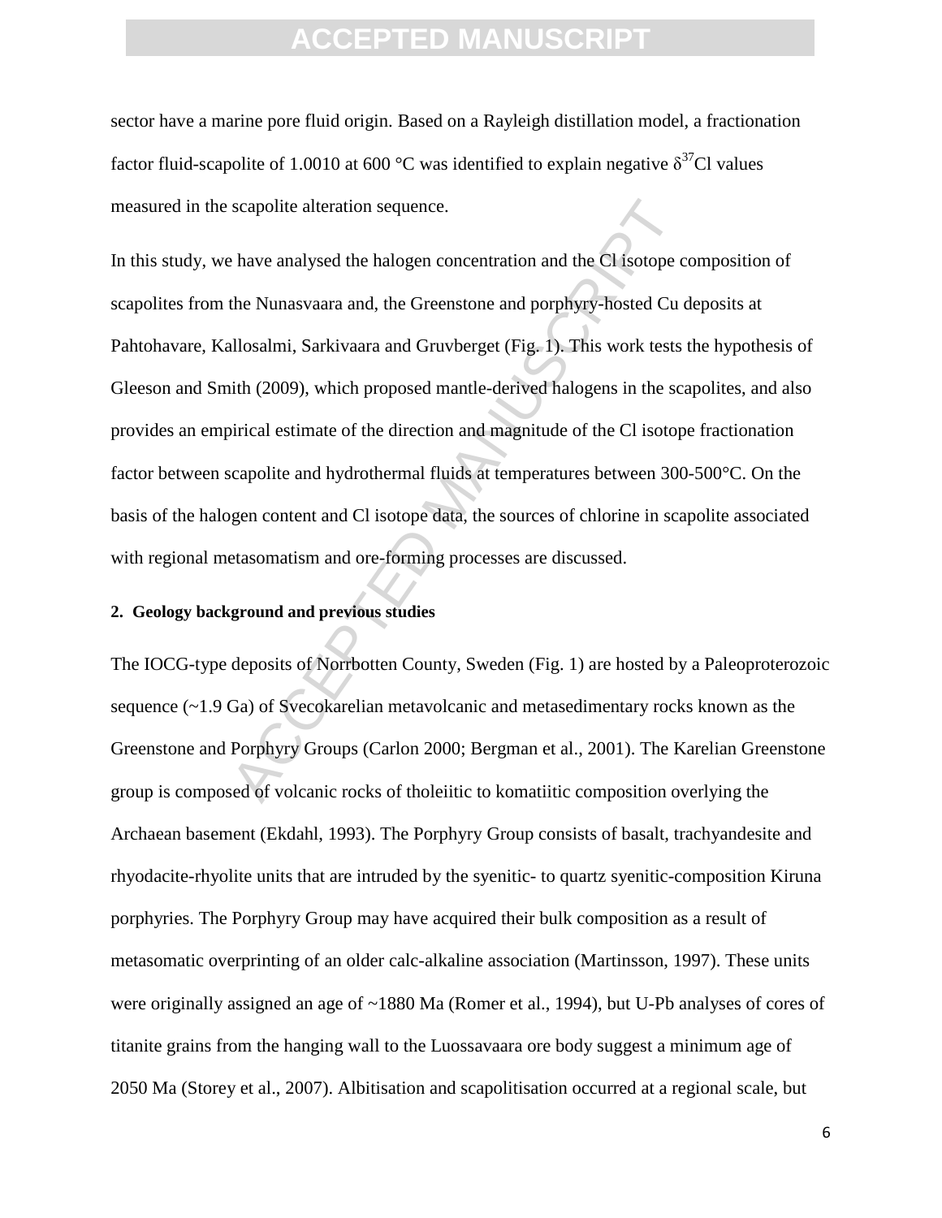sector have a marine pore fluid origin. Based on a Rayleigh distillation model, a fractionation factor fluid-scapolite of 1.0010 at 600 °C was identified to explain negative $\delta^{37}$Cl values measured in the scapolite alteration sequence.

In this study, we have analysed the halogen concentration and the Cl isotope composition of scapolites from the Nunasvaara and, the Greenstone and porphyry-hosted Cu deposits at Pahtohavare, Kallosalmi, Sarkivaara and Gruvberget (Fig. 1). This work tests the hypothesis of Gleeson and Smith (2009), which proposed mantle-derived halogens in the scapolites, and also provides an empirical estimate of the direction and magnitude of the Cl isotope fractionation factor between scapolite and hydrothermal fluids at temperatures between 300-500°C. On the basis of the halogen content and Cl isotope data, the sources of chlorine in scapolite associated with regional metasomatism and ore-forming processes are discussed.

## 2. Geology background and previous studies

The IOCG-type deposits of Norrbotten County, Sweden (Fig. 1) are hosted by a Paleoproterozoic sequence (~1.9 Ga) of Svecokarelian metavolcanic and metasedimentary rocks known as the Greenstone and Porphyry Groups (Carlon 2000; Bergman et al., 2001). The Karelian Greenstone group is composed of volcanic rocks of tholeiitic to komatiitic composition overlying the Archaean basement (Ekdahl, 1993). The Porphyry Group consists of basalt, trachyandesite and rhyodacite-rhyolite units that are intruded by the syenitic- to quartz syenitic-composition Kiruna porphyries. The Porphyry Group may have acquired their bulk composition as a result of metasomatic overprinting of an older calc-alkaline association (Martinsson, 1997). These units were originally assigned an age of ~1880 Ma (Romer et al., 1994), but U-Pb analyses of cores of titanite grains from the hanging wall to the Luossavaara ore body suggest a minimum age of 2050 Ma (Storey et al., 2007). Albitisation and scapolitisation occurred at a regional scale, but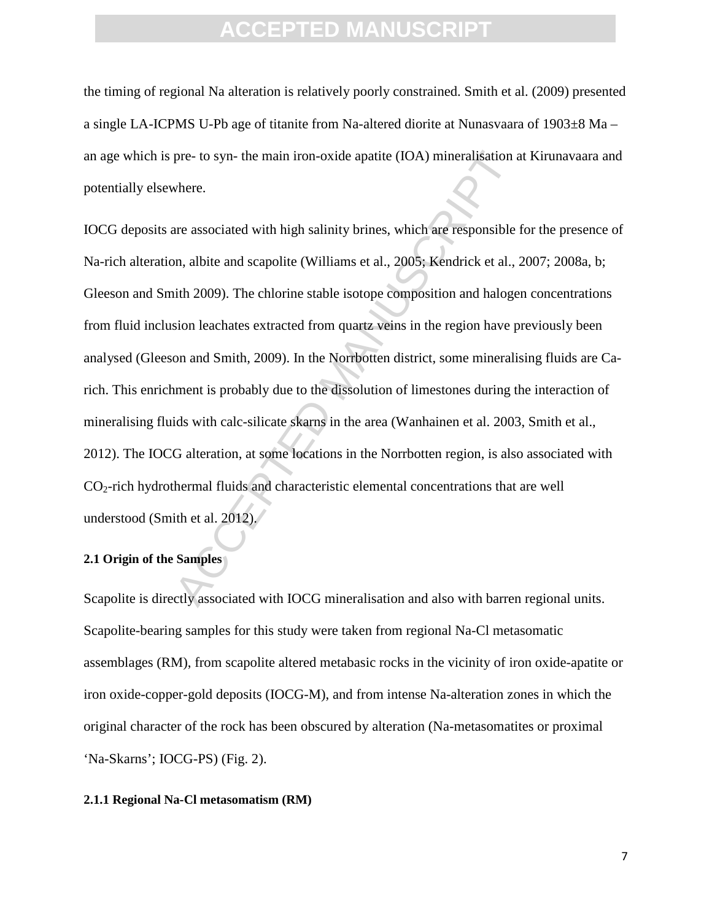the timing of regional Na alteration is relatively poorly constrained. Smith et al. (2009) presented a single LA-ICPMS U-Pb age of titanite from Na-altered diorite at Nunasvaara of 1903±8 Ma – an age which is pre- to syn- the main iron-oxide apatite (IOA) mineralisation at Kirunavaara and potentially elsewhere.

IOCG deposits are associated with high salinity brines, which are responsible for the presence of Na-rich alteration, albite and scapolite (Williams et al., 2005; Kendrick et al., 2007; 2008a, b; Gleeson and Smith 2009). The chlorine stable isotope composition and halogen concentrations from fluid inclusion leachates extracted from quartz veins in the region have previously been analysed (Gleeson and Smith, 2009). In the Norrbotten district, some mineralising fluids are Ca-rich. This enrichment is probably due to the dissolution of limestones during the interaction of mineralising fluids with calc-silicate skarns in the area (Wanhainen et al. 2003, Smith et al., 2012). The IOCG alteration, at some locations in the Norrbotten region, is also associated with $CO_2$-rich hydrothermal fluids and characteristic elemental concentrations that are well understood (Smith et al. 2012).

### 2.1 Origin of the Samples

Scapolite is directly associated with IOCG mineralisation and also with barren regional units. Scapolite-bearing samples for this study were taken from regional Na-Cl metasomatic assemblages (RM), from scapolite altered metabasic rocks in the vicinity of iron oxide-apatite or iron oxide-copper-gold deposits (IOCG-M), and from intense Na-alteration zones in which the original character of the rock has been obscured by alteration (Na-metasomatites or proximal 'Na-Skarns'; IOCG-PS) (Fig. 2).

#### 2.1.1 Regional Na-Cl metasomatism (RM)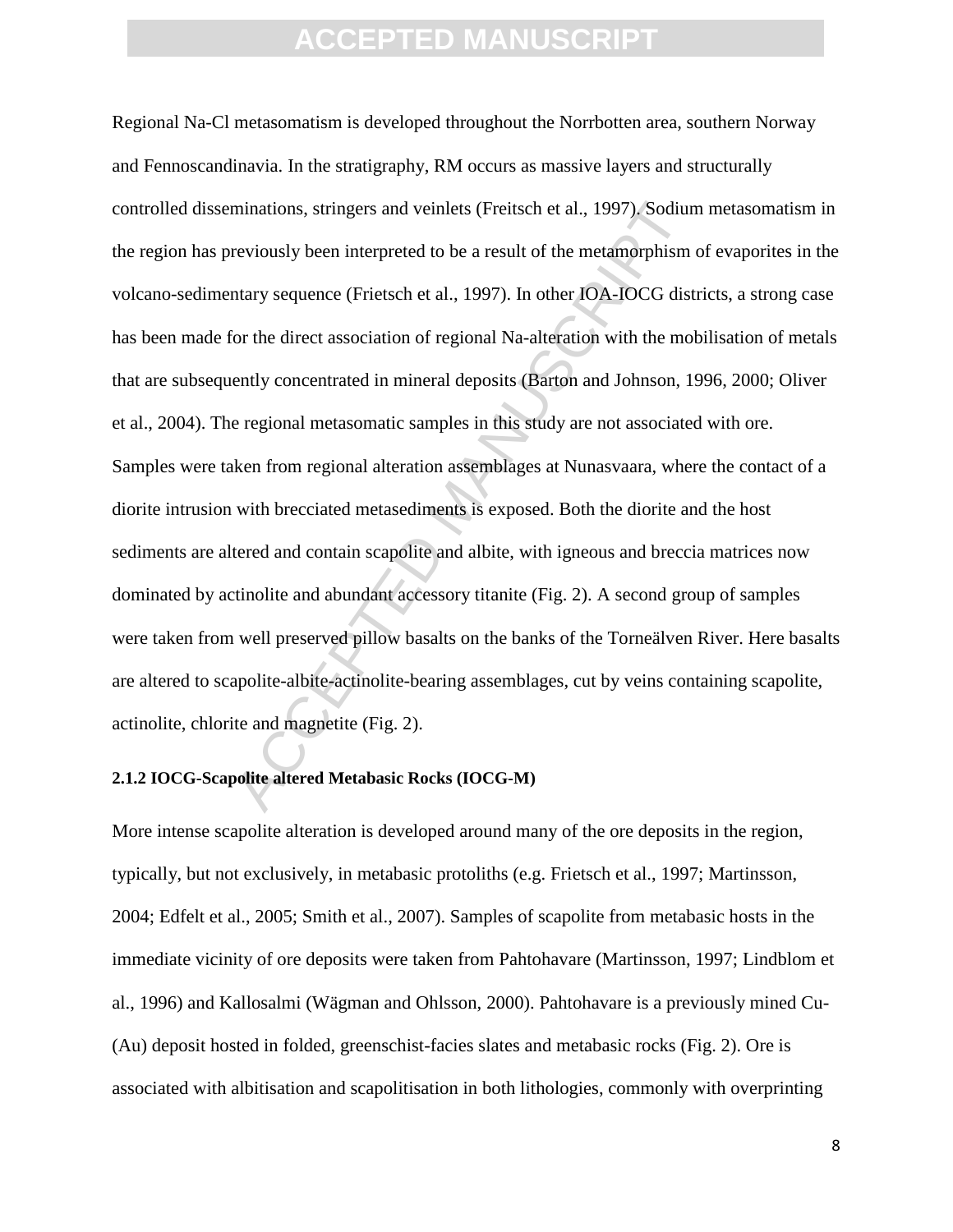Regional Na-Cl metasomatism is developed throughout the Norrbotten area, southern Norway and Fennoscandinavia. In the stratigraphy, RM occurs as massive layers and structurally controlled disseminations, stringers and veinlets (Freitsch et al., 1997). Sodium metasomatism in the region has previously been interpreted to be a result of the metamorphism of evaporites in the volcano-sedimentary sequence (Frietsch et al., 1997). In other IOA-IOCG districts, a strong case has been made for the direct association of regional Na-alteration with the mobilisation of metals that are subsequently concentrated in mineral deposits (Barton and Johnson, 1996, 2000; Oliver et al., 2004). The regional metasomatic samples in this study are not associated with ore. Samples were taken from regional alteration assemblages at Nunasvaara, where the contact of a diorite intrusion with brecciated metasediments is exposed. Both the diorite and the host sediments are altered and contain scapolite and albite, with igneous and breccia matrices now dominated by actinolite and abundant accessory titanite (Fig. 2). A second group of samples were taken from well preserved pillow basalts on the banks of the Torneälven River. Here basalts are altered to scapolite-albite-actinolite-bearing assemblages, cut by veins containing scapolite, actinolite, chlorite and magnetite (Fig. 2).

#### 2.1.2 IOCG-Scapolite altered Metabasic Rocks (IOCG-M)

More intense scapolite alteration is developed around many of the ore deposits in the region, typically, but not exclusively, in metabasic protoliths (e.g. Frietsch et al., 1997; Martinsson, 2004; Edfelt et al., 2005; Smith et al., 2007). Samples of scapolite from metabasic hosts in the immediate vicinity of ore deposits were taken from Pahtohavare (Martinsson, 1997; Lindblom et al., 1996) and Kallosalmi (Wägman and Ohlsson, 2000). Pahtohavare is a previously mined Cu-(Au) deposit hosted in folded, greenschist-facies slates and metabasic rocks (Fig. 2). Ore is associated with albitisation and scapolitisation in both lithologies, commonly with overprinting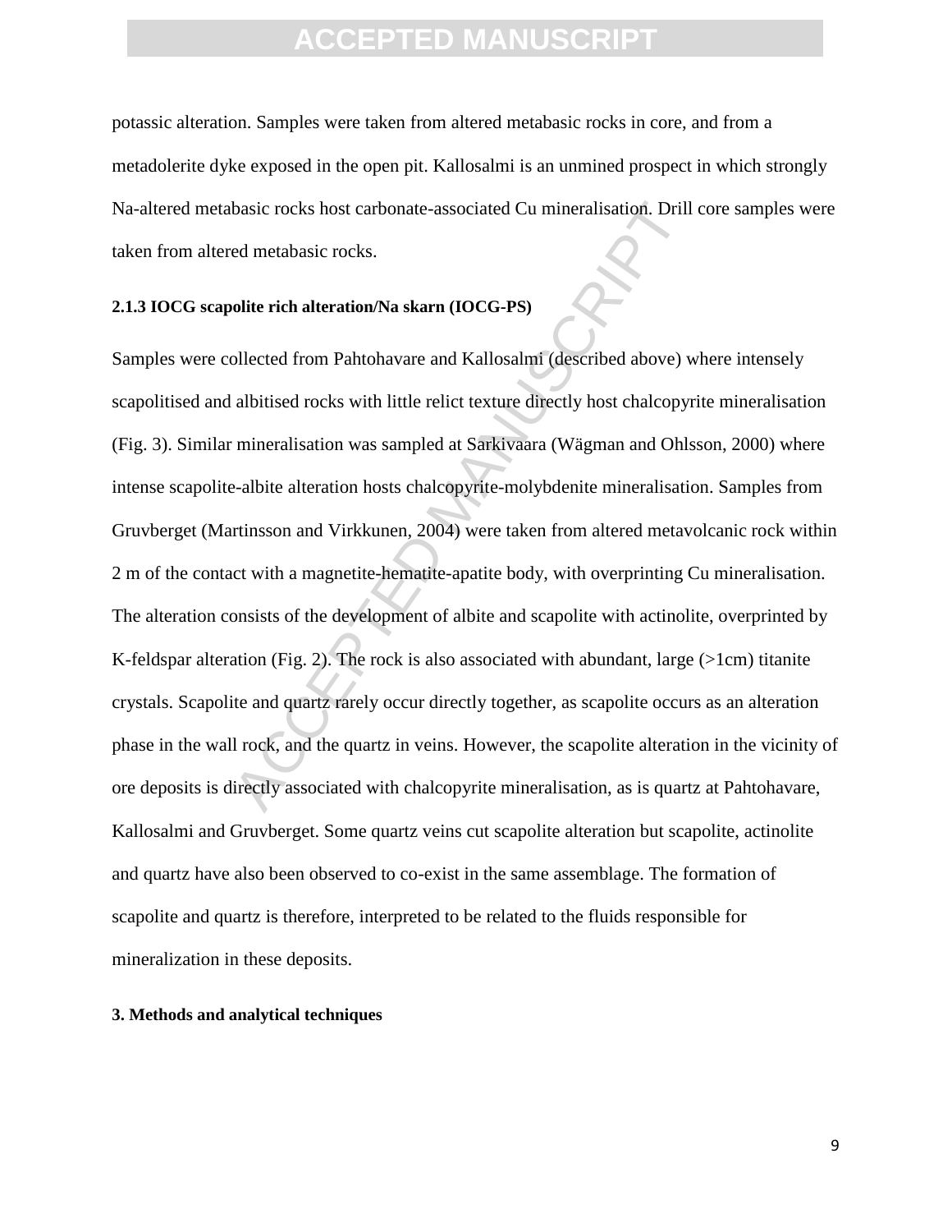potassic alteration. Samples were taken from altered metabasic rocks in core, and from a metadolerite dyke exposed in the open pit. Kallosalmi is an unmined prospect in which strongly Na-altered metabasic rocks host carbonate-associated Cu mineralisation. Drill core samples were taken from altered metabasic rocks.

#### 2.1.3 IOCG scapolite rich alteration/Na skarn (IOCG-PS)

Samples were collected from Pahtohavare and Kallosalmi (described above) where intensely scapolitised and albitised rocks with little relict texture directly host chalcopyrite mineralisation (Fig. 3). Similar mineralisation was sampled at Sarkivaara (Wägman and Ohlsson, 2000) where intense scapolite-albite alteration hosts chalcopyrite-molybdenite mineralisation. Samples from Gruvberget (Martinsson and Virkkunen, 2004) were taken from altered metavolcanic rock within 2 m of the contact with a magnetite-hematite-apatite body, with overprinting Cu mineralisation. The alteration consists of the development of albite and scapolite with actinolite, overprinted by K-feldspar alteration (Fig. 2). The rock is also associated with abundant, large (>1cm) titanite crystals. Scapolite and quartz rarely occur directly together, as scapolite occurs as an alteration phase in the wall rock, and the quartz in veins. However, the scapolite alteration in the vicinity of ore deposits is directly associated with chalcopyrite mineralisation, as is quartz at Pahtohavare, Kallosalmi and Gruvberget. Some quartz veins cut scapolite alteration but scapolite, actinolite and quartz have also been observed to co-exist in the same assemblage. The formation of scapolite and quartz is therefore, interpreted to be related to the fluids responsible for mineralization in these deposits.

## 3. Methods and analytical techniques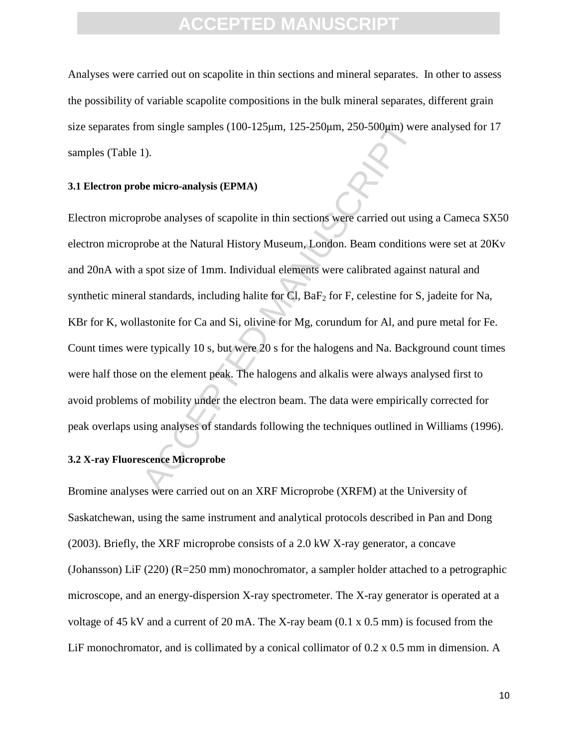Analyses were carried out on scapolite in thin sections and mineral separates.  In other to assess the possibility of variable scapolite compositions in the bulk mineral separates, different grain size separates from single samples (100-125μm, 125-250μm, 250-500μm) were analysed for 17 samples (Table 1).

### 3.1 Electron probe micro-analysis (EPMA)

Electron microprobe analyses of scapolite in thin sections were carried out using a Cameca SX50 electron microprobe at the Natural History Museum, London. Beam conditions were set at 20Kv and 20nA with a spot size of 1mm. Individual elements were calibrated against natural and synthetic mineral standards, including halite for Cl, $BaF_2$ for F, celestine for S, jadeite for Na, KBr for K, wollastonite for Ca and Si, olivine for Mg, corundum for Al, and pure metal for Fe. Count times were typically 10 s, but were 20 s for the halogens and Na. Background count times were half those on the element peak. The halogens and alkalis were always analysed first to avoid problems of mobility under the electron beam. The data were empirically corrected for peak overlaps using analyses of standards following the techniques outlined in Williams (1996).

### 3.2 X-ray Fluorescence Microprobe

Bromine analyses were carried out on an XRF Microprobe (XRFM) at the University of Saskatchewan, using the same instrument and analytical protocols described in Pan and Dong (2003). Briefly, the XRF microprobe consists of a 2.0 kW X-ray generator, a concave (Johansson) LiF (220) (R=250 mm) monochromator, a sampler holder attached to a petrographic microscope, and an energy-dispersion X-ray spectrometer. The X-ray generator is operated at a voltage of 45 kV and a current of 20 mA. The X-ray beam (0.1 x 0.5 mm) is focused from the LiF monochromator, and is collimated by a conical collimator of 0.2 x 0.5 mm in dimension. A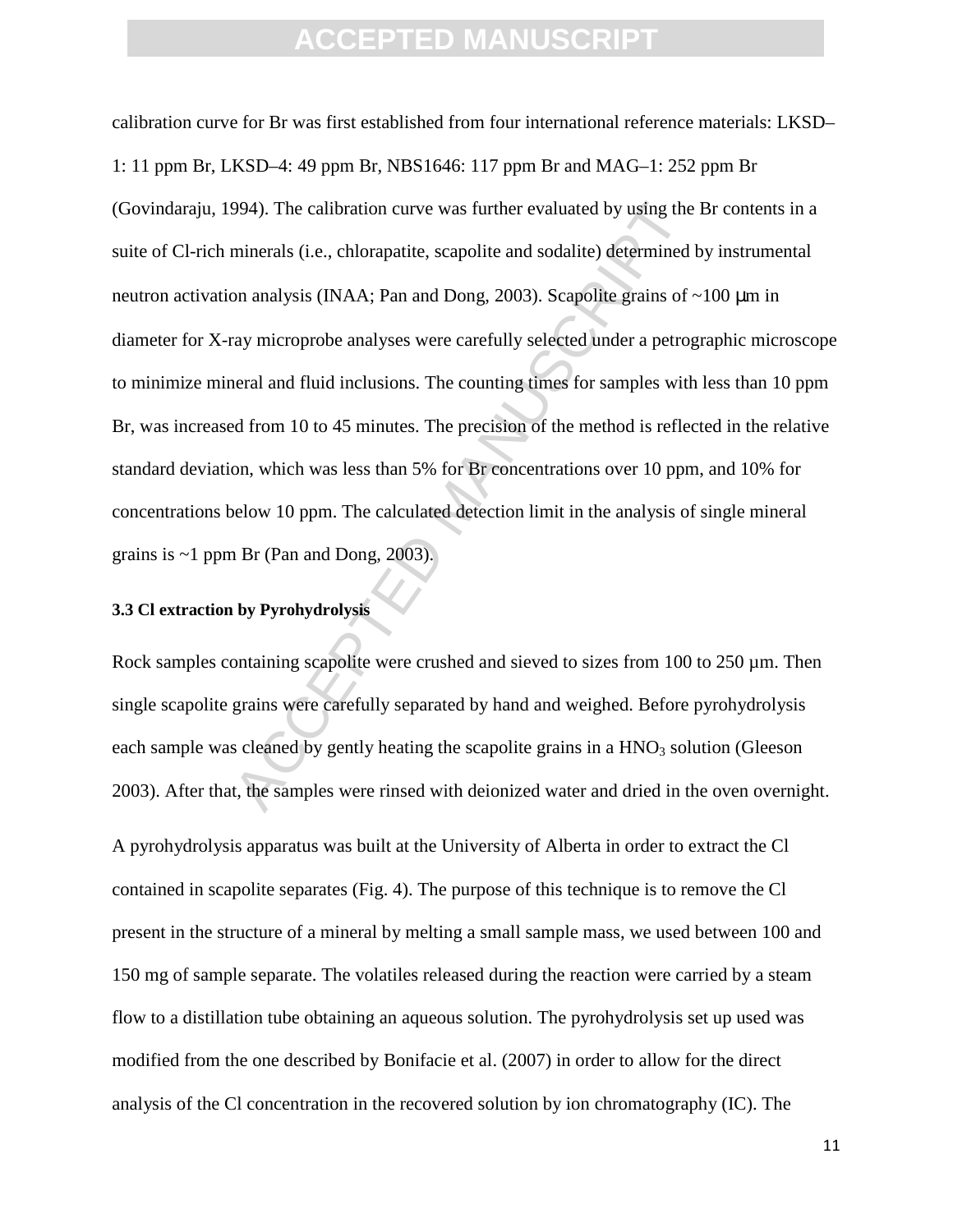calibration curve for Br was first established from four international reference materials: LKSD–1: 11 ppm Br, LKSD–4: 49 ppm Br, NBS1646: 117 ppm Br and MAG–1: 252 ppm Br (Govindaraju, 1994). The calibration curve was further evaluated by using the Br contents in a suite of Cl-rich minerals (i.e., chlorapatite, scapolite and sodalite) determined by instrumental neutron activation analysis (INAA; Pan and Dong, 2003). Scapolite grains of ~100 μm in diameter for X-ray microprobe analyses were carefully selected under a petrographic microscope to minimize mineral and fluid inclusions. The counting times for samples with less than 10 ppm Br, was increased from 10 to 45 minutes. The precision of the method is reflected in the relative standard deviation, which was less than 5% for Br concentrations over 10 ppm, and 10% for concentrations below 10 ppm. The calculated detection limit in the analysis of single mineral grains is ~1 ppm Br (Pan and Dong, 2003).

### 3.3 Cl extraction by Pyrohydrolysis

Rock samples containing scapolite were crushed and sieved to sizes from 100 to 250 µm. Then single scapolite grains were carefully separated by hand and weighed. Before pyrohydrolysis each sample was cleaned by gently heating the scapolite grains in a $HNO_3$ solution (Gleeson 2003). After that, the samples were rinsed with deionized water and dried in the oven overnight.

A pyrohydrolysis apparatus was built at the University of Alberta in order to extract the Cl contained in scapolite separates (Fig. 4). The purpose of this technique is to remove the Cl present in the structure of a mineral by melting a small sample mass, we used between 100 and 150 mg of sample separate. The volatiles released during the reaction were carried by a steam flow to a distillation tube obtaining an aqueous solution. The pyrohydrolysis set up used was modified from the one described by Bonifacie et al. (2007) in order to allow for the direct analysis of the Cl concentration in the recovered solution by ion chromatography (IC). The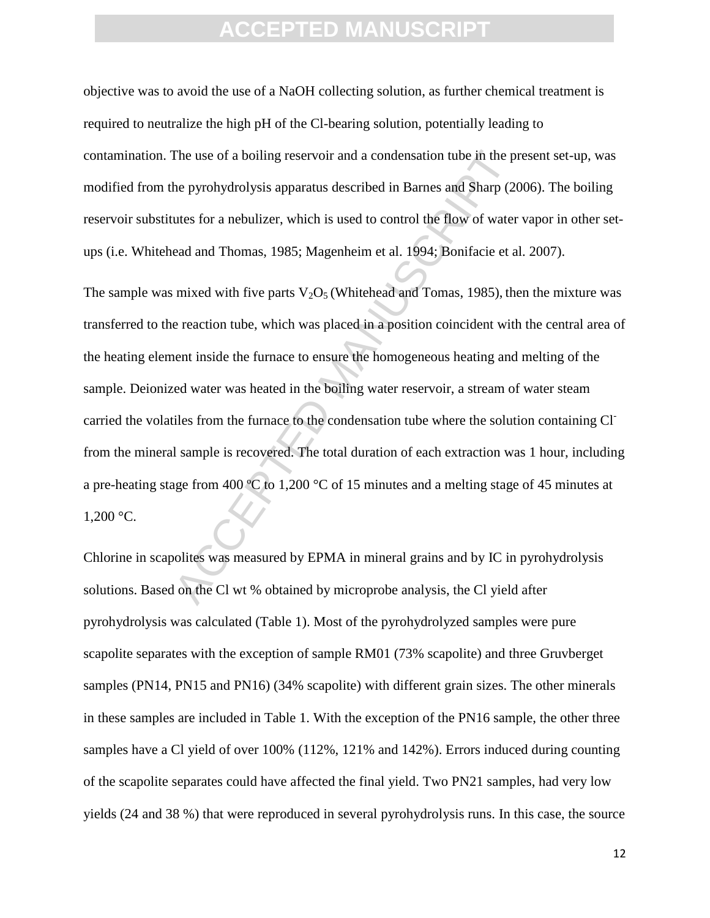objective was to avoid the use of a NaOH collecting solution, as further chemical treatment is required to neutralize the high pH of the Cl-bearing solution, potentially leading to contamination. The use of a boiling reservoir and a condensation tube in the present set-up, was modified from the pyrohydrolysis apparatus described in Barnes and Sharp (2006). The boiling reservoir substitutes for a nebulizer, which is used to control the flow of water vapor in other set-ups (i.e. Whitehead and Thomas, 1985; Magenheim et al. 1994; Bonifacie et al. 2007).

The sample was mixed with five parts $V_2O_5$ (Whitehead and Tomas, 1985), then the mixture was transferred to the reaction tube, which was placed in a position coincident with the central area of the heating element inside the furnace to ensure the homogeneous heating and melting of the sample. Deionized water was heated in the boiling water reservoir, a stream of water steam carried the volatiles from the furnace to the condensation tube where the solution containing $Cl^-$ from the mineral sample is recovered. The total duration of each extraction was 1 hour, including a pre-heating stage from 400 ºC to 1,200 °C of 15 minutes and a melting stage of 45 minutes at 1,200 °C.

Chlorine in scapolites was measured by EPMA in mineral grains and by IC in pyrohydrolysis solutions. Based on the Cl wt % obtained by microprobe analysis, the Cl yield after pyrohydrolysis was calculated (Table 1). Most of the pyrohydrolyzed samples were pure scapolite separates with the exception of sample RM01 (73% scapolite) and three Gruvberget samples (PN14, PN15 and PN16) (34% scapolite) with different grain sizes. The other minerals in these samples are included in Table 1. With the exception of the PN16 sample, the other three samples have a Cl yield of over 100% (112%, 121% and 142%). Errors induced during counting of the scapolite separates could have affected the final yield. Two PN21 samples, had very low yields (24 and 38 %) that were reproduced in several pyrohydrolysis runs. In this case, the source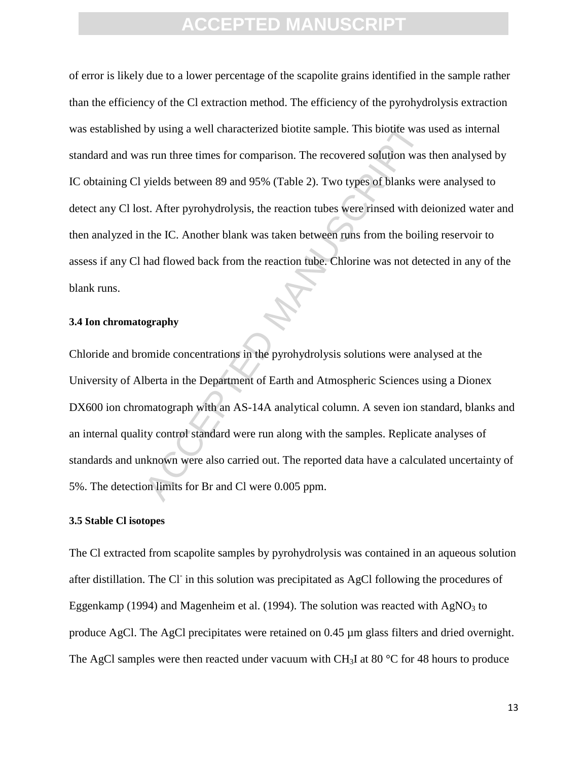of error is likely due to a lower percentage of the scapolite grains identified in the sample rather than the efficiency of the Cl extraction method. The efficiency of the pyrohydrolysis extraction was established by using a well characterized biotite sample. This biotite was used as internal standard and was run three times for comparison. The recovered solution was then analysed by IC obtaining Cl yields between 89 and 95% (Table 2). Two types of blanks were analysed to detect any Cl lost. After pyrohydrolysis, the reaction tubes were rinsed with deionized water and then analyzed in the IC. Another blank was taken between runs from the boiling reservoir to assess if any Cl had flowed back from the reaction tube. Chlorine was not detected in any of the blank runs.

### 3.4 Ion chromatography

Chloride and bromide concentrations in the pyrohydrolysis solutions were analysed at the University of Alberta in the Department of Earth and Atmospheric Sciences using a Dionex DX600 ion chromatograph with an AS-14A analytical column. A seven ion standard, blanks and an internal quality control standard were run along with the samples. Replicate analyses of standards and unknown were also carried out. The reported data have a calculated uncertainty of 5%. The detection limits for Br and Cl were 0.005 ppm.

### 3.5 Stable Cl isotopes

The Cl extracted from scapolite samples by pyrohydrolysis was contained in an aqueous solution after distillation. The $Cl^-$ in this solution was precipitated as AgCl following the procedures of Eggenkamp (1994) and Magenheim et al. (1994). The solution was reacted with $AgNO_3$ to produce AgCl. The AgCl precipitates were retained on 0.45 µm glass filters and dried overnight. The AgCl samples were then reacted under vacuum with $CH_3I$ at 80 °C for 48 hours to produce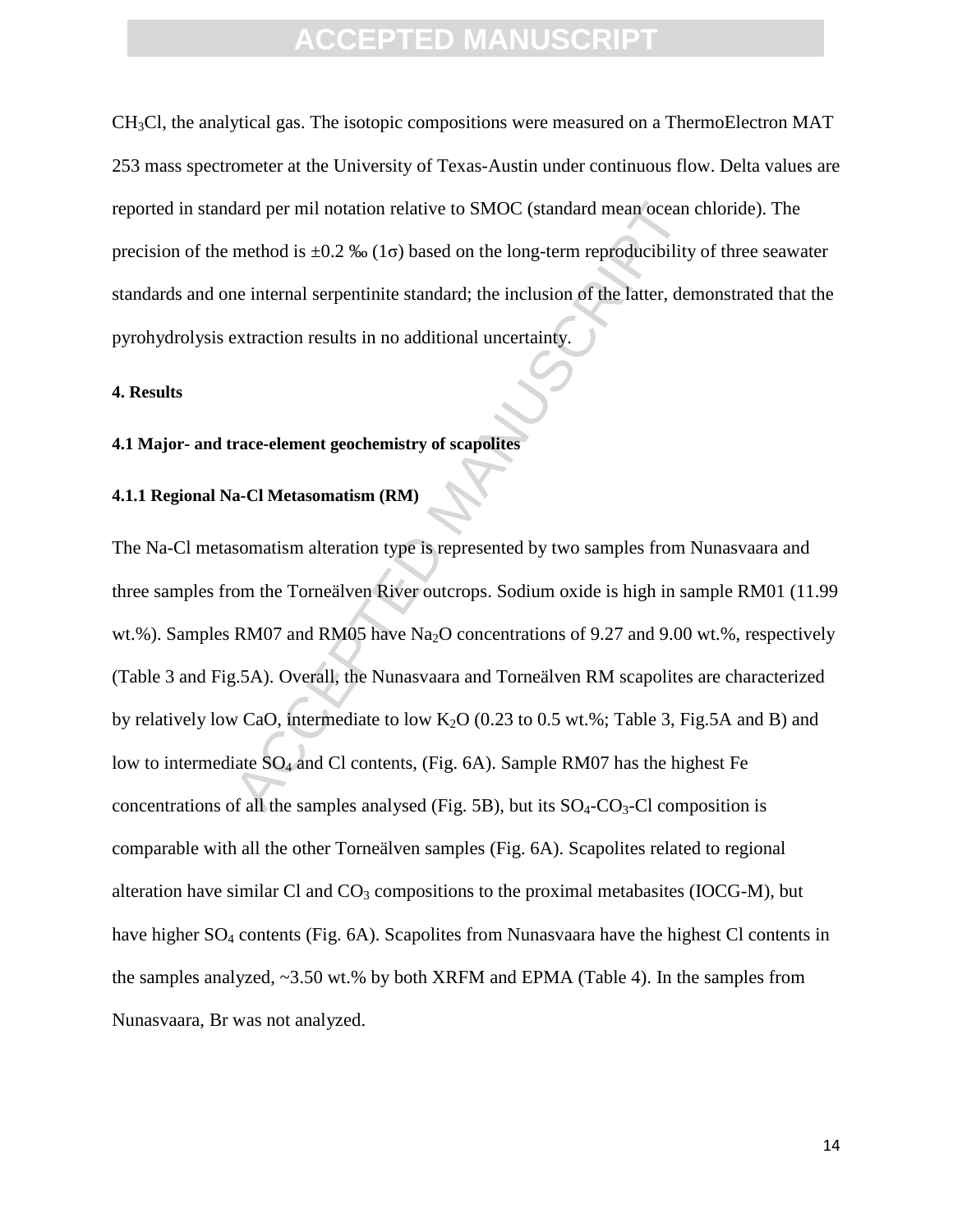$CH_3Cl$, the analytical gas. The isotopic compositions were measured on a ThermoElectron MAT 253 mass spectrometer at the University of Texas-Austin under continuous flow. Delta values are reported in standard per mil notation relative to SMOC (standard mean ocean chloride). The precision of the method is ±0.2 ‰ (1σ) based on the long-term reproducibility of three seawater standards and one internal serpentinite standard; the inclusion of the latter, demonstrated that the pyrohydrolysis extraction results in no additional uncertainty.

## 4. Results

### 4.1 Major- and trace-element geochemistry of scapolites

#### 4.1.1 Regional Na-Cl Metasomatism (RM)

The Na-Cl metasomatism alteration type is represented by two samples from Nunasvaara and three samples from the Torneälven River outcrops. Sodium oxide is high in sample RM01 (11.99 wt.%). Samples RM07 and RM05 have $Na_2O$ concentrations of 9.27 and 9.00 wt.%, respectively (Table 3 and Fig.5A). Overall, the Nunasvaara and Torneälven RM scapolites are characterized by relatively low CaO, intermediate to low $K_2O$ (0.23 to 0.5 wt.%; Table 3, Fig.5A and B) and low to intermediate $SO_4$ and Cl contents, (Fig. 6A). Sample RM07 has the highest Fe concentrations of all the samples analysed (Fig. 5B), but its $SO_4$-$CO_3$-Cl composition is comparable with all the other Torneälven samples (Fig. 6A). Scapolites related to regional alteration have similar Cl and $CO_3$ compositions to the proximal metabasites (IOCG-M), but have higher $SO_4$ contents (Fig. 6A). Scapolites from Nunasvaara have the highest Cl contents in the samples analyzed, ~3.50 wt.% by both XRFM and EPMA (Table 4). In the samples from Nunasvaara, Br was not analyzed.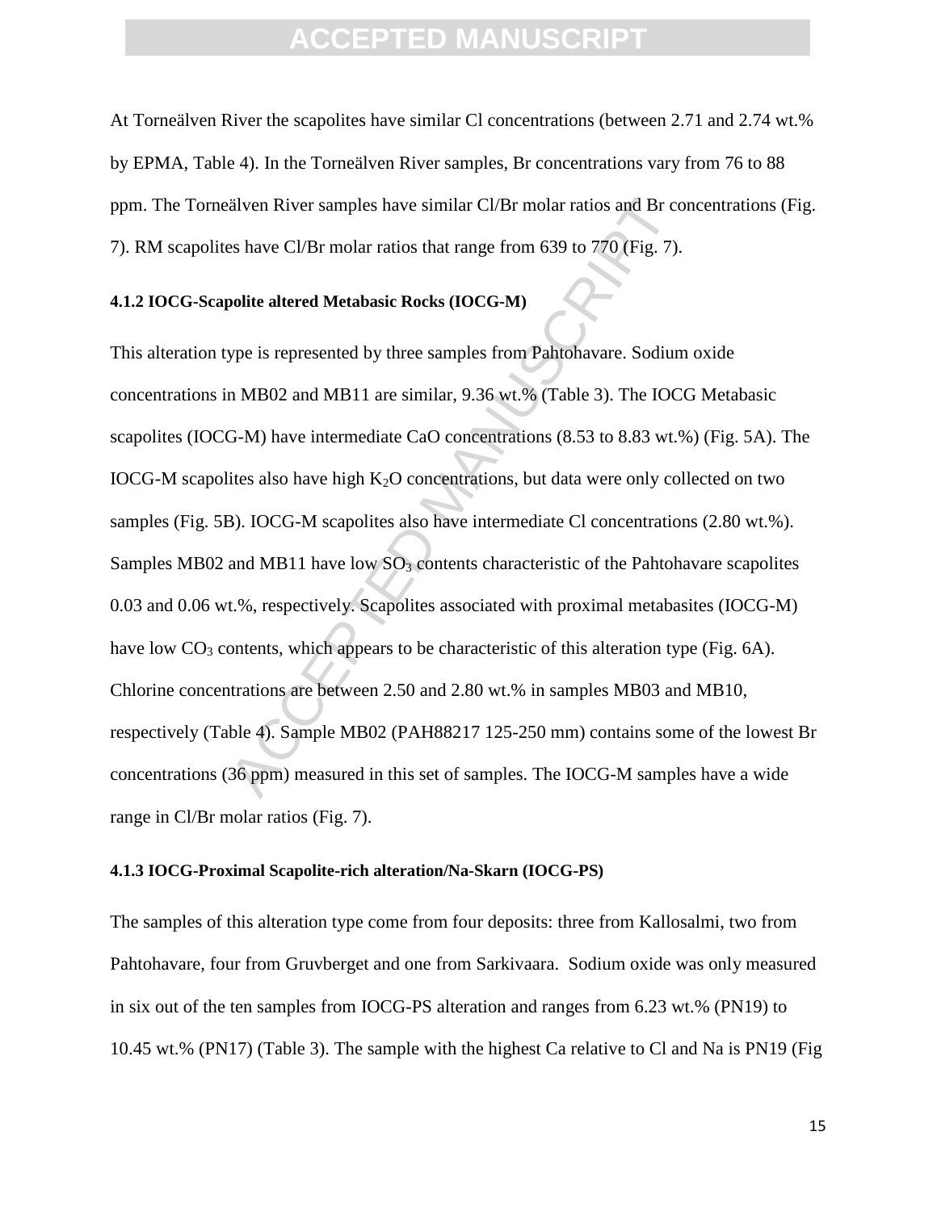At Torneälven River the scapolites have similar Cl concentrations (between 2.71 and 2.74 wt.% by EPMA, Table 4). In the Torneälven River samples, Br concentrations vary from 76 to 88 ppm. The Torneälven River samples have similar Cl/Br molar ratios and Br concentrations (Fig. 7). RM scapolites have Cl/Br molar ratios that range from 639 to 770 (Fig. 7).

#### 4.1.2 IOCG-Scapolite altered Metabasic Rocks (IOCG-M)

This alteration type is represented by three samples from Pahtohavare. Sodium oxide concentrations in MB02 and MB11 are similar, 9.36 wt.% (Table 3). The IOCG Metabasic scapolites (IOCG-M) have intermediate CaO concentrations (8.53 to 8.83 wt.%) (Fig. 5A). The IOCG-M scapolites also have high $K_2O$ concentrations, but data were only collected on two samples (Fig. 5B). IOCG-M scapolites also have intermediate Cl concentrations (2.80 wt.%). Samples MB02 and MB11 have low $SO_3$ contents characteristic of the Pahtohavare scapolites 0.03 and 0.06 wt.%, respectively. Scapolites associated with proximal metabasites (IOCG-M) have low $CO_3$ contents, which appears to be characteristic of this alteration type (Fig. 6A). Chlorine concentrations are between 2.50 and 2.80 wt.% in samples MB03 and MB10, respectively (Table 4). Sample MB02 (PAH88217 125-250 mm) contains some of the lowest Br concentrations (36 ppm) measured in this set of samples. The IOCG-M samples have a wide range in Cl/Br molar ratios (Fig. 7).

#### 4.1.3 IOCG-Proximal Scapolite-rich alteration/Na-Skarn (IOCG-PS)

The samples of this alteration type come from four deposits: three from Kallosalmi, two from Pahtohavare, four from Gruvberget and one from Sarkivaara. Sodium oxide was only measured in six out of the ten samples from IOCG-PS alteration and ranges from 6.23 wt.% (PN19) to 10.45 wt.% (PN17) (Table 3). The sample with the highest Ca relative to Cl and Na is PN19 (Fig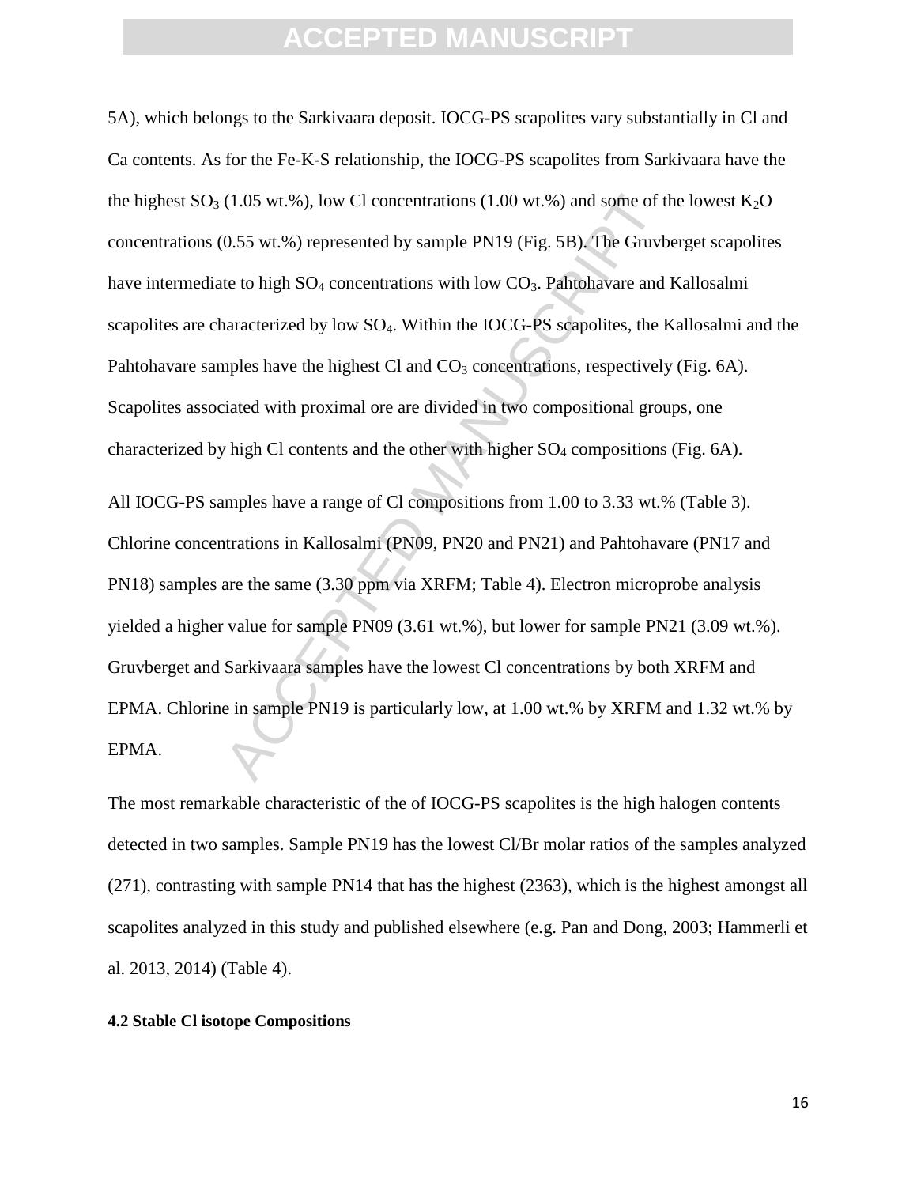5A), which belongs to the Sarkivaara deposit. IOCG-PS scapolites vary substantially in Cl and Ca contents. As for the Fe-K-S relationship, the IOCG-PS scapolites from Sarkivaara have the the highest $SO_3$ (1.05 wt.%), low Cl concentrations (1.00 wt.%) and some of the lowest $K_2O$ concentrations (0.55 wt.%) represented by sample PN19 (Fig. 5B). The Gruvberget scapolites have intermediate to high $SO_4$ concentrations with low $CO_3$. Pahtohavare and Kallosalmi scapolites are characterized by low $SO_4$. Within the IOCG-PS scapolites, the Kallosalmi and the Pahtohavare samples have the highest Cl and $CO_3$ concentrations, respectively (Fig. 6A). Scapolites associated with proximal ore are divided in two compositional groups, one characterized by high Cl contents and the other with higher $SO_4$ compositions (Fig. 6A).

All IOCG-PS samples have a range of Cl compositions from 1.00 to 3.33 wt.% (Table 3). Chlorine concentrations in Kallosalmi (PN09, PN20 and PN21) and Pahtohavare (PN17 and PN18) samples are the same (3.30 ppm via XRFM; Table 4). Electron microprobe analysis yielded a higher value for sample PN09 (3.61 wt.%), but lower for sample PN21 (3.09 wt.%). Gruvberget and Sarkivaara samples have the lowest Cl concentrations by both XRFM and EPMA. Chlorine in sample PN19 is particularly low, at 1.00 wt.% by XRFM and 1.32 wt.% by EPMA.

The most remarkable characteristic of the of IOCG-PS scapolites is the high halogen contents detected in two samples. Sample PN19 has the lowest Cl/Br molar ratios of the samples analyzed (271), contrasting with sample PN14 that has the highest (2363), which is the highest amongst all scapolites analyzed in this study and published elsewhere (e.g. Pan and Dong, 2003; Hammerli et al. 2013, 2014) (Table 4).

#### 4.2 Stable Cl isotope Compositions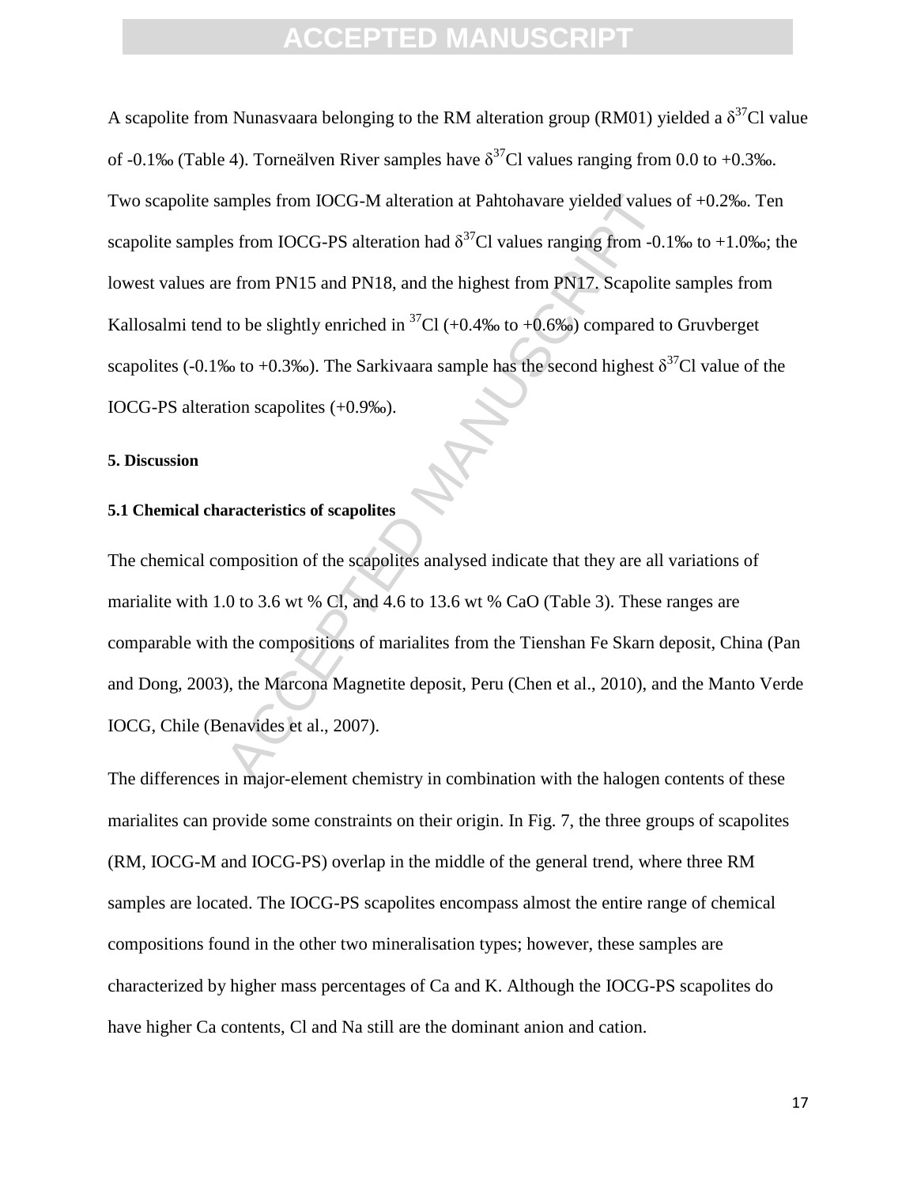A scapolite from Nunasvaara belonging to the RM alteration group (RM01) yielded a $\delta^{37}$Cl value of -0.1‰ (Table 4). Torneälven River samples have $\delta^{37}$Cl values ranging from 0.0 to +0.3‰. Two scapolite samples from IOCG-M alteration at Pahtohavare yielded values of +0.2‰. Ten scapolite samples from IOCG-PS alteration had $\delta^{37}$Cl values ranging from -0.1‰ to +1.0‰; the lowest values are from PN15 and PN18, and the highest from PN17. Scapolite samples from Kallosalmi tend to be slightly enriched in $^{37}$Cl (+0.4‰ to +0.6‰) compared to Gruvberget scapolites (-0.1‰ to +0.3‰). The Sarkivaara sample has the second highest $\delta^{37}$Cl value of the IOCG-PS alteration scapolites (+0.9‰).

## 5. Discussion

### 5.1 Chemical characteristics of scapolites

The chemical composition of the scapolites analysed indicate that they are all variations of marialite with 1.0 to 3.6 wt % Cl, and 4.6 to 13.6 wt % CaO (Table 3). These ranges are comparable with the compositions of marialites from the Tienshan Fe Skarn deposit, China (Pan and Dong, 2003), the Marcona Magnetite deposit, Peru (Chen et al., 2010), and the Manto Verde IOCG, Chile (Benavides et al., 2007).

The differences in major-element chemistry in combination with the halogen contents of these marialites can provide some constraints on their origin. In Fig. 7, the three groups of scapolites (RM, IOCG-M and IOCG-PS) overlap in the middle of the general trend, where three RM samples are located. The IOCG-PS scapolites encompass almost the entire range of chemical compositions found in the other two mineralisation types; however, these samples are characterized by higher mass percentages of Ca and K. Although the IOCG-PS scapolites do have higher Ca contents, Cl and Na still are the dominant anion and cation.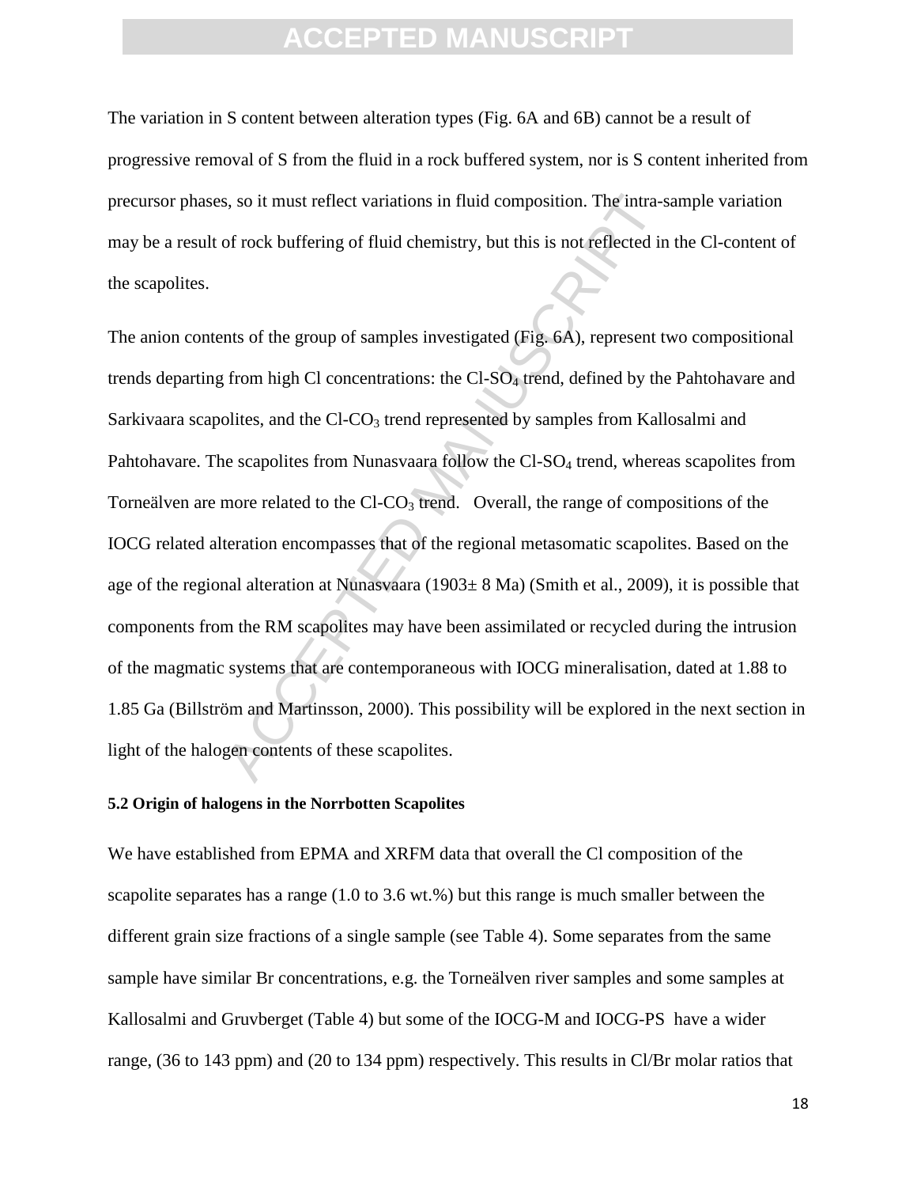The variation in S content between alteration types (Fig. 6A and 6B) cannot be a result of progressive removal of S from the fluid in a rock buffered system, nor is S content inherited from precursor phases, so it must reflect variations in fluid composition. The intra-sample variation may be a result of rock buffering of fluid chemistry, but this is not reflected in the Cl-content of the scapolites.

The anion contents of the group of samples investigated (Fig. 6A), represent two compositional trends departing from high Cl concentrations: the Cl-$SO_4$ trend, defined by the Pahtohavare and Sarkivaara scapolites, and the Cl-$CO_3$ trend represented by samples from Kallosalmi and Pahtohavare. The scapolites from Nunasvaara follow the Cl-$SO_4$ trend, whereas scapolites from Torneälven are more related to the Cl-$CO_3$ trend. Overall, the range of compositions of the IOCG related alteration encompasses that of the regional metasomatic scapolites. Based on the age of the regional alteration at Nunasvaara (1903± 8 Ma) (Smith et al., 2009), it is possible that components from the RM scapolites may have been assimilated or recycled during the intrusion of the magmatic systems that are contemporaneous with IOCG mineralisation, dated at 1.88 to 1.85 Ga (Billström and Martinsson, 2000). This possibility will be explored in the next section in light of the halogen contents of these scapolites.

**5.2 Origin of halogens in the Norrbotten Scapolites**

We have established from EPMA and XRFM data that overall the Cl composition of the scapolite separates has a range (1.0 to 3.6 wt.%) but this range is much smaller between the different grain size fractions of a single sample (see Table 4). Some separates from the same sample have similar Br concentrations, e.g. the Torneälven river samples and some samples at Kallosalmi and Gruvberget (Table 4) but some of the IOCG-M and IOCG-PS have a wider range, (36 to 143 ppm) and (20 to 134 ppm) respectively. This results in Cl/Br molar ratios that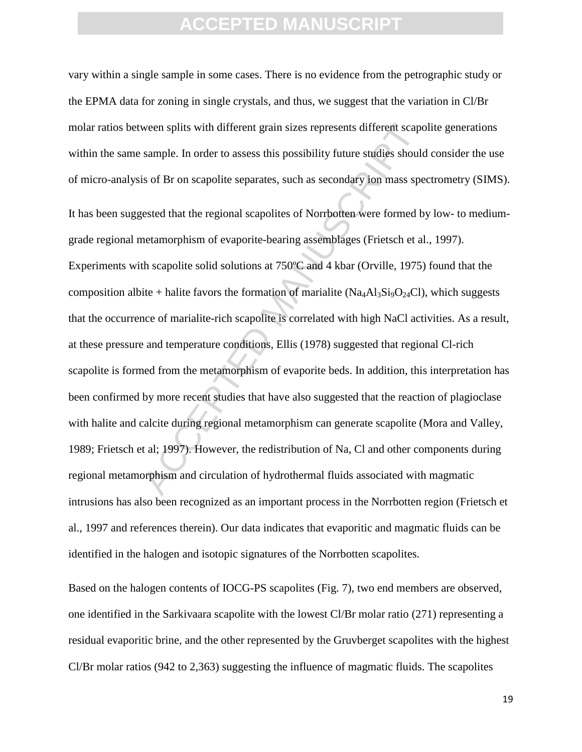vary within a single sample in some cases. There is no evidence from the petrographic study or the EPMA data for zoning in single crystals, and thus, we suggest that the variation in Cl/Br molar ratios between splits with different grain sizes represents different scapolite generations within the same sample. In order to assess this possibility future studies should consider the use of micro-analysis of Br on scapolite separates, such as secondary ion mass spectrometry (SIMS).

It has been suggested that the regional scapolites of Norrbotten were formed by low- to medium-grade regional metamorphism of evaporite-bearing assemblages (Frietsch et al., 1997). Experiments with scapolite solid solutions at 750ºC and 4 kbar (Orville, 1975) found that the composition albite + halite favors the formation of marialite ($Na_4Al_3Si_9O_{24}Cl$), which suggests that the occurrence of marialite-rich scapolite is correlated with high NaCl activities. As a result, at these pressure and temperature conditions, Ellis (1978) suggested that regional Cl-rich scapolite is formed from the metamorphism of evaporite beds. In addition, this interpretation has been confirmed by more recent studies that have also suggested that the reaction of plagioclase with halite and calcite during regional metamorphism can generate scapolite (Mora and Valley, 1989; Frietsch et al; 1997). However, the redistribution of Na, Cl and other components during regional metamorphism and circulation of hydrothermal fluids associated with magmatic intrusions has also been recognized as an important process in the Norrbotten region (Frietsch et al., 1997 and references therein). Our data indicates that evaporitic and magmatic fluids can be identified in the halogen and isotopic signatures of the Norrbotten scapolites.

Based on the halogen contents of IOCG-PS scapolites (Fig. 7), two end members are observed, one identified in the Sarkivaara scapolite with the lowest Cl/Br molar ratio (271) representing a residual evaporitic brine, and the other represented by the Gruvberget scapolites with the highest Cl/Br molar ratios (942 to 2,363) suggesting the influence of magmatic fluids. The scapolites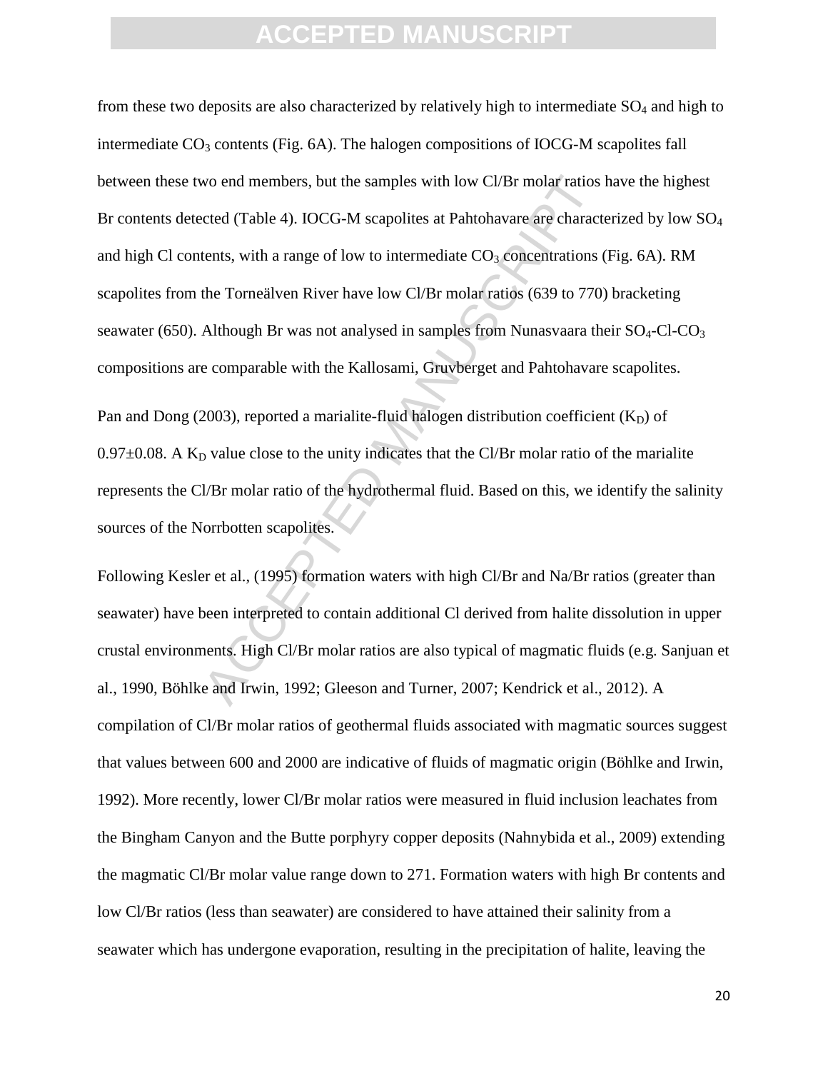from these two deposits are also characterized by relatively high to intermediate $SO_4$ and high to intermediate $CO_3$ contents (Fig. 6A). The halogen compositions of IOCG-M scapolites fall between these two end members, but the samples with low Cl/Br molar ratios have the highest Br contents detected (Table 4). IOCG-M scapolites at Pahtohavare are characterized by low $SO_4$ and high Cl contents, with a range of low to intermediate $CO_3$ concentrations (Fig. 6A). RM scapolites from the Torneälven River have low Cl/Br molar ratios (639 to 770) bracketing seawater (650). Although Br was not analysed in samples from Nunasvaara their $SO_4$-Cl-$CO_3$ compositions are comparable with the Kallosami, Gruvberget and Pahtohavare scapolites.

Pan and Dong (2003), reported a marialite-fluid halogen distribution coefficient ($K_D$) of 0.97±0.08. A $K_D$ value close to the unity indicates that the Cl/Br molar ratio of the marialite represents the Cl/Br molar ratio of the hydrothermal fluid. Based on this, we identify the salinity sources of the Norrbotten scapolites.

Following Kesler et al., (1995) formation waters with high Cl/Br and Na/Br ratios (greater than seawater) have been interpreted to contain additional Cl derived from halite dissolution in upper crustal environments. High Cl/Br molar ratios are also typical of magmatic fluids (e.g. Sanjuan et al., 1990, Böhlke and Irwin, 1992; Gleeson and Turner, 2007; Kendrick et al., 2012). A compilation of Cl/Br molar ratios of geothermal fluids associated with magmatic sources suggest that values between 600 and 2000 are indicative of fluids of magmatic origin (Böhlke and Irwin, 1992). More recently, lower Cl/Br molar ratios were measured in fluid inclusion leachates from the Bingham Canyon and the Butte porphyry copper deposits (Nahnybida et al., 2009) extending the magmatic Cl/Br molar value range down to 271. Formation waters with high Br contents and low Cl/Br ratios (less than seawater) are considered to have attained their salinity from a seawater which has undergone evaporation, resulting in the precipitation of halite, leaving the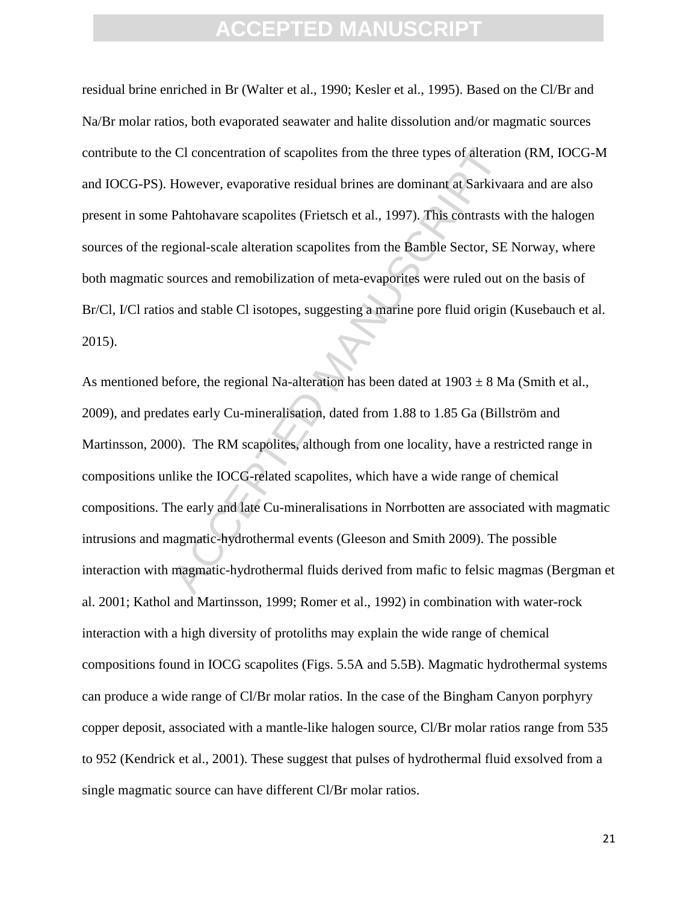residual brine enriched in Br (Walter et al., 1990; Kesler et al., 1995). Based on the Cl/Br and Na/Br molar ratios, both evaporated seawater and halite dissolution and/or magmatic sources contribute to the Cl concentration of scapolites from the three types of alteration (RM, IOCG-M and IOCG-PS). However, evaporative residual brines are dominant at Sarkivaara and are also present in some Pahtohavare scapolites (Frietsch et al., 1997). This contrasts with the halogen sources of the regional-scale alteration scapolites from the Bamble Sector, SE Norway, where both magmatic sources and remobilization of meta-evaporites were ruled out on the basis of Br/Cl, I/Cl ratios and stable Cl isotopes, suggesting a marine pore fluid origin (Kusebauch et al. 2015).

As mentioned before, the regional Na-alteration has been dated at 1903 ± 8 Ma (Smith et al., 2009), and predates early Cu-mineralisation, dated from 1.88 to 1.85 Ga (Billström and Martinsson, 2000). The RM scapolites, although from one locality, have a restricted range in compositions unlike the IOCG-related scapolites, which have a wide range of chemical compositions. The early and late Cu-mineralisations in Norrbotten are associated with magmatic intrusions and magmatic-hydrothermal events (Gleeson and Smith 2009). The possible interaction with magmatic-hydrothermal fluids derived from mafic to felsic magmas (Bergman et al. 2001; Kathol and Martinsson, 1999; Romer et al., 1992) in combination with water-rock interaction with a high diversity of protoliths may explain the wide range of chemical compositions found in IOCG scapolites (Figs. 5.5A and 5.5B). Magmatic hydrothermal systems can produce a wide range of Cl/Br molar ratios. In the case of the Bingham Canyon porphyry copper deposit, associated with a mantle-like halogen source, Cl/Br molar ratios range from 535 to 952 (Kendrick et al., 2001). These suggest that pulses of hydrothermal fluid exsolved from a single magmatic source can have different Cl/Br molar ratios.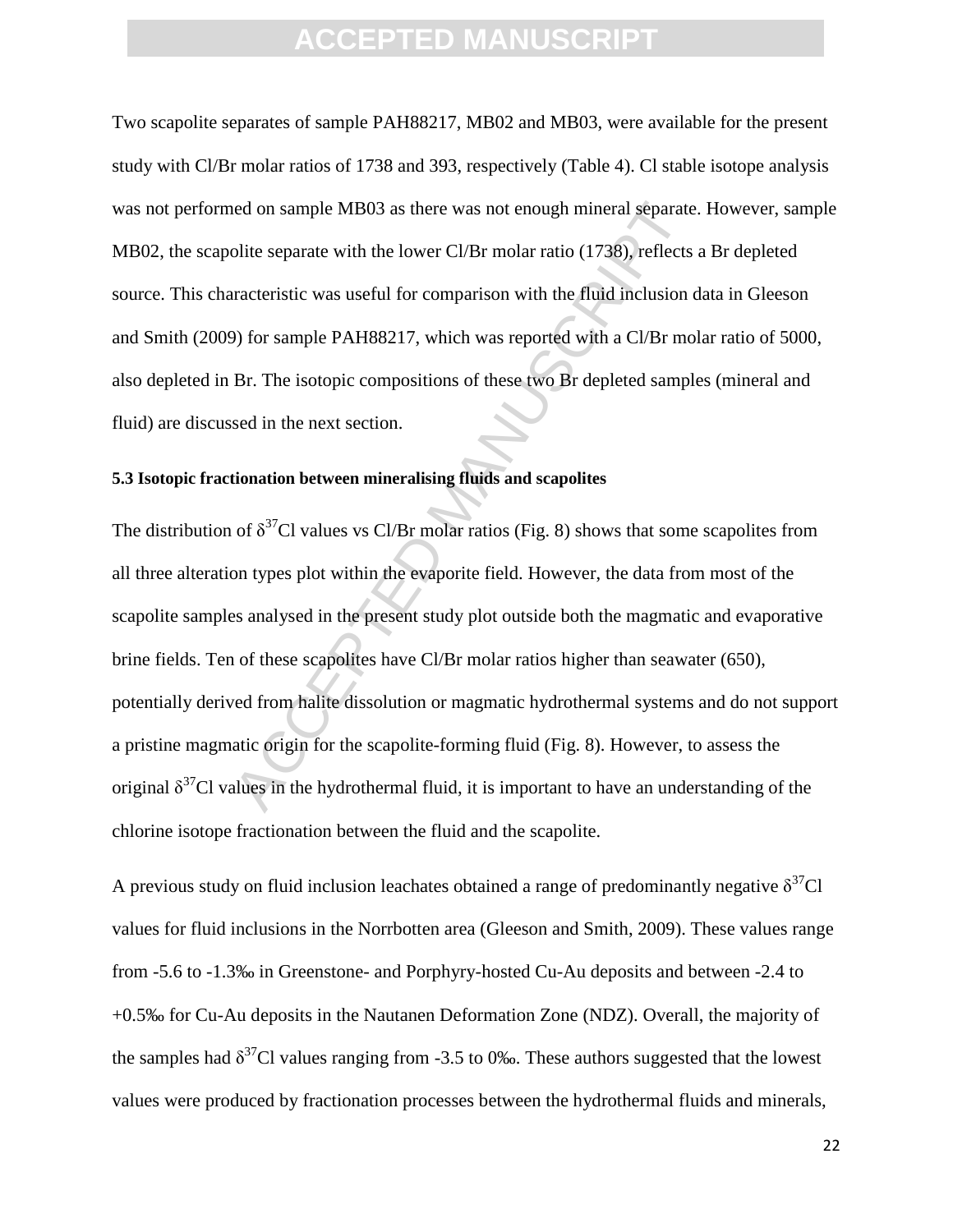Two scapolite separates of sample PAH88217, MB02 and MB03, were available for the present study with Cl/Br molar ratios of 1738 and 393, respectively (Table 4). Cl stable isotope analysis was not performed on sample MB03 as there was not enough mineral separate. However, sample MB02, the scapolite separate with the lower Cl/Br molar ratio (1738), reflects a Br depleted source. This characteristic was useful for comparison with the fluid inclusion data in Gleeson and Smith (2009) for sample PAH88217, which was reported with a Cl/Br molar ratio of 5000, also depleted in Br. The isotopic compositions of these two Br depleted samples (mineral and fluid) are discussed in the next section.

### 5.3 Isotopic fractionation between mineralising fluids and scapolites

The distribution of $\delta^{37}$Cl values vs Cl/Br molar ratios (Fig. 8) shows that some scapolites from all three alteration types plot within the evaporite field. However, the data from most of the scapolite samples analysed in the present study plot outside both the magmatic and evaporative brine fields. Ten of these scapolites have Cl/Br molar ratios higher than seawater (650), potentially derived from halite dissolution or magmatic hydrothermal systems and do not support a pristine magmatic origin for the scapolite-forming fluid (Fig. 8). However, to assess the original $\delta^{37}$Cl values in the hydrothermal fluid, it is important to have an understanding of the chlorine isotope fractionation between the fluid and the scapolite.

A previous study on fluid inclusion leachates obtained a range of predominantly negative $\delta^{37}$Cl values for fluid inclusions in the Norrbotten area (Gleeson and Smith, 2009). These values range from -5.6 to -1.3‰ in Greenstone- and Porphyry-hosted Cu-Au deposits and between -2.4 to +0.5‰ for Cu-Au deposits in the Nautanen Deformation Zone (NDZ). Overall, the majority of the samples had $\delta^{37}$Cl values ranging from -3.5 to 0‰. These authors suggested that the lowest values were produced by fractionation processes between the hydrothermal fluids and minerals,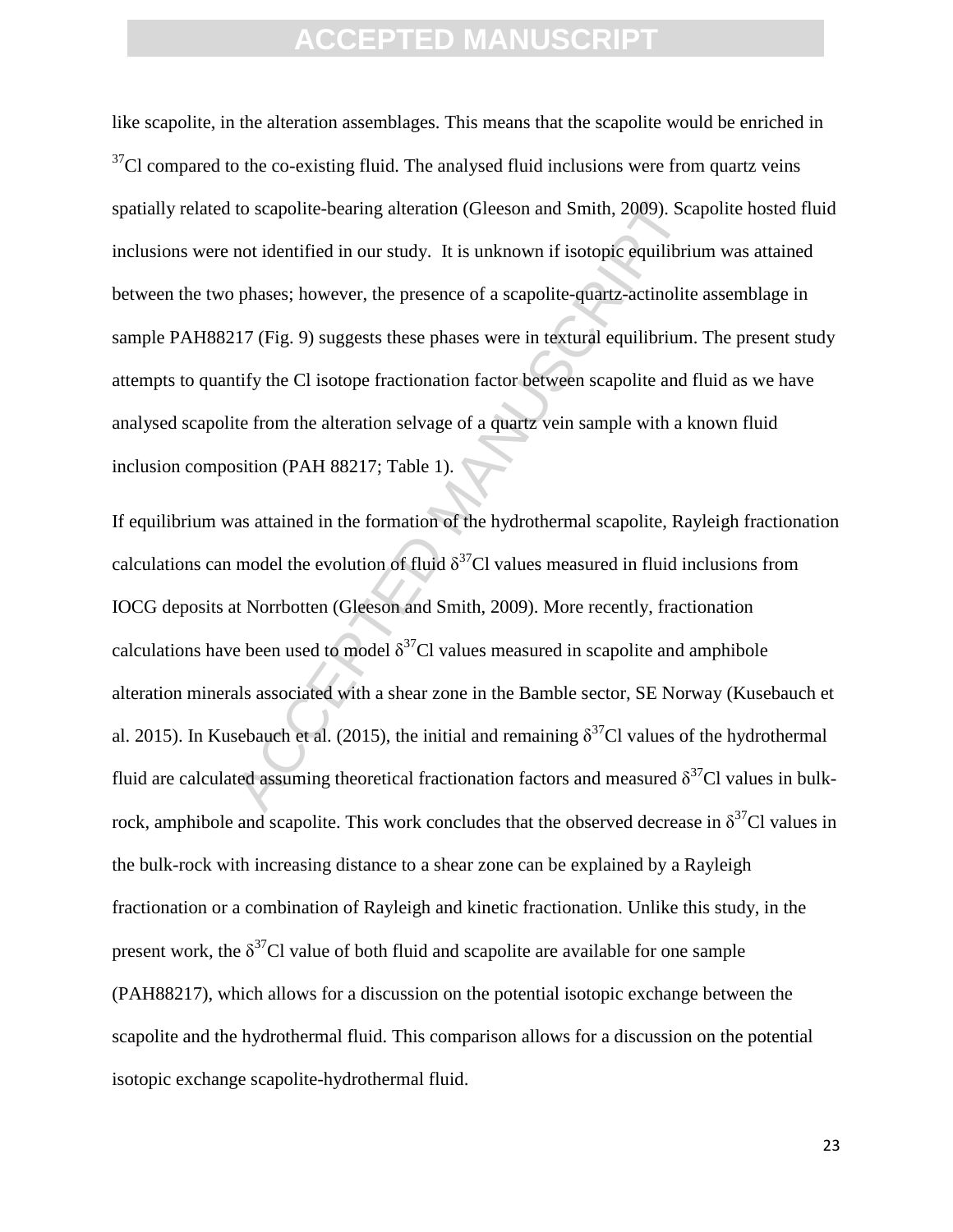like scapolite, in the alteration assemblages. This means that the scapolite would be enriched in $^{37}$Cl compared to the co-existing fluid. The analysed fluid inclusions were from quartz veins spatially related to scapolite-bearing alteration (Gleeson and Smith, 2009). Scapolite hosted fluid inclusions were not identified in our study. It is unknown if isotopic equilibrium was attained between the two phases; however, the presence of a scapolite-quartz-actinolite assemblage in sample PAH88217 (Fig. 9) suggests these phases were in textural equilibrium. The present study attempts to quantify the Cl isotope fractionation factor between scapolite and fluid as we have analysed scapolite from the alteration selvage of a quartz vein sample with a known fluid inclusion composition (PAH 88217; Table 1).

If equilibrium was attained in the formation of the hydrothermal scapolite, Rayleigh fractionation calculations can model the evolution of fluid $\delta^{37}$Cl values measured in fluid inclusions from IOCG deposits at Norrbotten (Gleeson and Smith, 2009). More recently, fractionation calculations have been used to model $\delta^{37}$Cl values measured in scapolite and amphibole alteration minerals associated with a shear zone in the Bamble sector, SE Norway (Kusebauch et al. 2015). In Kusebauch et al. (2015), the initial and remaining $\delta^{37}$Cl values of the hydrothermal fluid are calculated assuming theoretical fractionation factors and measured $\delta^{37}$Cl values in bulk-rock, amphibole and scapolite. This work concludes that the observed decrease in $\delta^{37}$Cl values in the bulk-rock with increasing distance to a shear zone can be explained by a Rayleigh fractionation or a combination of Rayleigh and kinetic fractionation. Unlike this study, in the present work, the $\delta^{37}$Cl value of both fluid and scapolite are available for one sample (PAH88217), which allows for a discussion on the potential isotopic exchange between the scapolite and the hydrothermal fluid. This comparison allows for a discussion on the potential isotopic exchange scapolite-hydrothermal fluid.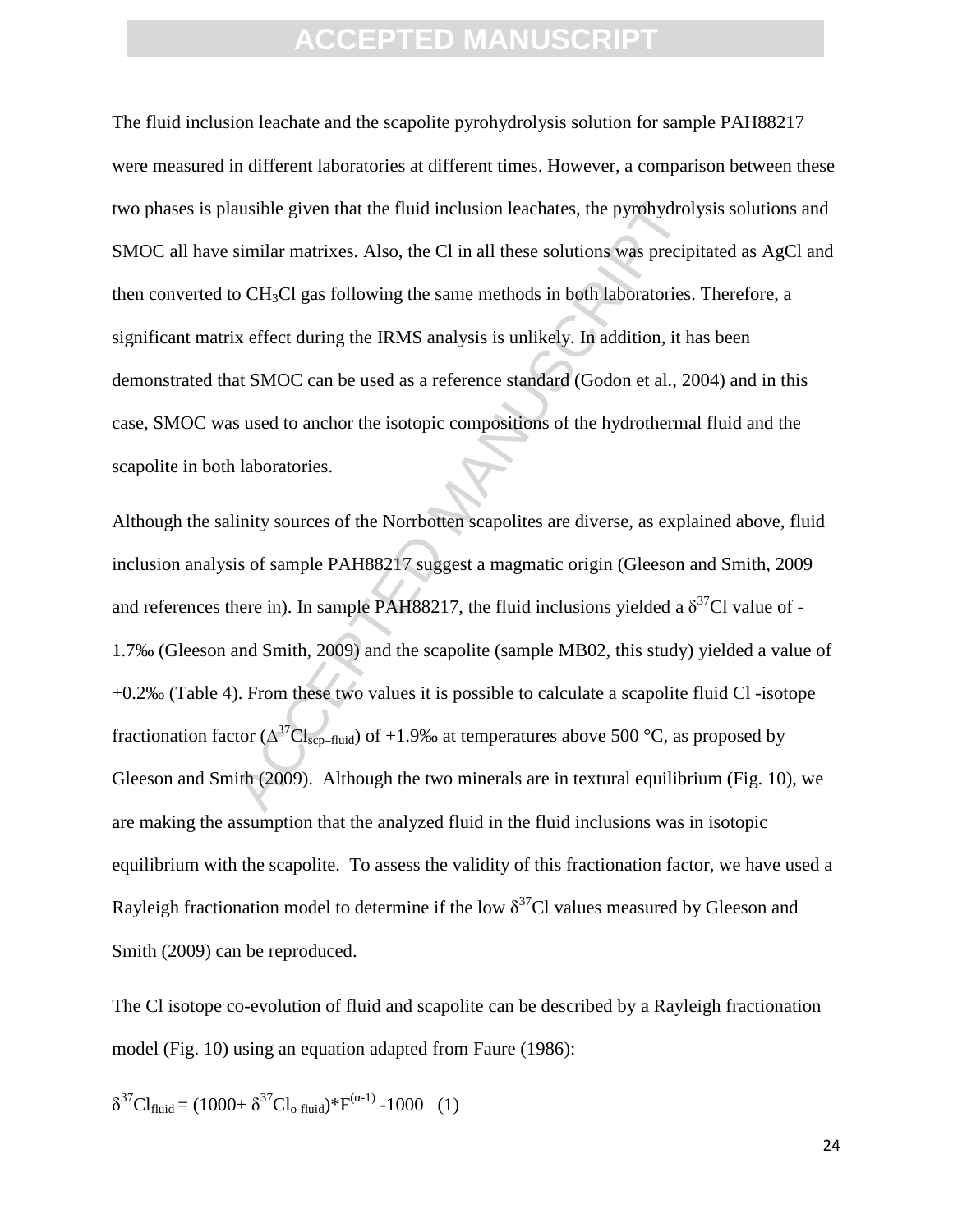The fluid inclusion leachate and the scapolite pyrohydrolysis solution for sample PAH88217 were measured in different laboratories at different times. However, a comparison between these two phases is plausible given that the fluid inclusion leachates, the pyrohydrolysis solutions and SMOC all have similar matrixes. Also, the Cl in all these solutions was precipitated as AgCl and then converted to $CH_3Cl$ gas following the same methods in both laboratories. Therefore, a significant matrix effect during the IRMS analysis is unlikely. In addition, it has been demonstrated that SMOC can be used as a reference standard (Godon et al., 2004) and in this case, SMOC was used to anchor the isotopic compositions of the hydrothermal fluid and the scapolite in both laboratories.

Although the salinity sources of the Norrbotten scapolites are diverse, as explained above, fluid inclusion analysis of sample PAH88217 suggest a magmatic origin (Gleeson and Smith, 2009 and references there in). In sample PAH88217, the fluid inclusions yielded a $\delta^{37}Cl$ value of -1.7‰ (Gleeson and Smith, 2009) and the scapolite (sample MB02, this study) yielded a value of +0.2‰ (Table 4). From these two values it is possible to calculate a scapolite fluid Cl -isotope fractionation factor ($\Delta^{37}Cl_{scp\text{–}fluid}$) of +1.9‰ at temperatures above 500 °C, as proposed by Gleeson and Smith (2009). Although the two minerals are in textural equilibrium (Fig. 10), we are making the assumption that the analyzed fluid in the fluid inclusions was in isotopic equilibrium with the scapolite. To assess the validity of this fractionation factor, we have used a Rayleigh fractionation model to determine if the low $\delta^{37}Cl$ values measured by Gleeson and Smith (2009) can be reproduced.

The Cl isotope co-evolution of fluid and scapolite can be described by a Rayleigh fractionation model (Fig. 10) using an equation adapted from Faure (1986):

$$\delta^{37}Cl_{fluid} = (1000+ \delta^{37}Cl_{o\text{-}fluid})*F^{(\alpha-1)} -1000 \quad (1)$$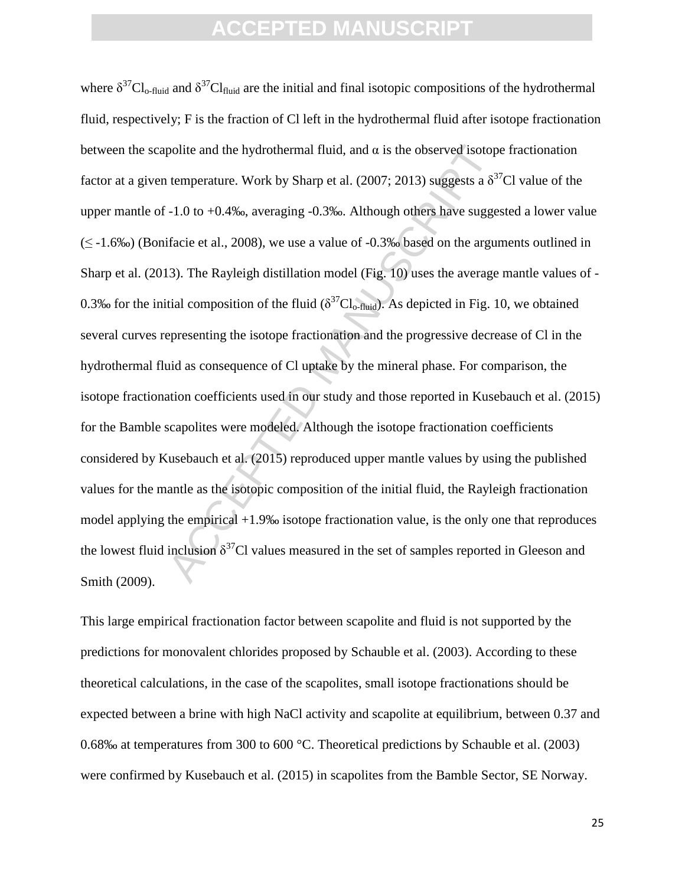where $\delta^{37}Cl_{o\text{-}fluid}$ and $\delta^{37}Cl_{fluid}$ are the initial and final isotopic compositions of the hydrothermal fluid, respectively; F is the fraction of Cl left in the hydrothermal fluid after isotope fractionation between the scapolite and the hydrothermal fluid, and $\alpha$ is the observed isotope fractionation factor at a given temperature. Work by Sharp et al. (2007; 2013) suggests a $\delta^{37}Cl$ value of the upper mantle of -1.0 to +0.4‰, averaging -0.3‰. Although others have suggested a lower value ($\leq$ -1.6‰) (Bonifacie et al., 2008), we use a value of -0.3‰ based on the arguments outlined in Sharp et al. (2013). The Rayleigh distillation model (Fig. 10) uses the average mantle values of -0.3‰ for the initial composition of the fluid ($\delta^{37}Cl_{o\text{-}fluid}$). As depicted in Fig. 10, we obtained several curves representing the isotope fractionation and the progressive decrease of Cl in the hydrothermal fluid as consequence of Cl uptake by the mineral phase. For comparison, the isotope fractionation coefficients used in our study and those reported in Kusebauch et al. (2015) for the Bamble scapolites were modeled. Although the isotope fractionation coefficients considered by Kusebauch et al. (2015) reproduced upper mantle values by using the published values for the mantle as the isotopic composition of the initial fluid, the Rayleigh fractionation model applying the empirical +1.9‰ isotope fractionation value, is the only one that reproduces the lowest fluid inclusion $\delta^{37}Cl$ values measured in the set of samples reported in Gleeson and Smith (2009).

This large empirical fractionation factor between scapolite and fluid is not supported by the predictions for monovalent chlorides proposed by Schauble et al. (2003). According to these theoretical calculations, in the case of the scapolites, small isotope fractionations should be expected between a brine with high NaCl activity and scapolite at equilibrium, between 0.37 and 0.68‰ at temperatures from 300 to 600 °C. Theoretical predictions by Schauble et al. (2003) were confirmed by Kusebauch et al. (2015) in scapolites from the Bamble Sector, SE Norway.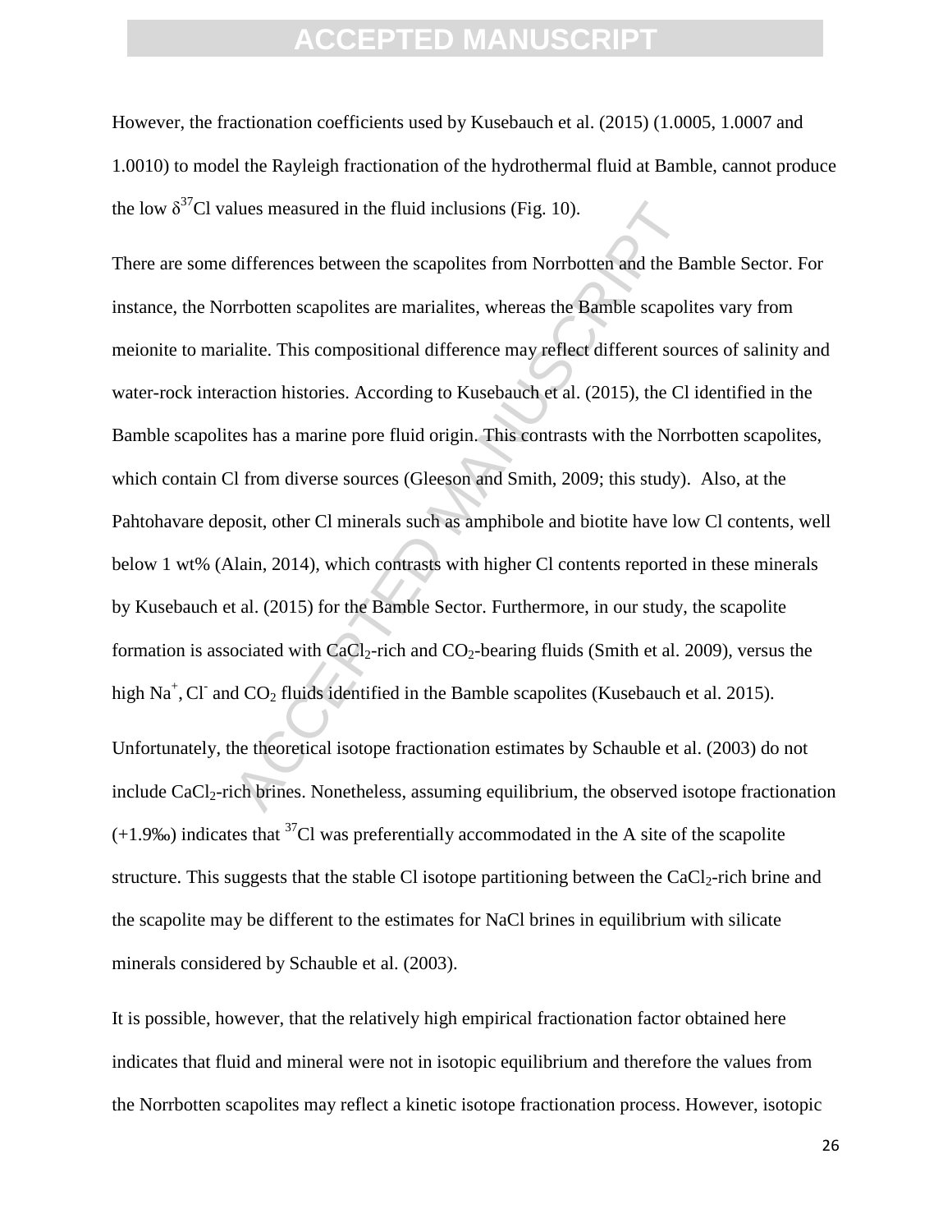However, the fractionation coefficients used by Kusebauch et al. (2015) (1.0005, 1.0007 and 1.0010) to model the Rayleigh fractionation of the hydrothermal fluid at Bamble, cannot produce the low $\delta^{37}$Cl values measured in the fluid inclusions (Fig. 10).

There are some differences between the scapolites from Norrbotten and the Bamble Sector. For instance, the Norrbotten scapolites are marialites, whereas the Bamble scapolites vary from meionite to marialite. This compositional difference may reflect different sources of salinity and water-rock interaction histories. According to Kusebauch et al. (2015), the Cl identified in the Bamble scapolites has a marine pore fluid origin. This contrasts with the Norrbotten scapolites, which contain Cl from diverse sources (Gleeson and Smith, 2009; this study). Also, at the Pahtohavare deposit, other Cl minerals such as amphibole and biotite have low Cl contents, well below 1 wt% (Alain, 2014), which contrasts with higher Cl contents reported in these minerals by Kusebauch et al. (2015) for the Bamble Sector. Furthermore, in our study, the scapolite formation is associated with $CaCl_2$-rich and $CO_2$-bearing fluids (Smith et al. 2009), versus the high $Na^+$, $Cl^-$ and $CO_2$ fluids identified in the Bamble scapolites (Kusebauch et al. 2015).

Unfortunately, the theoretical isotope fractionation estimates by Schauble et al. (2003) do not include $CaCl_2$-rich brines. Nonetheless, assuming equilibrium, the observed isotope fractionation (+1.9‰) indicates that $^{37}$Cl was preferentially accommodated in the A site of the scapolite structure. This suggests that the stable Cl isotope partitioning between the $CaCl_2$-rich brine and the scapolite may be different to the estimates for NaCl brines in equilibrium with silicate minerals considered by Schauble et al. (2003).

It is possible, however, that the relatively high empirical fractionation factor obtained here indicates that fluid and mineral were not in isotopic equilibrium and therefore the values from the Norrbotten scapolites may reflect a kinetic isotope fractionation process. However, isotopic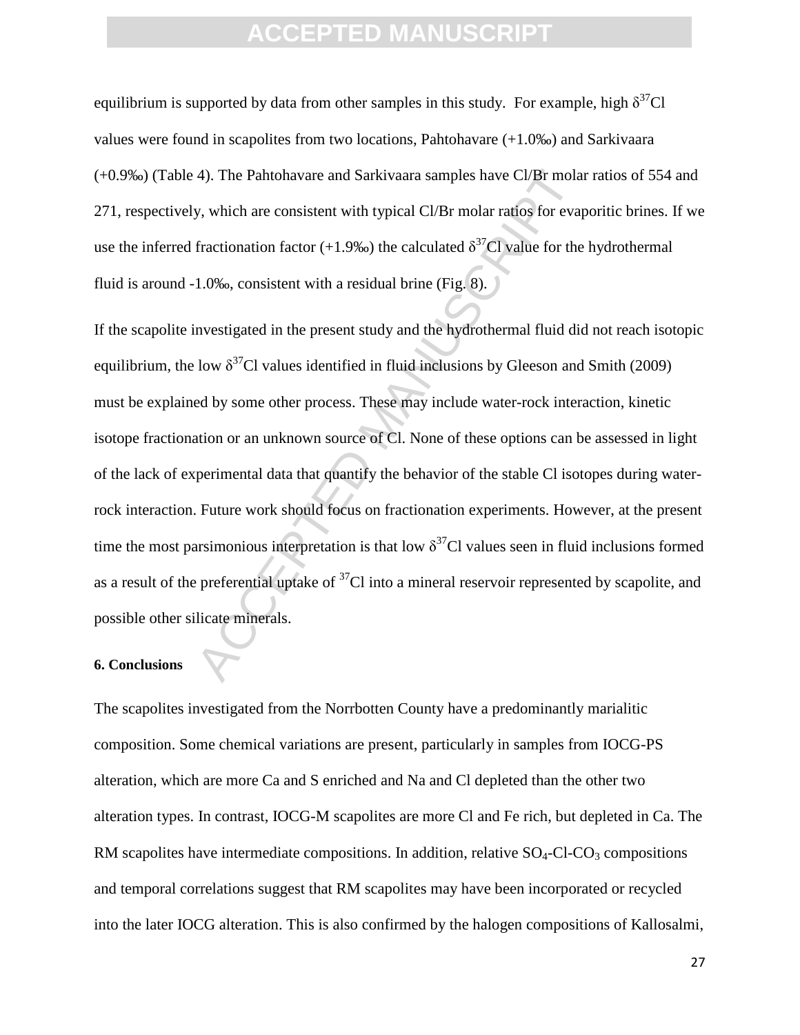equilibrium is supported by data from other samples in this study. For example, high $\delta^{37}$Cl values were found in scapolites from two locations, Pahtohavare (+1.0‰) and Sarkivaara (+0.9‰) (Table 4). The Pahtohavare and Sarkivaara samples have Cl/Br molar ratios of 554 and 271, respectively, which are consistent with typical Cl/Br molar ratios for evaporitic brines. If we use the inferred fractionation factor (+1.9‰) the calculated $\delta^{37}$Cl value for the hydrothermal fluid is around -1.0‰, consistent with a residual brine (Fig. 8).

If the scapolite investigated in the present study and the hydrothermal fluid did not reach isotopic equilibrium, the low $\delta^{37}$Cl values identified in fluid inclusions by Gleeson and Smith (2009) must be explained by some other process. These may include water-rock interaction, kinetic isotope fractionation or an unknown source of Cl. None of these options can be assessed in light of the lack of experimental data that quantify the behavior of the stable Cl isotopes during water-rock interaction. Future work should focus on fractionation experiments. However, at the present time the most parsimonious interpretation is that low $\delta^{37}$Cl values seen in fluid inclusions formed as a result of the preferential uptake of $^{37}$Cl into a mineral reservoir represented by scapolite, and possible other silicate minerals.

**6. Conclusions**

The scapolites investigated from the Norrbotten County have a predominantly marialitic composition. Some chemical variations are present, particularly in samples from IOCG-PS alteration, which are more Ca and S enriched and Na and Cl depleted than the other two alteration types. In contrast, IOCG-M scapolites are more Cl and Fe rich, but depleted in Ca. The RM scapolites have intermediate compositions. In addition, relative $SO_4$-Cl-$CO_3$ compositions and temporal correlations suggest that RM scapolites may have been incorporated or recycled into the later IOCG alteration. This is also confirmed by the halogen compositions of Kallosalmi,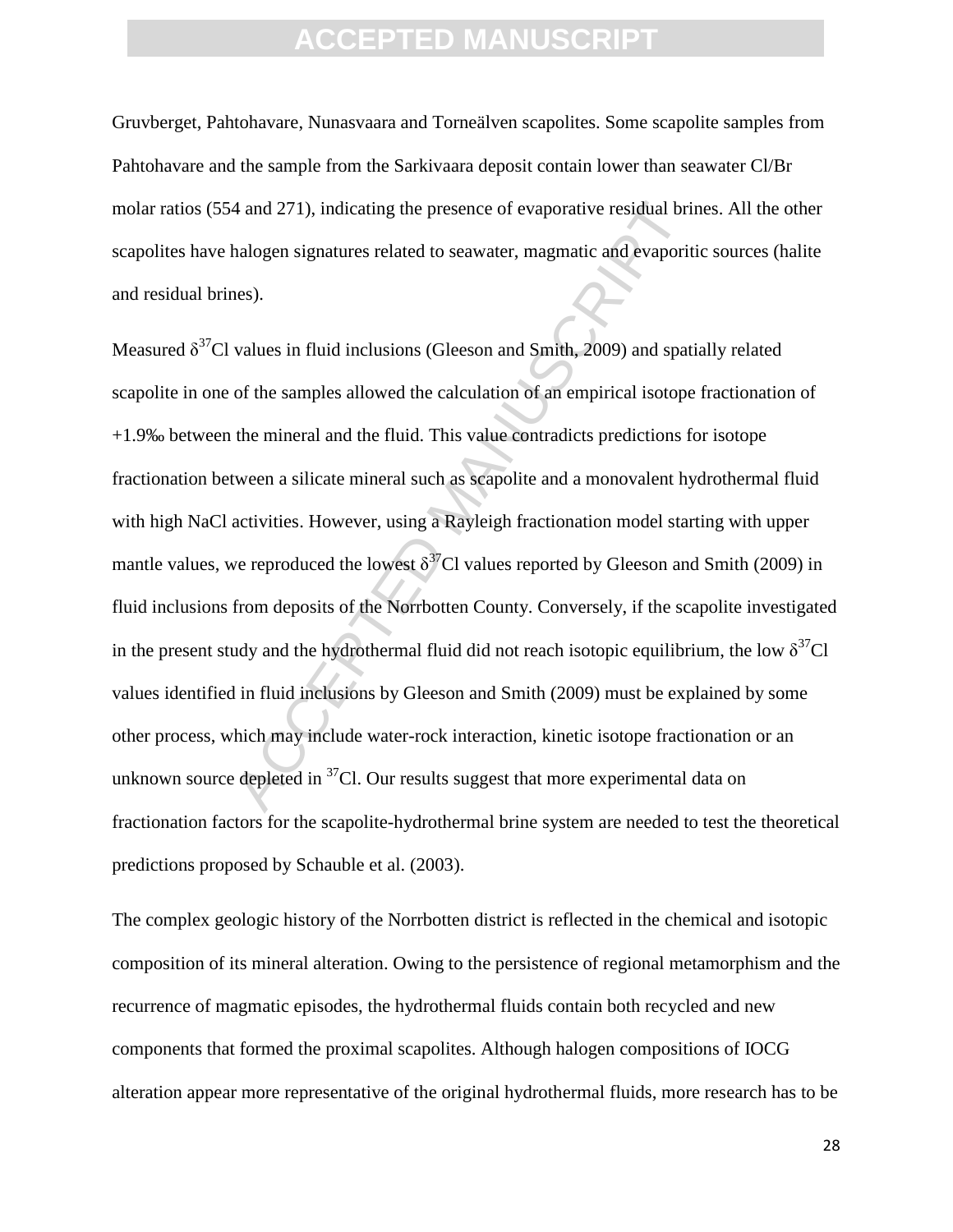Gruvberget, Pahtohavare, Nunasvaara and Torneälven scapolites. Some scapolite samples from Pahtohavare and the sample from the Sarkivaara deposit contain lower than seawater Cl/Br molar ratios (554 and 271), indicating the presence of evaporative residual brines. All the other scapolites have halogen signatures related to seawater, magmatic and evaporitic sources (halite and residual brines).

Measured $\delta^{37}$Cl values in fluid inclusions (Gleeson and Smith, 2009) and spatially related scapolite in one of the samples allowed the calculation of an empirical isotope fractionation of +1.9‰ between the mineral and the fluid. This value contradicts predictions for isotope fractionation between a silicate mineral such as scapolite and a monovalent hydrothermal fluid with high NaCl activities. However, using a Rayleigh fractionation model starting with upper mantle values, we reproduced the lowest $\delta^{37}$Cl values reported by Gleeson and Smith (2009) in fluid inclusions from deposits of the Norrbotten County. Conversely, if the scapolite investigated in the present study and the hydrothermal fluid did not reach isotopic equilibrium, the low $\delta^{37}$Cl values identified in fluid inclusions by Gleeson and Smith (2009) must be explained by some other process, which may include water-rock interaction, kinetic isotope fractionation or an unknown source depleted in $^{37}$Cl. Our results suggest that more experimental data on fractionation factors for the scapolite-hydrothermal brine system are needed to test the theoretical predictions proposed by Schauble et al. (2003).

The complex geologic history of the Norrbotten district is reflected in the chemical and isotopic composition of its mineral alteration. Owing to the persistence of regional metamorphism and the recurrence of magmatic episodes, the hydrothermal fluids contain both recycled and new components that formed the proximal scapolites. Although halogen compositions of IOCG alteration appear more representative of the original hydrothermal fluids, more research has to be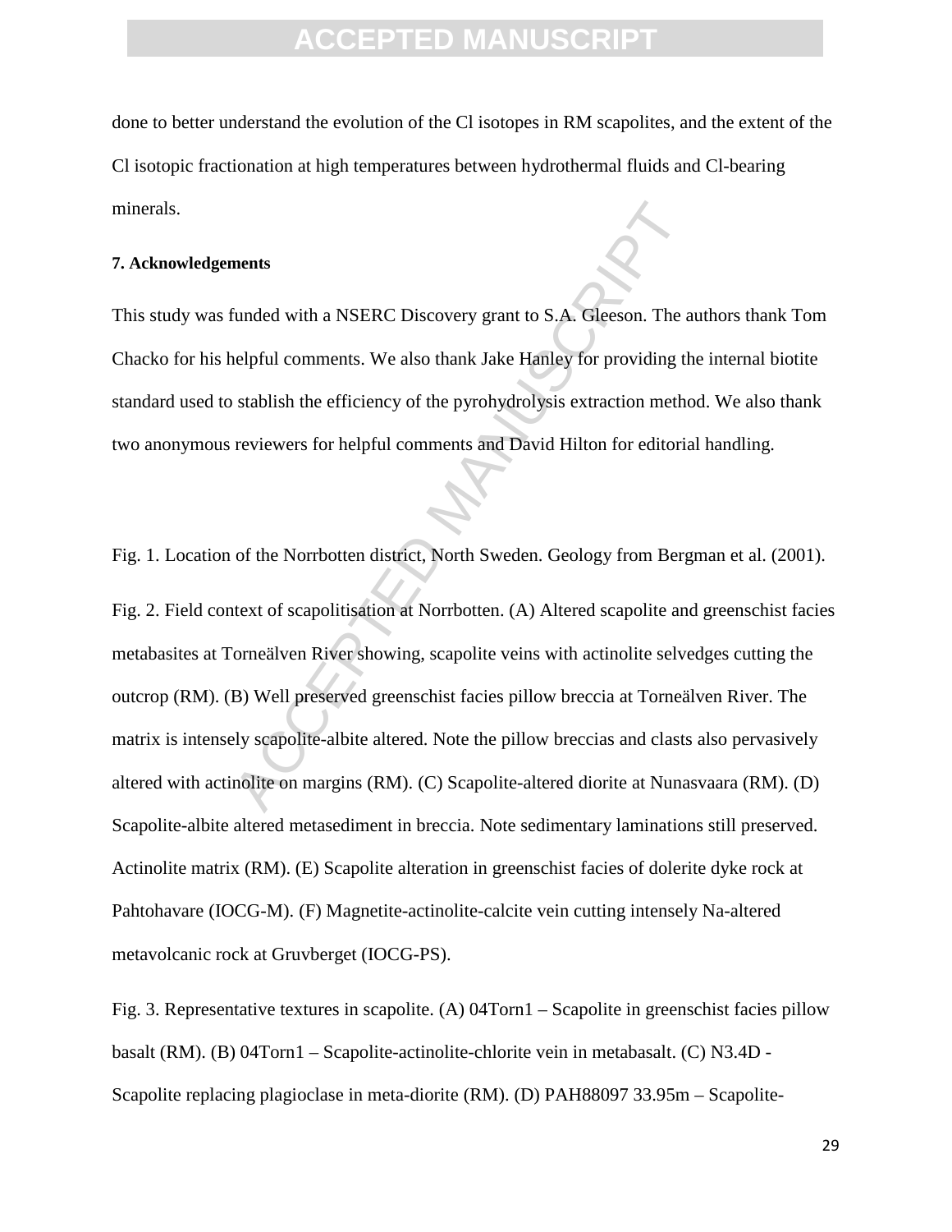done to better understand the evolution of the Cl isotopes in RM scapolites, and the extent of the Cl isotopic fractionation at high temperatures between hydrothermal fluids and Cl-bearing minerals.

## 7. Acknowledgements

This study was funded with a NSERC Discovery grant to S.A. Gleeson. The authors thank Tom Chacko for his helpful comments. We also thank Jake Hanley for providing the internal biotite standard used to stablish the efficiency of the pyrohydrolysis extraction method. We also thank two anonymous reviewers for helpful comments and David Hilton for editorial handling.

Fig. 1. Location of the Norrbotten district, North Sweden. Geology from Bergman et al. (2001).

Fig. 2. Field context of scapolitisation at Norrbotten. (A) Altered scapolite and greenschist facies metabasites at Torneälven River showing, scapolite veins with actinolite selvedges cutting the outcrop (RM). (B) Well preserved greenschist facies pillow breccia at Torneälven River. The matrix is intensely scapolite-albite altered. Note the pillow breccias and clasts also pervasively altered with actinolite on margins (RM). (C) Scapolite-altered diorite at Nunasvaara (RM). (D) Scapolite-albite altered metasediment in breccia. Note sedimentary laminations still preserved. Actinolite matrix (RM). (E) Scapolite alteration in greenschist facies of dolerite dyke rock at Pahtohavare (IOCG-M). (F) Magnetite-actinolite-calcite vein cutting intensely Na-altered metavolcanic rock at Gruvberget (IOCG-PS).

Fig. 3. Representative textures in scapolite. (A) 04Torn1 – Scapolite in greenschist facies pillow basalt (RM). (B) 04Torn1 – Scapolite-actinolite-chlorite vein in metabasalt. (C) N3.4D - Scapolite replacing plagioclase in meta-diorite (RM). (D) PAH88097 33.95m – Scapolite-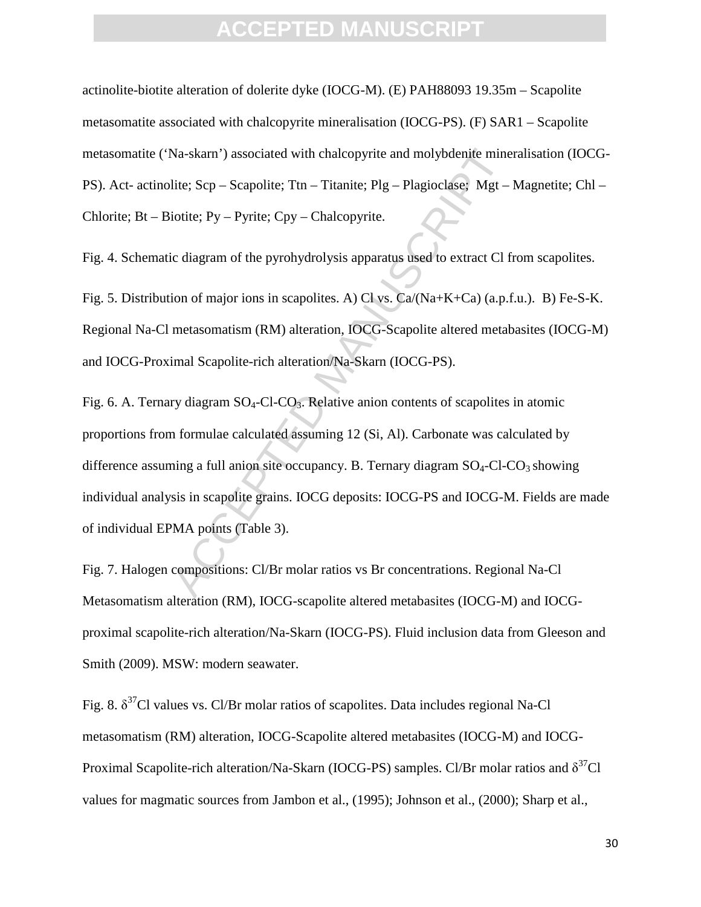actinolite-biotite alteration of dolerite dyke (IOCG-M). (E) PAH88093 19.35m – Scapolite metasomatite associated with chalcopyrite mineralisation (IOCG-PS). (F) SAR1 – Scapolite metasomatite ('Na-skarn') associated with chalcopyrite and molybdenite mineralisation (IOCG-PS). Act- actinolite; Scp – Scapolite; Ttn – Titanite; Plg – Plagioclase; Mgt – Magnetite; Chl – Chlorite; Bt – Biotite; Py – Pyrite; Cpy – Chalcopyrite.

Fig. 4. Schematic diagram of the pyrohydrolysis apparatus used to extract Cl from scapolites.

Fig. 5. Distribution of major ions in scapolites. A) Cl vs. Ca/(Na+K+Ca) (a.p.f.u.). B) Fe-S-K. Regional Na-Cl metasomatism (RM) alteration, IOCG-Scapolite altered metabasites (IOCG-M) and IOCG-Proximal Scapolite-rich alteration/Na-Skarn (IOCG-PS).

Fig. 6. A. Ternary diagram $SO_4$-Cl-$CO_3$. Relative anion contents of scapolites in atomic proportions from formulae calculated assuming 12 (Si, Al). Carbonate was calculated by difference assuming a full anion site occupancy. B. Ternary diagram $SO_4$-Cl-$CO_3$ showing individual analysis in scapolite grains. IOCG deposits: IOCG-PS and IOCG-M. Fields are made of individual EPMA points (Table 3).

Fig. 7. Halogen compositions: Cl/Br molar ratios vs Br concentrations. Regional Na-Cl Metasomatism alteration (RM), IOCG-scapolite altered metabasites (IOCG-M) and IOCG-proximal scapolite-rich alteration/Na-Skarn (IOCG-PS). Fluid inclusion data from Gleeson and Smith (2009). MSW: modern seawater.

Fig. 8. $\delta^{37}$Cl values vs. Cl/Br molar ratios of scapolites. Data includes regional Na-Cl metasomatism (RM) alteration, IOCG-Scapolite altered metabasites (IOCG-M) and IOCG-Proximal Scapolite-rich alteration/Na-Skarn (IOCG-PS) samples. Cl/Br molar ratios and $\delta^{37}$Cl values for magmatic sources from Jambon et al., (1995); Johnson et al., (2000); Sharp et al.,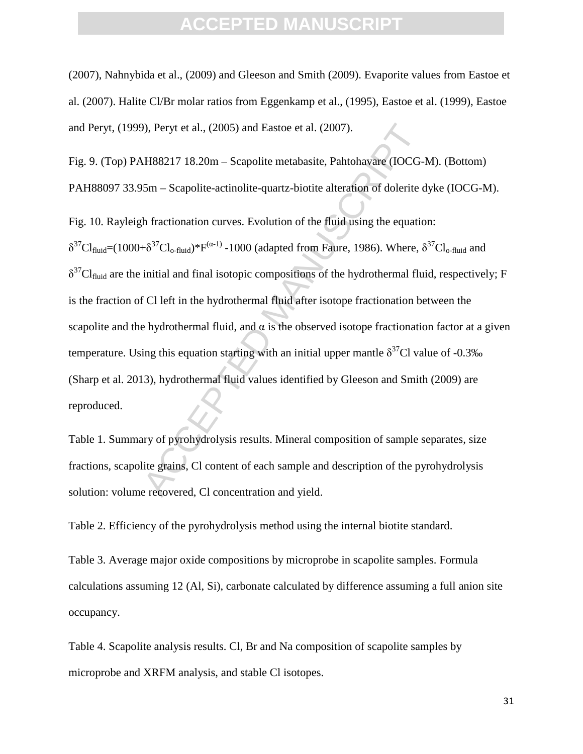(2007), Nahnybida et al., (2009) and Gleeson and Smith (2009). Evaporite values from Eastoe et al. (2007). Halite Cl/Br molar ratios from Eggenkamp et al., (1995), Eastoe et al. (1999), Eastoe and Peryt, (1999), Peryt et al., (2005) and Eastoe et al. (2007).

Fig. 9. (Top) PAH88217 18.20m – Scapolite metabasite, Pahtohavare (IOCG-M). (Bottom) PAH88097 33.95m – Scapolite-actinolite-quartz-biotite alteration of dolerite dyke (IOCG-M).

Fig. 10. Rayleigh fractionation curves. Evolution of the fluid using the equation: $\delta^{37}Cl_{fluid}=(1000+\delta^{37}Cl_{o\text{-}fluid})*F^{(\alpha-1)}$ -1000 (adapted from Faure, 1986). Where, $\delta^{37}Cl_{o\text{-}fluid}$ and $\delta^{37}Cl_{fluid}$ are the initial and final isotopic compositions of the hydrothermal fluid, respectively; F is the fraction of Cl left in the hydrothermal fluid after isotope fractionation between the scapolite and the hydrothermal fluid, and $\alpha$ is the observed isotope fractionation factor at a given temperature. Using this equation starting with an initial upper mantle $\delta^{37}Cl$ value of -0.3‰ (Sharp et al. 2013), hydrothermal fluid values identified by Gleeson and Smith (2009) are reproduced.

Table 1. Summary of pyrohydrolysis results. Mineral composition of sample separates, size fractions, scapolite grains, Cl content of each sample and description of the pyrohydrolysis solution: volume recovered, Cl concentration and yield.

Table 2. Efficiency of the pyrohydrolysis method using the internal biotite standard.

Table 3. Average major oxide compositions by microprobe in scapolite samples. Formula calculations assuming 12 (Al, Si), carbonate calculated by difference assuming a full anion site occupancy.

Table 4. Scapolite analysis results. Cl, Br and Na composition of scapolite samples by microprobe and XRFM analysis, and stable Cl isotopes.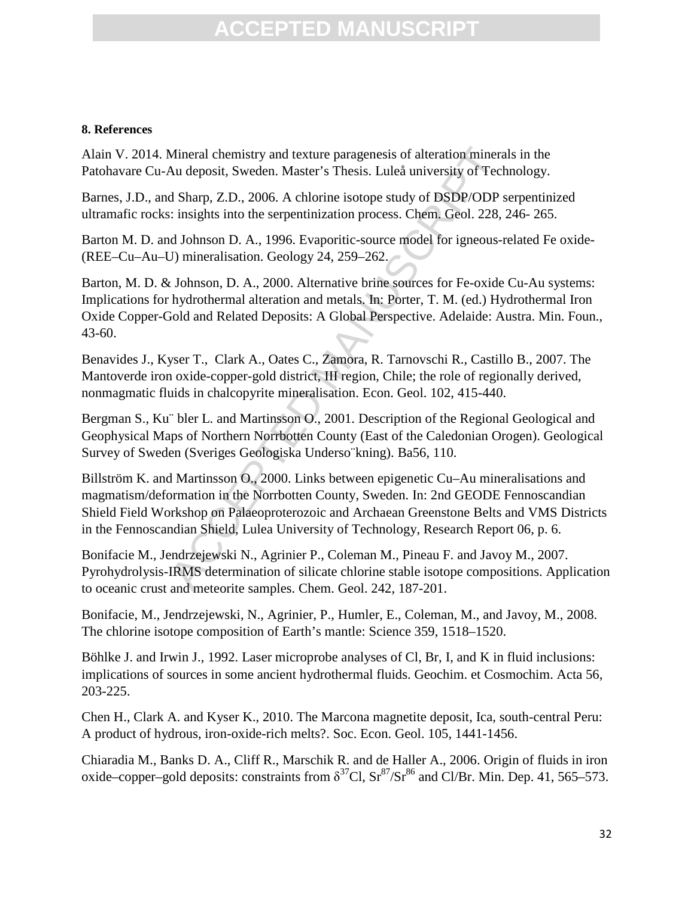## 8. References

Alain V. 2014. Mineral chemistry and texture paragenesis of alteration minerals in the Patohavare Cu-Au deposit, Sweden. Master's Thesis. Luleå university of Technology.

Barnes, J.D., and Sharp, Z.D., 2006. A chlorine isotope study of DSDP/ODP serpentinized ultramafic rocks: insights into the serpentinization process. Chem. Geol. 228, 246- 265.

Barton M. D. and Johnson D. A., 1996. Evaporitic-source model for igneous-related Fe oxide-(REE–Cu–Au–U) mineralisation. Geology 24, 259–262.

Barton, M. D. & Johnson, D. A., 2000. Alternative brine sources for Fe-oxide Cu-Au systems: Implications for hydrothermal alteration and metals. In: Porter, T. M. (ed.) Hydrothermal Iron Oxide Copper-Gold and Related Deposits: A Global Perspective. Adelaide: Austra. Min. Foun., 43-60.

Benavides J., Kyser T., Clark A., Oates C., Zamora, R. Tarnovschi R., Castillo B., 2007. The Mantoverde iron oxide-copper-gold district, III region, Chile; the role of regionally derived, nonmagmatic fluids in chalcopyrite mineralisation. Econ. Geol. 102, 415-440.

Bergman S., Ku¨ bler L. and Martinsson O., 2001. Description of the Regional Geological and Geophysical Maps of Northern Norrbotten County (East of the Caledonian Orogen). Geological Survey of Sweden (Sveriges Geologiska Underso¨kning). Ba56, 110.

Billström K. and Martinsson O., 2000. Links between epigenetic Cu–Au mineralisations and magmatism/deformation in the Norrbotten County, Sweden. In: 2nd GEODE Fennoscandian Shield Field Workshop on Palaeoproterozoic and Archaean Greenstone Belts and VMS Districts in the Fennoscandian Shield, Lulea University of Technology, Research Report 06, p. 6.

Bonifacie M., Jendrzejewski N., Agrinier P., Coleman M., Pineau F. and Javoy M., 2007. Pyrohydrolysis-IRMS determination of silicate chlorine stable isotope compositions. Application to oceanic crust and meteorite samples. Chem. Geol. 242, 187-201.

Bonifacie, M., Jendrzejewski, N., Agrinier, P., Humler, E., Coleman, M., and Javoy, M., 2008. The chlorine isotope composition of Earth's mantle: Science 359, 1518–1520.

Böhlke J. and Irwin J., 1992. Laser microprobe analyses of Cl, Br, I, and K in fluid inclusions: implications of sources in some ancient hydrothermal fluids. Geochim. et Cosmochim. Acta 56, 203-225.

Chen H., Clark A. and Kyser K., 2010. The Marcona magnetite deposit, Ica, south-central Peru: A product of hydrous, iron-oxide-rich melts?. Soc. Econ. Geol. 105, 1441-1456.

Chiaradia M., Banks D. A., Cliff R., Marschik R. and de Haller A., 2006. Origin of fluids in iron oxide–copper–gold deposits: constraints from $\delta^{37}$Cl, $Sr^{87}/Sr^{86}$ and Cl/Br. Min. Dep. 41, 565–573.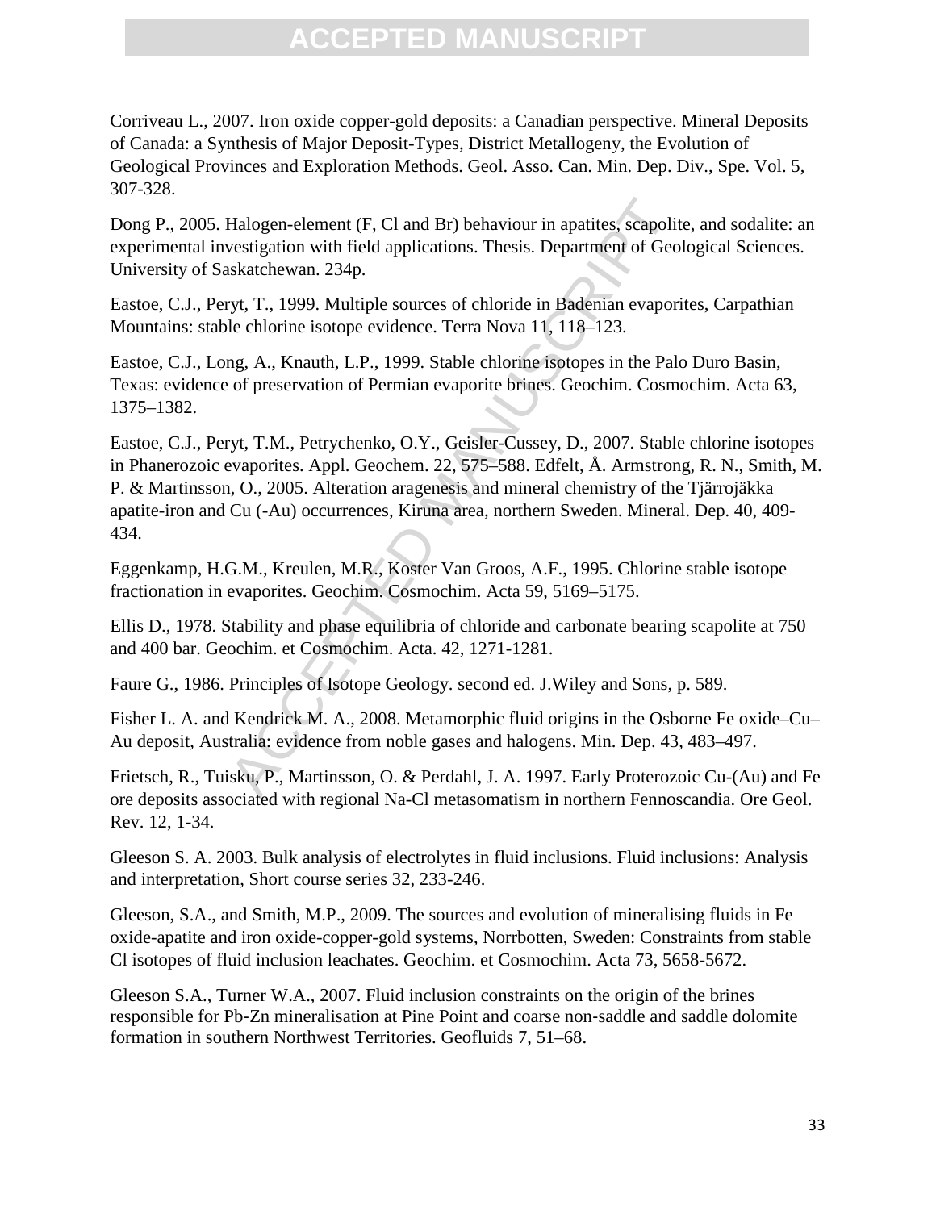Corriveau L., 2007. Iron oxide copper-gold deposits: a Canadian perspective. Mineral Deposits of Canada: a Synthesis of Major Deposit-Types, District Metallogeny, the Evolution of Geological Provinces and Exploration Methods. Geol. Asso. Can. Min. Dep. Div., Spe. Vol. 5, 307-328.

Dong P., 2005. Halogen-element (F, Cl and Br) behaviour in apatites, scapolite, and sodalite: an experimental investigation with field applications. Thesis. Department of Geological Sciences. University of Saskatchewan. 234p.

Eastoe, C.J., Peryt, T., 1999. Multiple sources of chloride in Badenian evaporites, Carpathian Mountains: stable chlorine isotope evidence. Terra Nova 11, 118–123.

Eastoe, C.J., Long, A., Knauth, L.P., 1999. Stable chlorine isotopes in the Palo Duro Basin, Texas: evidence of preservation of Permian evaporite brines. Geochim. Cosmochim. Acta 63, 1375–1382.

Eastoe, C.J., Peryt, T.M., Petrychenko, O.Y., Geisler-Cussey, D., 2007. Stable chlorine isotopes in Phanerozoic evaporites. Appl. Geochem. 22, 575–588. Edfelt, Å. Armstrong, R. N., Smith, M. P. & Martinsson, O., 2005. Alteration aragenesis and mineral chemistry of the Tjärrojäkka apatite-iron and Cu (-Au) occurrences, Kiruna area, northern Sweden. Mineral. Dep. 40, 409-434.

Eggenkamp, H.G.M., Kreulen, M.R., Koster Van Groos, A.F., 1995. Chlorine stable isotope fractionation in evaporites. Geochim. Cosmochim. Acta 59, 5169–5175.

Ellis D., 1978. Stability and phase equilibria of chloride and carbonate bearing scapolite at 750 and 400 bar. Geochim. et Cosmochim. Acta. 42, 1271-1281.

Faure G., 1986. Principles of Isotope Geology. second ed. J.Wiley and Sons, p. 589.

Fisher L. A. and Kendrick M. A., 2008. Metamorphic fluid origins in the Osborne Fe oxide–Cu–Au deposit, Australia: evidence from noble gases and halogens. Min. Dep. 43, 483–497.

Frietsch, R., Tuisku, P., Martinsson, O. & Perdahl, J. A. 1997. Early Proterozoic Cu-(Au) and Fe ore deposits associated with regional Na-Cl metasomatism in northern Fennoscandia. Ore Geol. Rev. 12, 1-34.

Gleeson S. A. 2003. Bulk analysis of electrolytes in fluid inclusions. Fluid inclusions: Analysis and interpretation, Short course series 32, 233-246.

Gleeson, S.A., and Smith, M.P., 2009. The sources and evolution of mineralising fluids in Fe oxide-apatite and iron oxide-copper-gold systems, Norrbotten, Sweden: Constraints from stable Cl isotopes of fluid inclusion leachates. Geochim. et Cosmochim. Acta 73, 5658-5672.

Gleeson S.A., Turner W.A., 2007. Fluid inclusion constraints on the origin of the brines responsible for Pb-Zn mineralisation at Pine Point and coarse non-saddle and saddle dolomite formation in southern Northwest Territories. Geofluids 7, 51–68.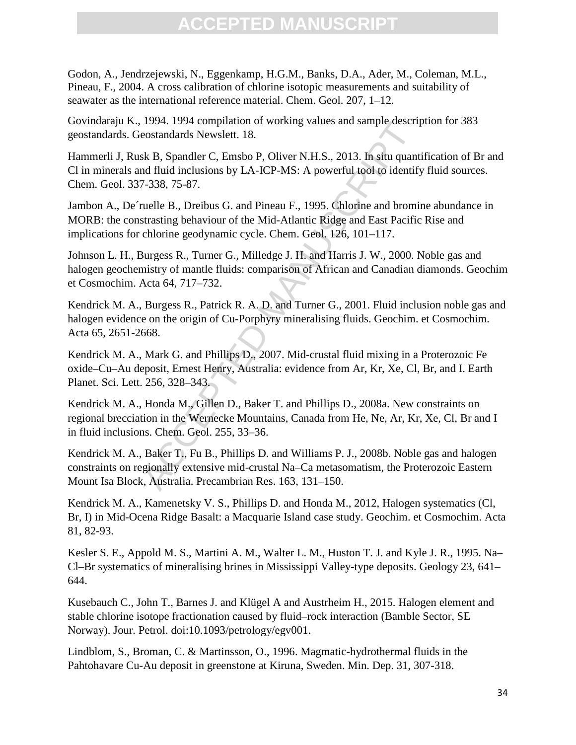Godon, A., Jendrzejewski, N., Eggenkamp, H.G.M., Banks, D.A., Ader, M., Coleman, M.L., Pineau, F., 2004. A cross calibration of chlorine isotopic measurements and suitability of seawater as the international reference material. Chem. Geol. 207, 1–12.

Govindaraju K., 1994. 1994 compilation of working values and sample description for 383 geostandards. Geostandards Newslett. 18.

Hammerli J, Rusk B, Spandler C, Emsbo P, Oliver N.H.S., 2013. In situ quantification of Br and Cl in minerals and fluid inclusions by LA-ICP-MS: A powerful tool to identify fluid sources. Chem. Geol. 337-338, 75-87.

Jambon A., De´ruelle B., Dreibus G. and Pineau F., 1995. Chlorine and bromine abundance in MORB: the constrasting behaviour of the Mid-Atlantic Ridge and East Pacific Rise and implications for chlorine geodynamic cycle. Chem. Geol. 126, 101–117.

Johnson L. H., Burgess R., Turner G., Milledge J. H. and Harris J. W., 2000. Noble gas and halogen geochemistry of mantle fluids: comparison of African and Canadian diamonds. Geochim et Cosmochim. Acta 64, 717–732.

Kendrick M. A., Burgess R., Patrick R. A. D. and Turner G., 2001. Fluid inclusion noble gas and halogen evidence on the origin of Cu-Porphyry mineralising fluids. Geochim. et Cosmochim. Acta 65, 2651-2668.

Kendrick M. A., Mark G. and Phillips D., 2007. Mid-crustal fluid mixing in a Proterozoic Fe oxide–Cu–Au deposit, Ernest Henry, Australia: evidence from Ar, Kr, Xe, Cl, Br, and I. Earth Planet. Sci. Lett. 256, 328–343.

Kendrick M. A., Honda M., Gillen D., Baker T. and Phillips D., 2008a. New constraints on regional brecciation in the Wernecke Mountains, Canada from He, Ne, Ar, Kr, Xe, Cl, Br and I in fluid inclusions. Chem. Geol. 255, 33–36.

Kendrick M. A., Baker T., Fu B., Phillips D. and Williams P. J., 2008b. Noble gas and halogen constraints on regionally extensive mid-crustal Na–Ca metasomatism, the Proterozoic Eastern Mount Isa Block, Australia. Precambrian Res. 163, 131–150.

Kendrick M. A., Kamenetsky V. S., Phillips D. and Honda M., 2012, Halogen systematics (Cl, Br, I) in Mid-Ocena Ridge Basalt: a Macquarie Island case study. Geochim. et Cosmochim. Acta 81, 82-93.

Kesler S. E., Appold M. S., Martini A. M., Walter L. M., Huston T. J. and Kyle J. R., 1995. Na–Cl–Br systematics of mineralising brines in Mississippi Valley-type deposits. Geology 23, 641–644.

Kusebauch C., John T., Barnes J. and Klügel A and Austrheim H., 2015. Halogen element and stable chlorine isotope fractionation caused by fluid–rock interaction (Bamble Sector, SE Norway). Jour. Petrol. doi:10.1093/petrology/egv001.

Lindblom, S., Broman, C. & Martinsson, O., 1996. Magmatic-hydrothermal fluids in the Pahtohavare Cu-Au deposit in greenstone at Kiruna, Sweden. Min. Dep. 31, 307-318.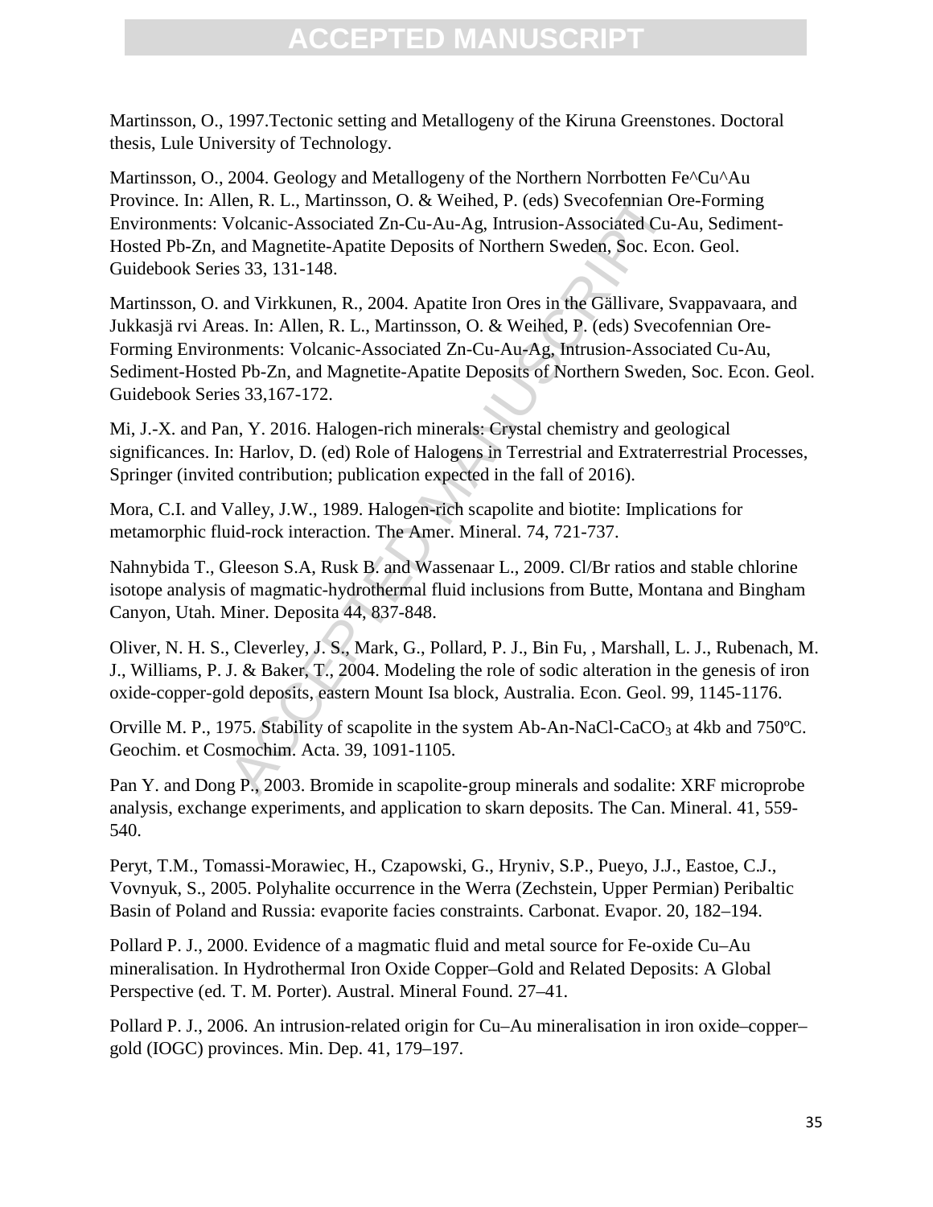Martinsson, O., 1997.Tectonic setting and Metallogeny of the Kiruna Greenstones. Doctoral thesis, Lule University of Technology.

Martinsson, O., 2004. Geology and Metallogeny of the Northern Norrbotten Fe^Cu^Au Province. In: Allen, R. L., Martinsson, O. & Weihed, P. (eds) Svecofennian Ore-Forming Environments: Volcanic-Associated Zn-Cu-Au-Ag, Intrusion-Associated Cu-Au, Sediment-Hosted Pb-Zn, and Magnetite-Apatite Deposits of Northern Sweden, Soc. Econ. Geol. Guidebook Series 33, 131-148.

Martinsson, O. and Virkkunen, R., 2004. Apatite Iron Ores in the Gällivare, Svappavaara, and Jukkasjä rvi Areas. In: Allen, R. L., Martinsson, O. & Weihed, P. (eds) Svecofennian Ore-Forming Environments: Volcanic-Associated Zn-Cu-Au-Ag, Intrusion-Associated Cu-Au, Sediment-Hosted Pb-Zn, and Magnetite-Apatite Deposits of Northern Sweden, Soc. Econ. Geol. Guidebook Series 33,167-172.

Mi, J.-X. and Pan, Y. 2016. Halogen-rich minerals: Crystal chemistry and geological significances. In: Harlov, D. (ed) Role of Halogens in Terrestrial and Extraterrestrial Processes, Springer (invited contribution; publication expected in the fall of 2016).

Mora, C.I. and Valley, J.W., 1989. Halogen-rich scapolite and biotite: Implications for metamorphic fluid-rock interaction. The Amer. Mineral. 74, 721-737.

Nahnybida T., Gleeson S.A, Rusk B. and Wassenaar L., 2009. Cl/Br ratios and stable chlorine isotope analysis of magmatic-hydrothermal fluid inclusions from Butte, Montana and Bingham Canyon, Utah. Miner. Deposita 44, 837-848.

Oliver, N. H. S., Cleverley, J. S., Mark, G., Pollard, P. J., Bin Fu, , Marshall, L. J., Rubenach, M. J., Williams, P. J. & Baker, T., 2004. Modeling the role of sodic alteration in the genesis of iron oxide-copper-gold deposits, eastern Mount Isa block, Australia. Econ. Geol. 99, 1145-1176.

Orville M. P., 1975. Stability of scapolite in the system Ab-An-NaCl-$CaCO_3$ at 4kb and 750ºC. Geochim. et Cosmochim. Acta. 39, 1091-1105.

Pan Y. and Dong P., 2003. Bromide in scapolite-group minerals and sodalite: XRF microprobe analysis, exchange experiments, and application to skarn deposits. The Can. Mineral. 41, 559-540.

Peryt, T.M., Tomassi-Morawiec, H., Czapowski, G., Hryniv, S.P., Pueyo, J.J., Eastoe, C.J., Vovnyuk, S., 2005. Polyhalite occurrence in the Werra (Zechstein, Upper Permian) Peribaltic Basin of Poland and Russia: evaporite facies constraints. Carbonat. Evapor. 20, 182–194.

Pollard P. J., 2000. Evidence of a magmatic fluid and metal source for Fe-oxide Cu–Au mineralisation. In Hydrothermal Iron Oxide Copper–Gold and Related Deposits: A Global Perspective (ed. T. M. Porter). Austral. Mineral Found. 27–41.

Pollard P. J., 2006. An intrusion-related origin for Cu–Au mineralisation in iron oxide–copper–gold (IOGC) provinces. Min. Dep. 41, 179–197.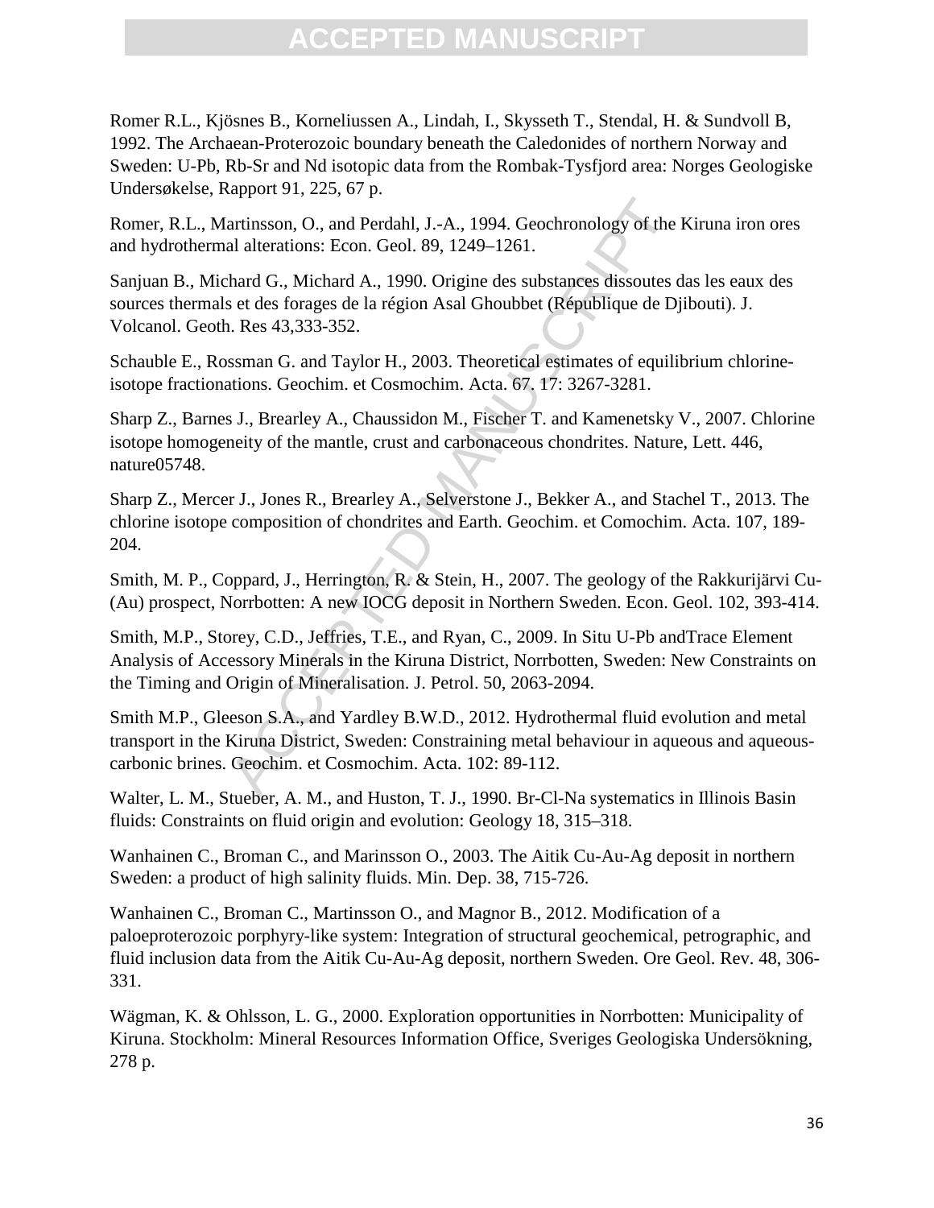Romer R.L., Kjösnes B., Korneliussen A., Lindah, I., Skysseth T., Stendal, H. & Sundvoll B, 1992. The Archaean-Proterozoic boundary beneath the Caledonides of northern Norway and Sweden: U-Pb, Rb-Sr and Nd isotopic data from the Rombak-Tysfjord area: Norges Geologiske Undersøkelse, Rapport 91, 225, 67 p.

Romer, R.L., Martinsson, O., and Perdahl, J.-A., 1994. Geochronology of the Kiruna iron ores and hydrothermal alterations: Econ. Geol. 89, 1249–1261.

Sanjuan B., Michard G., Michard A., 1990. Origine des substances dissoutes das les eaux des sources thermals et des forages de la région Asal Ghoubbet (République de Djibouti). J. Volcanol. Geoth. Res 43,333-352.

Schauble E., Rossman G. and Taylor H., 2003. Theoretical estimates of equilibrium chlorine-isotope fractionations. Geochim. et Cosmochim. Acta. 67. 17: 3267-3281.

Sharp Z., Barnes J., Brearley A., Chaussidon M., Fischer T. and Kamenetsky V., 2007. Chlorine isotope homogeneity of the mantle, crust and carbonaceous chondrites. Nature, Lett. 446, nature05748.

Sharp Z., Mercer J., Jones R., Brearley A., Selverstone J., Bekker A., and Stachel T., 2013. The chlorine isotope composition of chondrites and Earth. Geochim. et Comochim. Acta. 107, 189-204.

Smith, M. P., Coppard, J., Herrington, R. & Stein, H., 2007. The geology of the Rakkurijärvi Cu-(Au) prospect, Norrbotten: A new IOCG deposit in Northern Sweden. Econ. Geol. 102, 393-414.

Smith, M.P., Storey, C.D., Jeffries, T.E., and Ryan, C., 2009. In Situ U-Pb andTrace Element Analysis of Accessory Minerals in the Kiruna District, Norrbotten, Sweden: New Constraints on the Timing and Origin of Mineralisation. J. Petrol. 50, 2063-2094.

Smith M.P., Gleeson S.A., and Yardley B.W.D., 2012. Hydrothermal fluid evolution and metal transport in the Kiruna District, Sweden: Constraining metal behaviour in aqueous and aqueous-carbonic brines. Geochim. et Cosmochim. Acta. 102: 89-112.

Walter, L. M., Stueber, A. M., and Huston, T. J., 1990. Br-Cl-Na systematics in Illinois Basin fluids: Constraints on fluid origin and evolution: Geology 18, 315–318.

Wanhainen C., Broman C., and Marinsson O., 2003. The Aitik Cu-Au-Ag deposit in northern Sweden: a product of high salinity fluids. Min. Dep. 38, 715-726.

Wanhainen C., Broman C., Martinsson O., and Magnor B., 2012. Modification of a paloeproterozoic porphyry-like system: Integration of structural geochemical, petrographic, and fluid inclusion data from the Aitik Cu-Au-Ag deposit, northern Sweden. Ore Geol. Rev. 48, 306-331.

Wägman, K. & Ohlsson, L. G., 2000. Exploration opportunities in Norrbotten: Municipality of Kiruna. Stockholm: Mineral Resources Information Office, Sveriges Geologiska Undersökning, 278 p.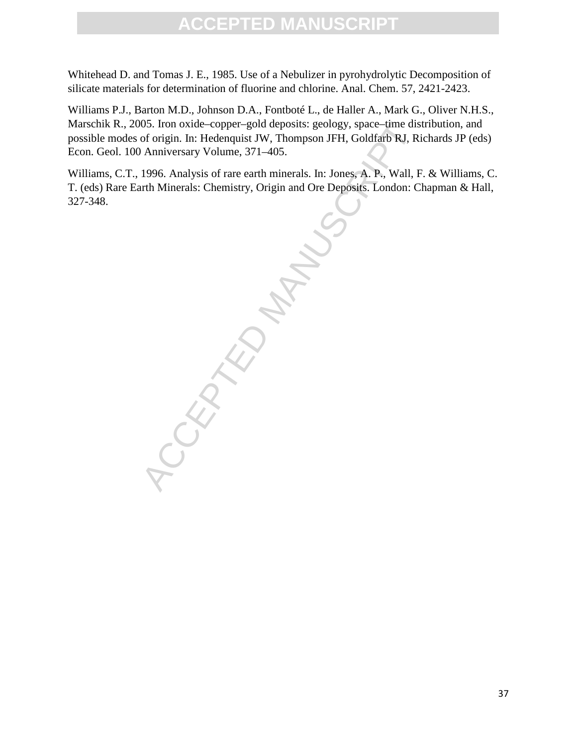Whitehead D. and Tomas J. E., 1985. Use of a Nebulizer in pyrohydrolytic Decomposition of silicate materials for determination of fluorine and chlorine. Anal. Chem. 57, 2421-2423.

Williams P.J., Barton M.D., Johnson D.A., Fontboté L., de Haller A., Mark G., Oliver N.H.S., Marschik R., 2005. Iron oxide–copper–gold deposits: geology, space–time distribution, and possible modes of origin. In: Hedenquist JW, Thompson JFH, Goldfarb RJ, Richards JP (eds) Econ. Geol. 100 Anniversary Volume, 371–405.

Williams, C.T., 1996. Analysis of rare earth minerals. In: Jones, A. P., Wall, F. & Williams, C. T. (eds) Rare Earth Minerals: Chemistry, Origin and Ore Deposits. London: Chapman & Hall, 327-348.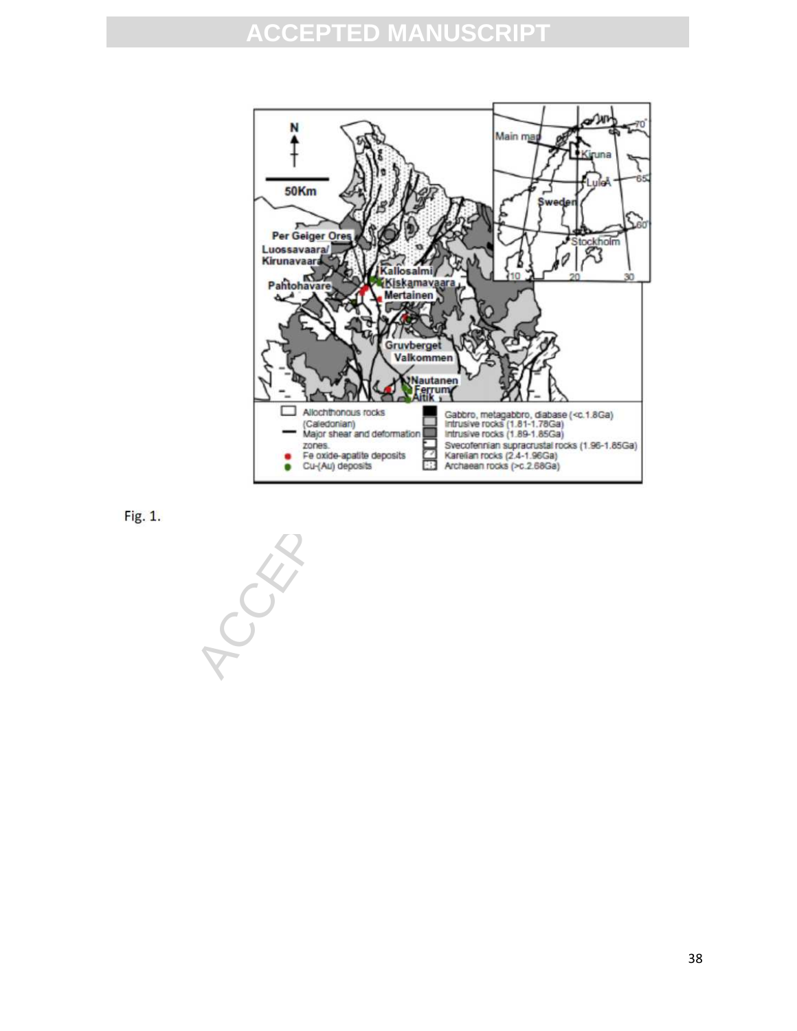Fig. 1.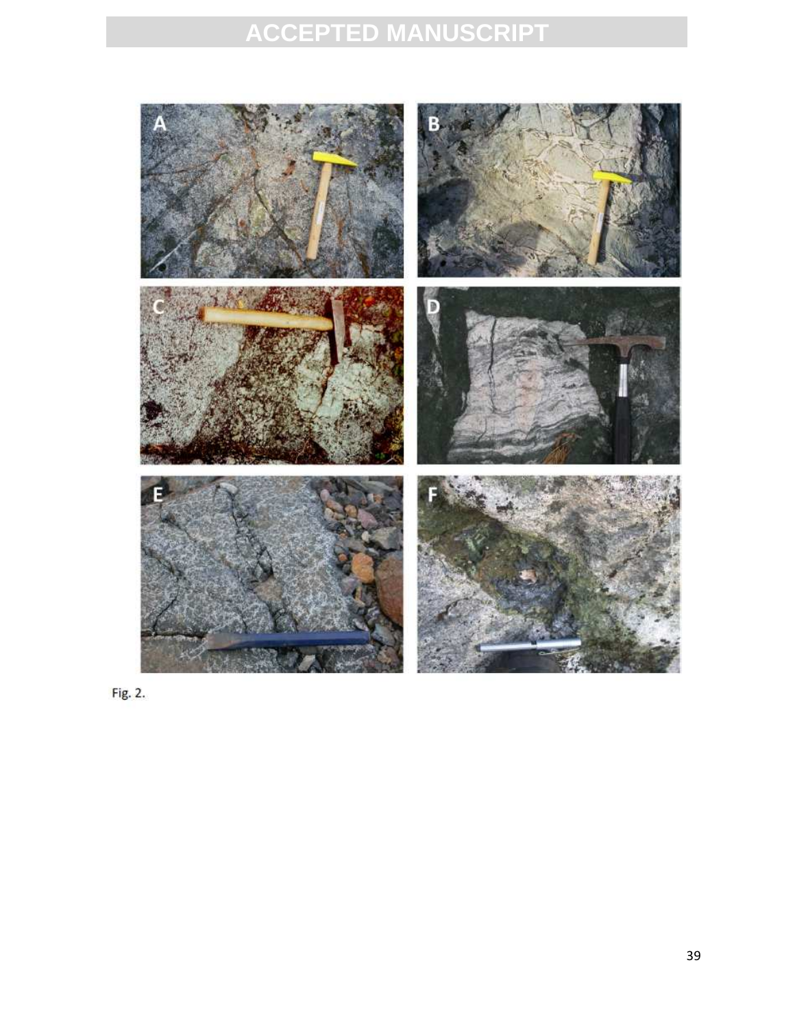Fig. 2.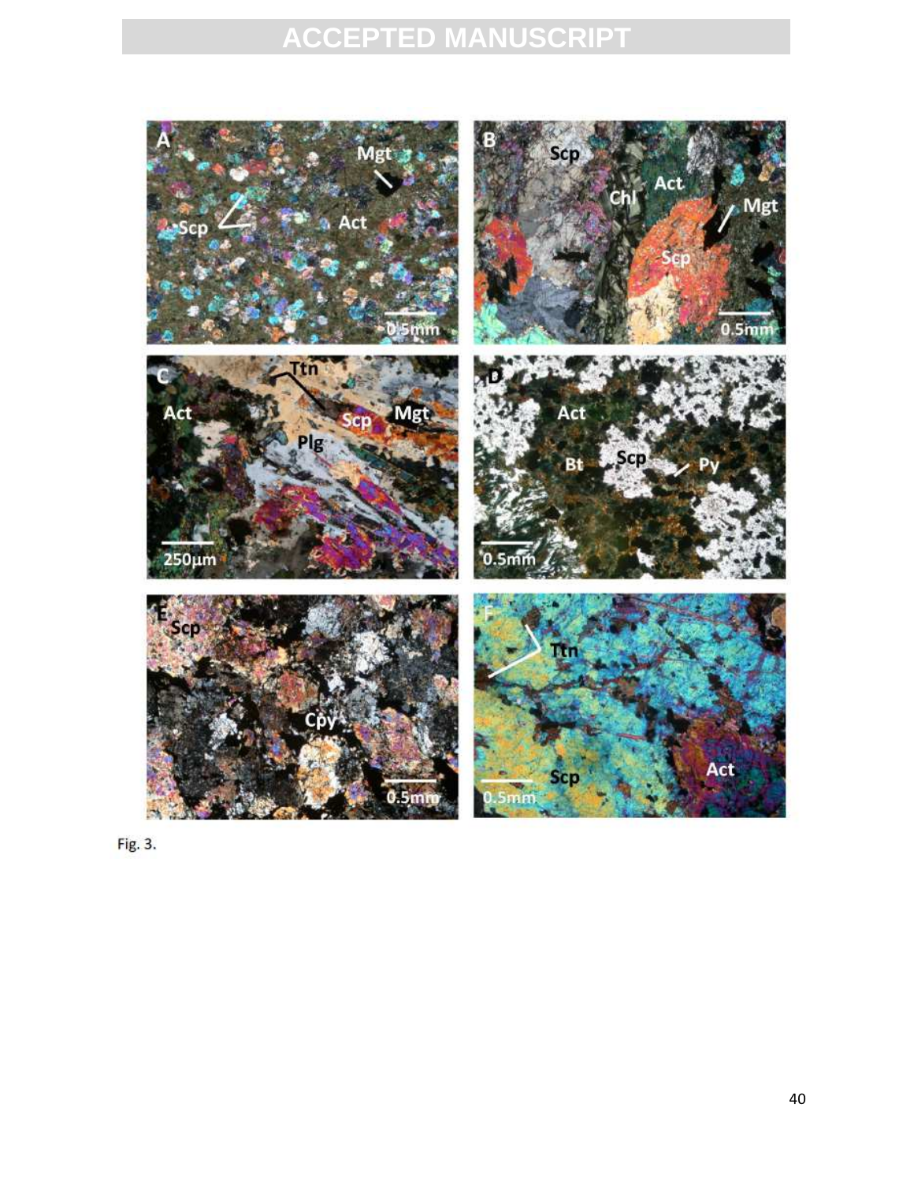Fig. 3.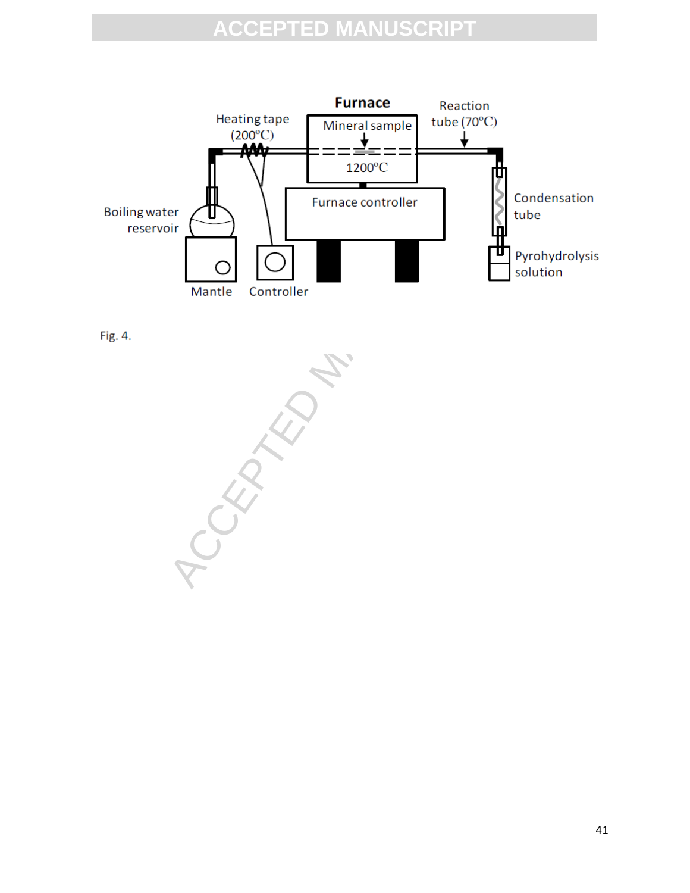Fig. 4.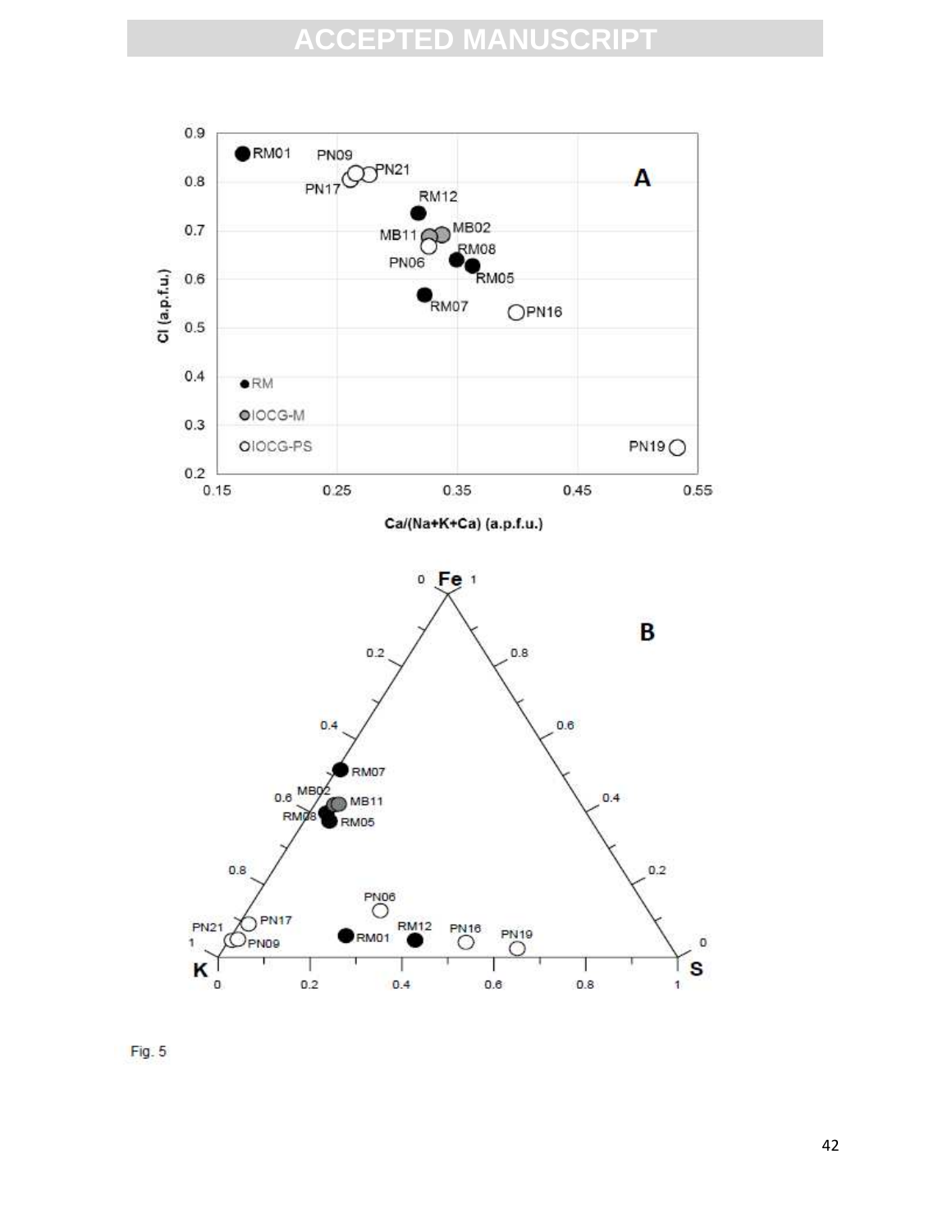Fig. 5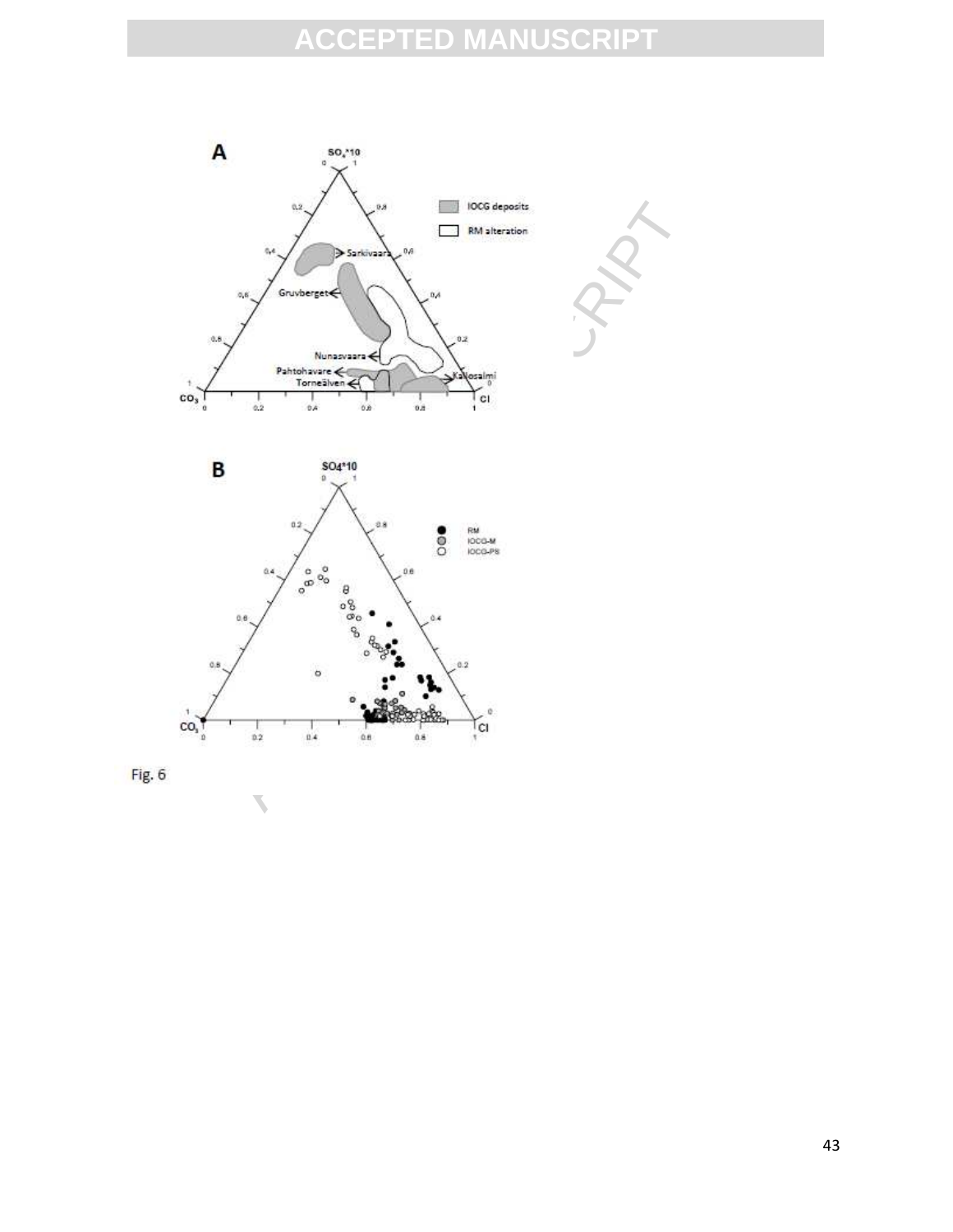Fig. 6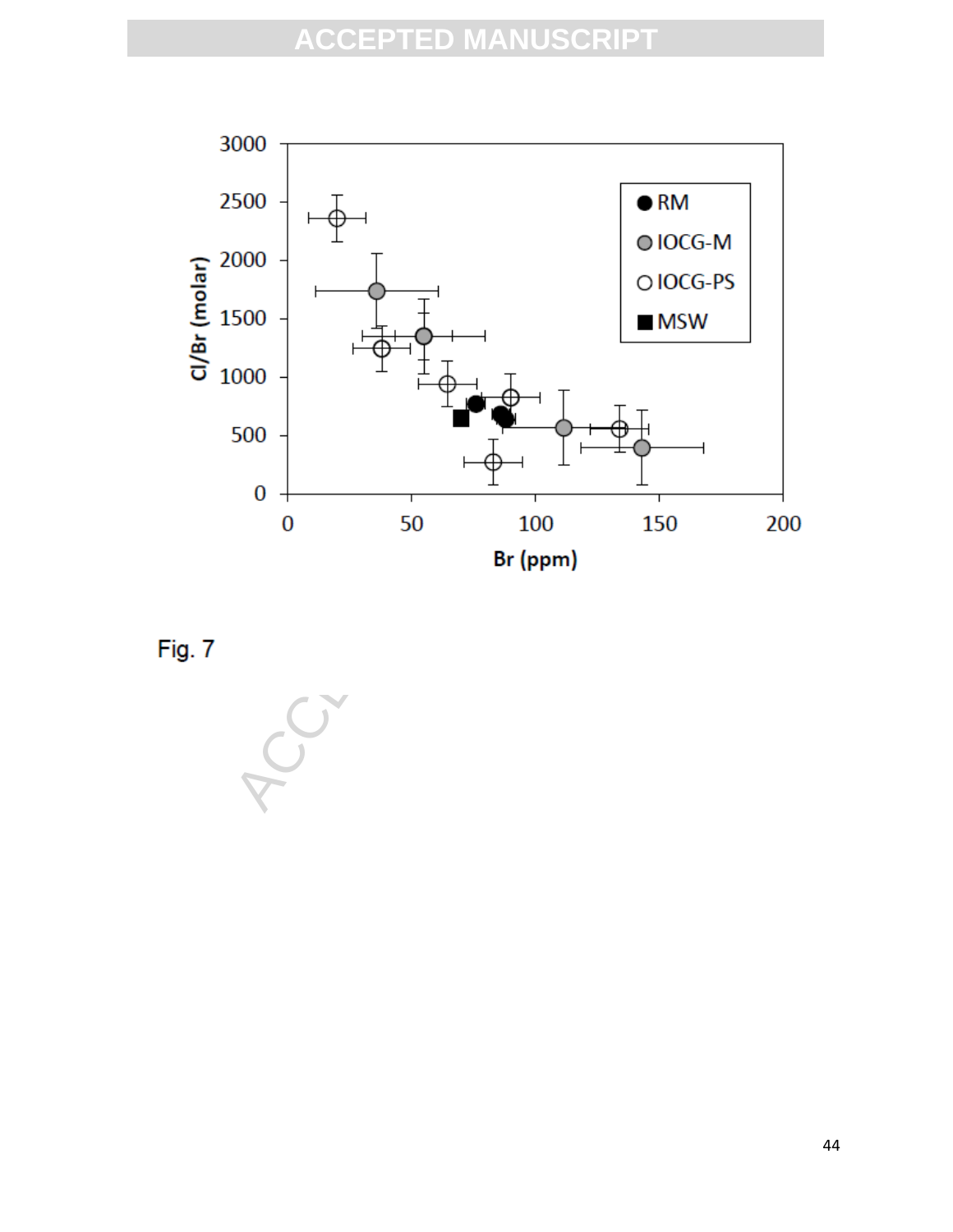Fig. 7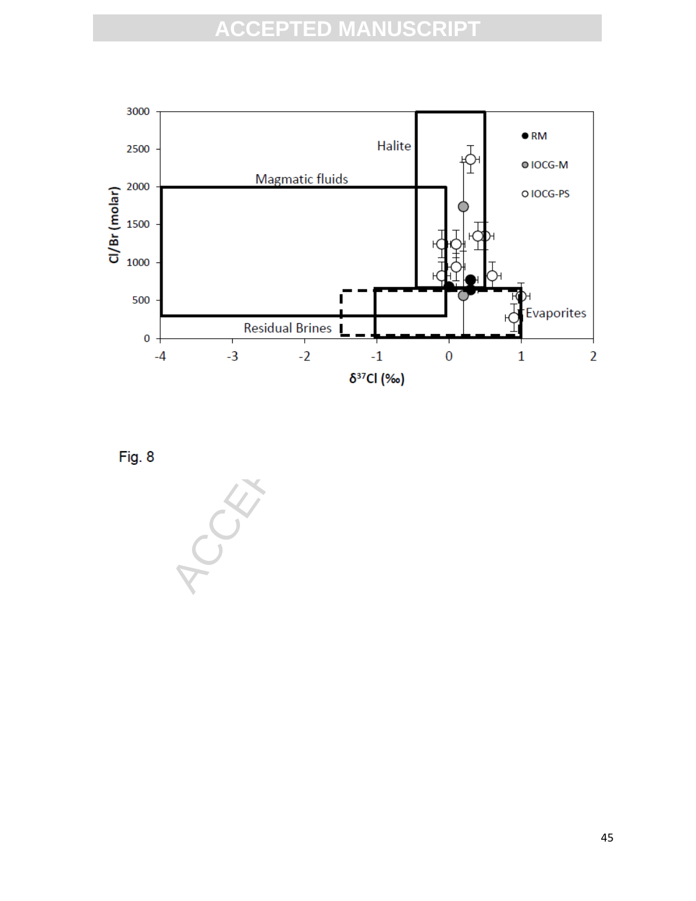Fig. 8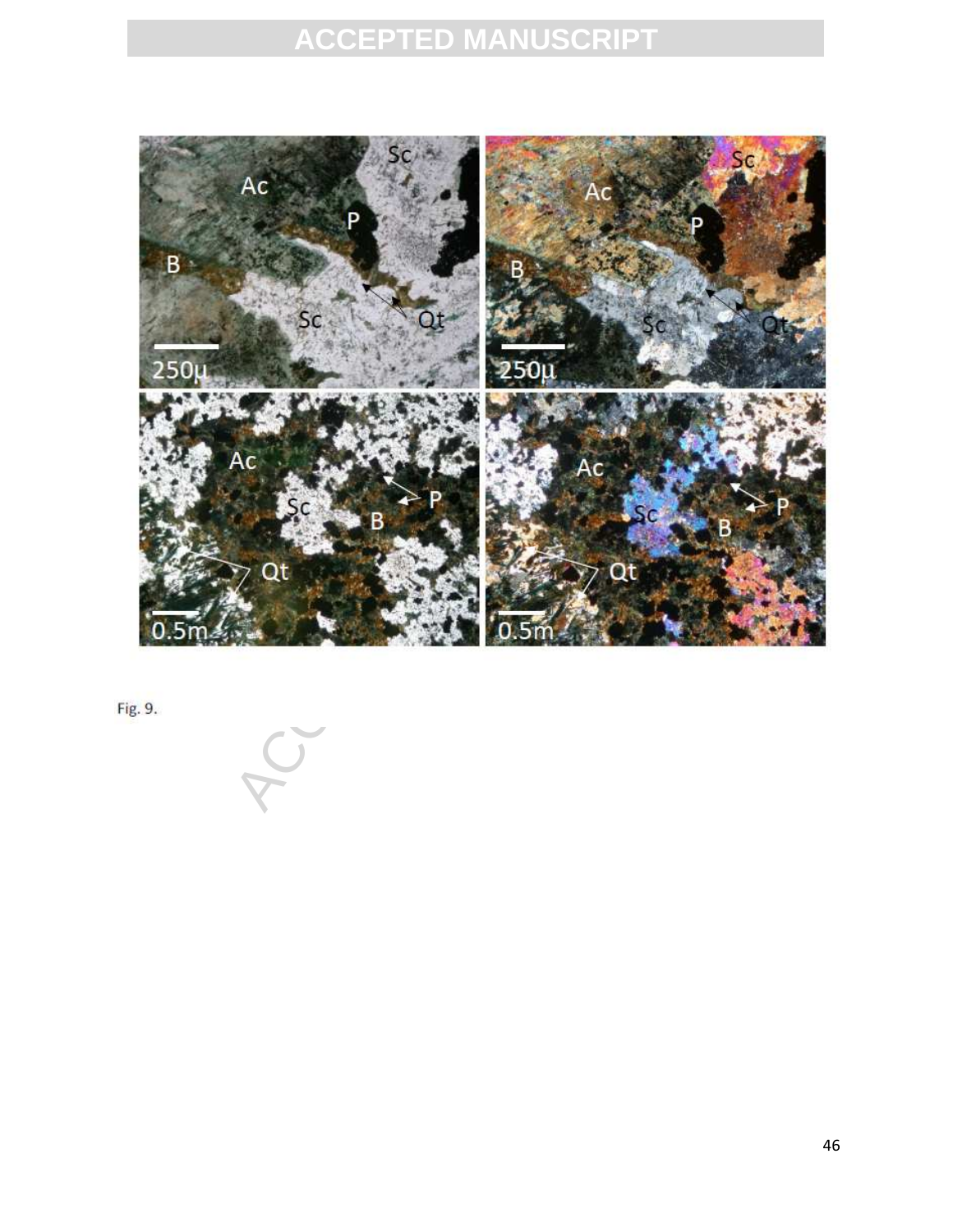Fig. 9.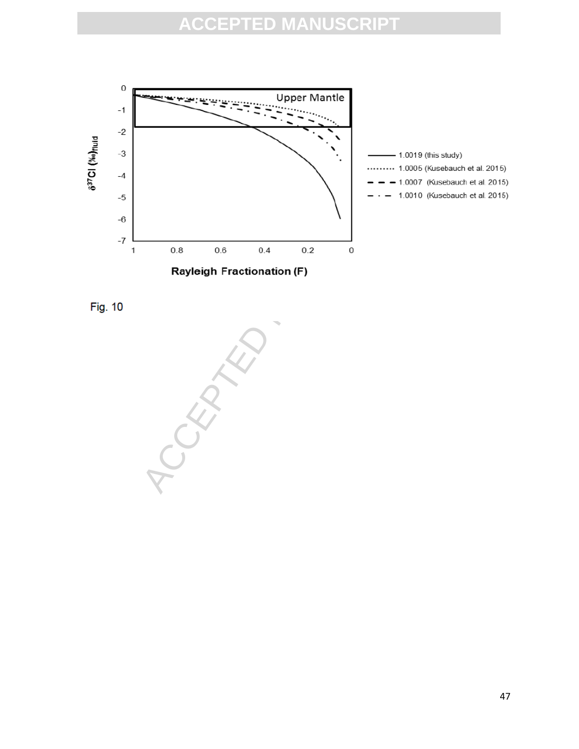Fig. 10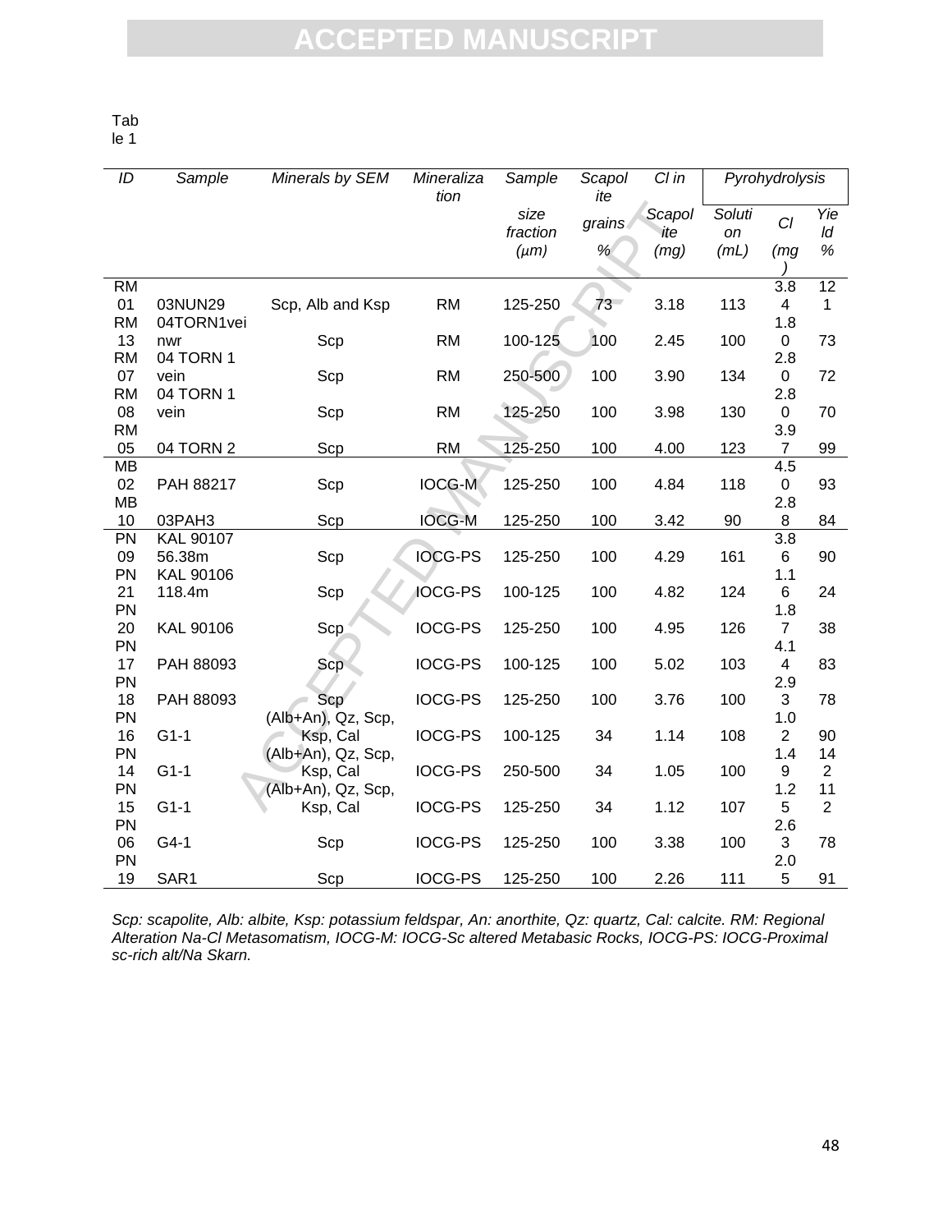Table 1

| ID | Sample | Minerals by SEM | Mineralization | Sample size fraction (μm) | Scapolite grains % | Cl in Scapolite (mg) | Pyrohydrolysis Solution (mL) | Cl (mg) | Yield % |
|---|---|---|---|---|---|---|---|---|---|
| RM 01 | 03NUN29 | Scp, Alb and Ksp | RM | 125-250 | 73 | 3.18 | 113 | 3.84 | 121 |
| RM 13 | 04TORN1veinwr | Scp | RM | 100-125 | 100 | 2.45 | 100 | 1.80 | 73 |
| RM 07 | 04 TORN 1 vein | Scp | RM | 250-500 | 100 | 3.90 | 134 | 2.80 | 72 |
| RM 08 | 04 TORN 1 vein | Scp | RM | 125-250 | 100 | 3.98 | 130 | 2.80 | 70 |
| RM 05 | 04 TORN 2 | Scp | RM | 125-250 | 100 | 4.00 | 123 | 3.97 | 99 |
| MB 02 | PAH 88217 | Scp | IOCG-M | 125-250 | 100 | 4.84 | 118 | 4.50 | 93 |
| MB 10 | 03PAH3 | Scp | IOCG-M | 125-250 | 100 | 3.42 | 90 | 2.88 | 84 |
| PN 09 | KAL 90107 56.38m | Scp | IOCG-PS | 125-250 | 100 | 4.29 | 161 | 3.86 | 90 |
| PN 21 | KAL 90106 118.4m | Scp | IOCG-PS | 100-125 | 100 | 4.82 | 124 | 1.16 | 24 |
| PN 20 | KAL 90106 | Scp | IOCG-PS | 125-250 | 100 | 4.95 | 126 | 1.87 | 38 |
| PN 17 | PAH 88093 | Scp | IOCG-PS | 100-125 | 100 | 5.02 | 103 | 4.14 | 83 |
| PN 18 | PAH 88093 | Scp | IOCG-PS | 125-250 | 100 | 3.76 | 100 | 2.93 | 78 |
| PN 16 | G1-1 | (Alb+An), Qz, Scp, Ksp, Cal | IOCG-PS | 100-125 | 34 | 1.14 | 108 | 1.02 | 90 |
| PN 14 | G1-1 | (Alb+An), Qz, Scp, Ksp, Cal | IOCG-PS | 250-500 | 34 | 1.05 | 100 | 1.49 | 142 |
| PN 15 | G1-1 | (Alb+An), Qz, Scp, Ksp, Cal | IOCG-PS | 125-250 | 34 | 1.12 | 107 | 1.25 | 112 |
| PN 06 | G4-1 | Scp | IOCG-PS | 125-250 | 100 | 3.38 | 100 | 2.63 | 78 |
| PN 19 | SAR1 | Scp | IOCG-PS | 125-250 | 100 | 2.26 | 111 | 2.05 | 91 |

*Scp: scapolite, Alb: albite, Ksp: potassium feldspar, An: anorthite, Qz: quartz, Cal: calcite. RM: Regional Alteration Na-Cl Metasomatism, IOCG-M: IOCG-Sc altered Metabasic Rocks, IOCG-PS: IOCG-Proximal sc-rich alt/Na Skarn.*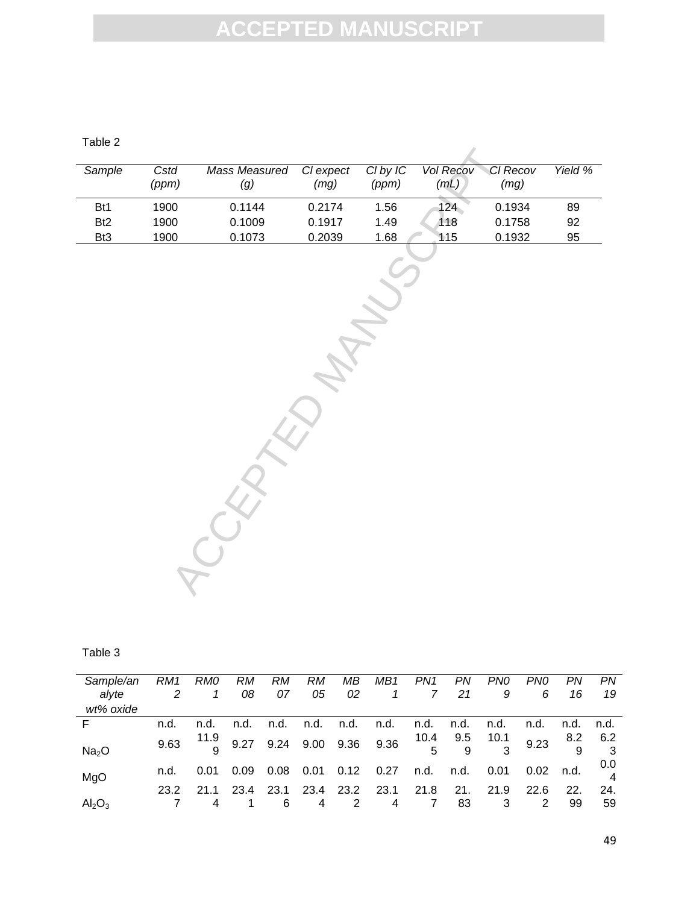Table 2

| *Sample* | *Cstd (ppm)* | *Mass Measured (g)* | *Cl expect (mg)* | *Cl by IC (ppm)* | *Vol Recov (mL)* | *Cl Recov (mg)* | *Yield %* |
|---|---|---|---|---|---|---|---|
| Bt1 | 1900 | 0.1144 | 0.2174 | 1.56 | 124 | 0.1934 | 89 |
| Bt2 | 1900 | 0.1009 | 0.1917 | 1.49 | 118 | 0.1758 | 92 |
| Bt3 | 1900 | 0.1073 | 0.2039 | 1.68 | 115 | 0.1932 | 95 |

Table 3

| *Sample/analyte wt% oxide* | *RM12* | *RM01* | *RM08* | *RM07* | *RM05* | *MB02* | *MB11* | *PN17* | *PN21* | *PN09* | *PN06* | *PN16* | *PN19* |
|---|---|---|---|---|---|---|---|---|---|---|---|---|---|
| F | n.d. | n.d. | n.d. | n.d. | n.d. | n.d. | n.d. | n.d. | n.d. | n.d. | n.d. | n.d. | n.d. |
| $Na_2O$ | 9.63 | 11.99 | 9.27 | 9.24 | 9.00 | 9.36 | 9.36 | 10.45 | 9.59 | 10.13 | 9.23 | 8.29 | 6.23 |
| MgO | n.d. | 0.01 | 0.09 | 0.08 | 0.01 | 0.12 | 0.27 | n.d. | n.d. | 0.01 | 0.02 | n.d. | 0.04 |
| $Al_2O_3$ | 23.27 | 21.14 | 23.41 | 23.16 | 23.44 | 23.22 | 23.14 | 21.87 | 21.83 | 21.93 | 22.62 | 22.99 | 24.59 |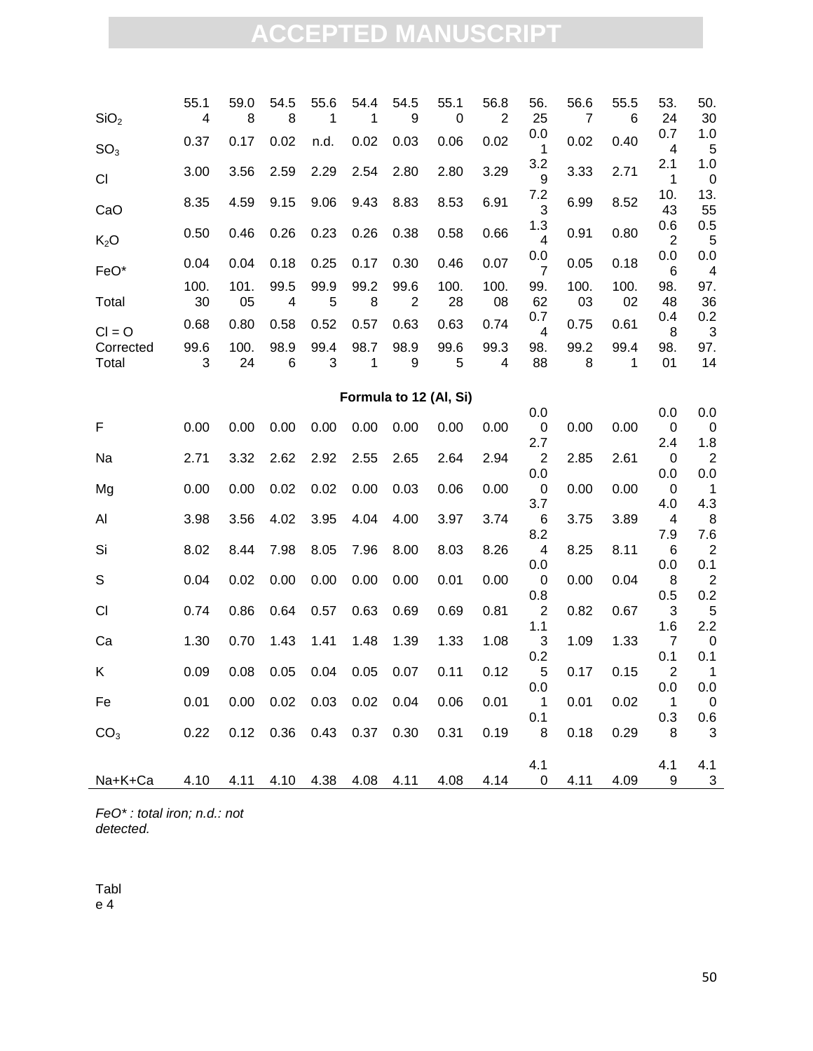| | | | | | | | | | | | | | |
|---|---|---|---|---|---|---|---|---|---|---|---|---|---|
| $SiO_2$ | 55.14 | 59.08 | 54.58 | 55.61 | 54.41 | 54.59 | 55.10 | 56.82 | 56.25 | 56.67 | 55.56 | 53.24 | 50.30 |
| $SO_3$ | 0.37 | 0.17 | 0.02 | n.d. | 0.02 | 0.03 | 0.06 | 0.02 | 0.01 | 0.02 | 0.40 | 0.74 | 1.05 |
| Cl | 3.00 | 3.56 | 2.59 | 2.29 | 2.54 | 2.80 | 2.80 | 3.29 | 3.29 | 3.33 | 2.71 | 2.11 | 1.00 |
| CaO | 8.35 | 4.59 | 9.15 | 9.06 | 9.43 | 8.83 | 8.53 | 6.91 | 7.23 | 6.99 | 8.52 | 10.43 | 13.55 |
| $K_2O$ | 0.50 | 0.46 | 0.26 | 0.23 | 0.26 | 0.38 | 0.58 | 0.66 | 1.34 | 0.91 | 0.80 | 0.62 | 0.55 |
| FeO* | 0.04 | 0.04 | 0.18 | 0.25 | 0.17 | 0.30 | 0.46 | 0.07 | 0.07 | 0.05 | 0.18 | 0.06 | 0.04 |
| Total | 100.30 | 101.05 | 99.54 | 99.95 | 99.28 | 99.62 | 100.28 | 100.08 | 99.62 | 100.03 | 100.02 | 98.48 | 97.36 |
| Cl = O | 0.68 | 0.80 | 0.58 | 0.52 | 0.57 | 0.63 | 0.63 | 0.74 | 0.74 | 0.75 | 0.61 | 0.48 | 0.23 |
| Corrected Total | 99.63 | 100.24 | 98.96 | 99.43 | 98.71 | 98.99 | 99.65 | 99.34 | 98.88 | 99.28 | 99.41 | 98.01 | 97.14 |
| **Formula to 12 (Al, Si)** | | | | | | | | | | | | | |
| F | 0.00 | 0.00 | 0.00 | 0.00 | 0.00 | 0.00 | 0.00 | 0.00 | 0.00 | 0.00 | 0.00 | 0.00 | 0.00 |
| Na | 2.71 | 3.32 | 2.62 | 2.92 | 2.55 | 2.65 | 2.64 | 2.94 | 2.72 | 2.85 | 2.61 | 2.40 | 1.82 |
| Mg | 0.00 | 0.00 | 0.02 | 0.02 | 0.00 | 0.03 | 0.06 | 0.00 | 0.00 | 0.00 | 0.00 | 0.00 | 0.01 |
| Al | 3.98 | 3.56 | 4.02 | 3.95 | 4.04 | 4.00 | 3.97 | 3.74 | 3.76 | 3.75 | 3.89 | 4.04 | 4.38 |
| Si | 8.02 | 8.44 | 7.98 | 8.05 | 7.96 | 8.00 | 8.03 | 8.26 | 8.24 | 8.25 | 8.11 | 7.96 | 7.62 |
| S | 0.04 | 0.02 | 0.00 | 0.00 | 0.00 | 0.00 | 0.01 | 0.00 | 0.00 | 0.00 | 0.04 | 0.08 | 0.12 |
| Cl | 0.74 | 0.86 | 0.64 | 0.57 | 0.63 | 0.69 | 0.69 | 0.81 | 0.82 | 0.82 | 0.67 | 0.53 | 0.25 |
| Ca | 1.30 | 0.70 | 1.43 | 1.41 | 1.48 | 1.39 | 1.33 | 1.08 | 1.13 | 1.09 | 1.33 | 1.67 | 2.20 |
| K | 0.09 | 0.08 | 0.05 | 0.04 | 0.05 | 0.07 | 0.11 | 0.12 | 0.25 | 0.17 | 0.15 | 0.12 | 0.11 |
| Fe | 0.01 | 0.00 | 0.02 | 0.03 | 0.02 | 0.04 | 0.06 | 0.01 | 0.01 | 0.01 | 0.02 | 0.01 | 0.00 |
| $CO_3$ | 0.22 | 0.12 | 0.36 | 0.43 | 0.37 | 0.30 | 0.31 | 0.19 | 0.18 | 0.18 | 0.29 | 0.38 | 0.63 |
| Na+K+Ca | 4.10 | 4.11 | 4.10 | 4.38 | 4.08 | 4.11 | 4.08 | 4.14 | 4.10 | 4.11 | 4.09 | 4.19 | 4.13 |

*FeO* : total iron; n.d.: not detected.*

Table 4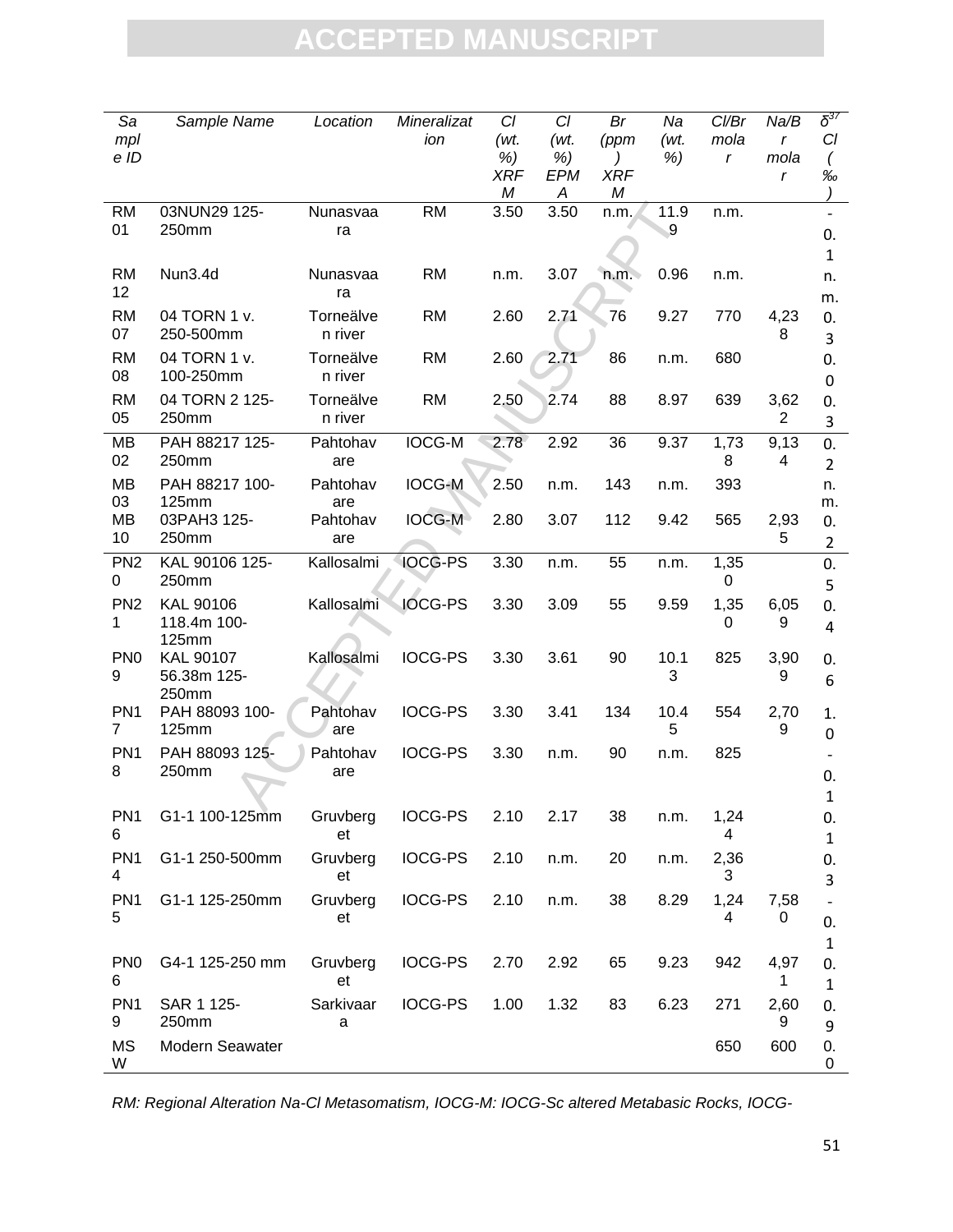| Sample ID | Sample Name | Location | Mineralization | Cl (wt. %) XRFM | Cl (wt. %) EPMA | Br (ppm) XRFM | Na (wt. %) | Cl/Br molar | Na/Br molar | $\delta^{37}$Cl (‰) |
|---|---|---|---|---|---|---|---|---|---|---|
| RM 01 | 03NUN29 125-250mm | Nunasvaara | RM | 3.50 | 3.50 | n.m. | 11.99 | n.m. | | -0.1 |
| RM 12 | Nun3.4d | Nunasvaara | RM | n.m. | 3.07 | n.m. | 0.96 | n.m. | | n.m. |
| RM 07 | 04 TORN 1 v. 250-500mm | Torneälven river | RM | 2.60 | 2.71 | 76 | 9.27 | 770 | 4,238 | 0.3 |
| RM 08 | 04 TORN 1 v. 100-250mm | Torneälven river | RM | 2.60 | 2.71 | 86 | n.m. | 680 | | 0.0 |
| RM 05 | 04 TORN 2 125-250mm | Torneälven river | RM | 2.50 | 2.74 | 88 | 8.97 | 639 | 3,622 | 0.3 |
| MB 02 | PAH 88217 125-250mm | Pahtohavare | IOCG-M | 2.78 | 2.92 | 36 | 9.37 | 1,738 | 9,134 | 0.2 |
| MB 03 | PAH 88217 100-125mm | Pahtohavare | IOCG-M | 2.50 | n.m. | 143 | n.m. | 393 | | n.m. |
| MB 10 | 03PAH3 125-250mm | Pahtohavare | IOCG-M | 2.80 | 3.07 | 112 | 9.42 | 565 | 2,935 | 0.2 |
| PN20 | KAL 90106 125-250mm | Kallosalmi | IOCG-PS | 3.30 | n.m. | 55 | n.m. | 1,350 | | 0.5 |
| PN21 | KAL 90106 118.4m 100-125mm | Kallosalmi | IOCG-PS | 3.30 | 3.09 | 55 | 9.59 | 1,350 | 6,059 | 0.4 |
| PN09 | KAL 90107 56.38m 125-250mm | Kallosalmi | IOCG-PS | 3.30 | 3.61 | 90 | 10.13 | 825 | 3,909 | 0.6 |
| PN17 | PAH 88093 100-125mm | Pahtohavare | IOCG-PS | 3.30 | 3.41 | 134 | 10.45 | 554 | 2,709 | 1.0 |
| PN18 | PAH 88093 125-250mm | Pahtohavare | IOCG-PS | 3.30 | n.m. | 90 | n.m. | 825 | | -0.1 |
| PN16 | G1-1 100-125mm | Gruvberget | IOCG-PS | 2.10 | 2.17 | 38 | n.m. | 1,244 | | 0.1 |
| PN14 | G1-1 250-500mm | Gruvberget | IOCG-PS | 2.10 | n.m. | 20 | n.m. | 2,363 | | 0.3 |
| PN15 | G1-1 125-250mm | Gruvberget | IOCG-PS | 2.10 | n.m. | 38 | 8.29 | 1,244 | 7,580 | -0.1 |
| PN06 | G4-1 125-250 mm | Gruvberget | IOCG-PS | 2.70 | 2.92 | 65 | 9.23 | 942 | 4,971 | 0.1 |
| PN19 | SAR 1 125-250mm | Sarkivaara | IOCG-PS | 1.00 | 1.32 | 83 | 6.23 | 271 | 2,609 | 0.9 |
| MSW | Modern Seawater | | | | | | | 650 | 600 | 0.0 |

*RM: Regional Alteration Na-Cl Metasomatism, IOCG-M: IOCG-Sc altered Metabasic Rocks, IOCG-*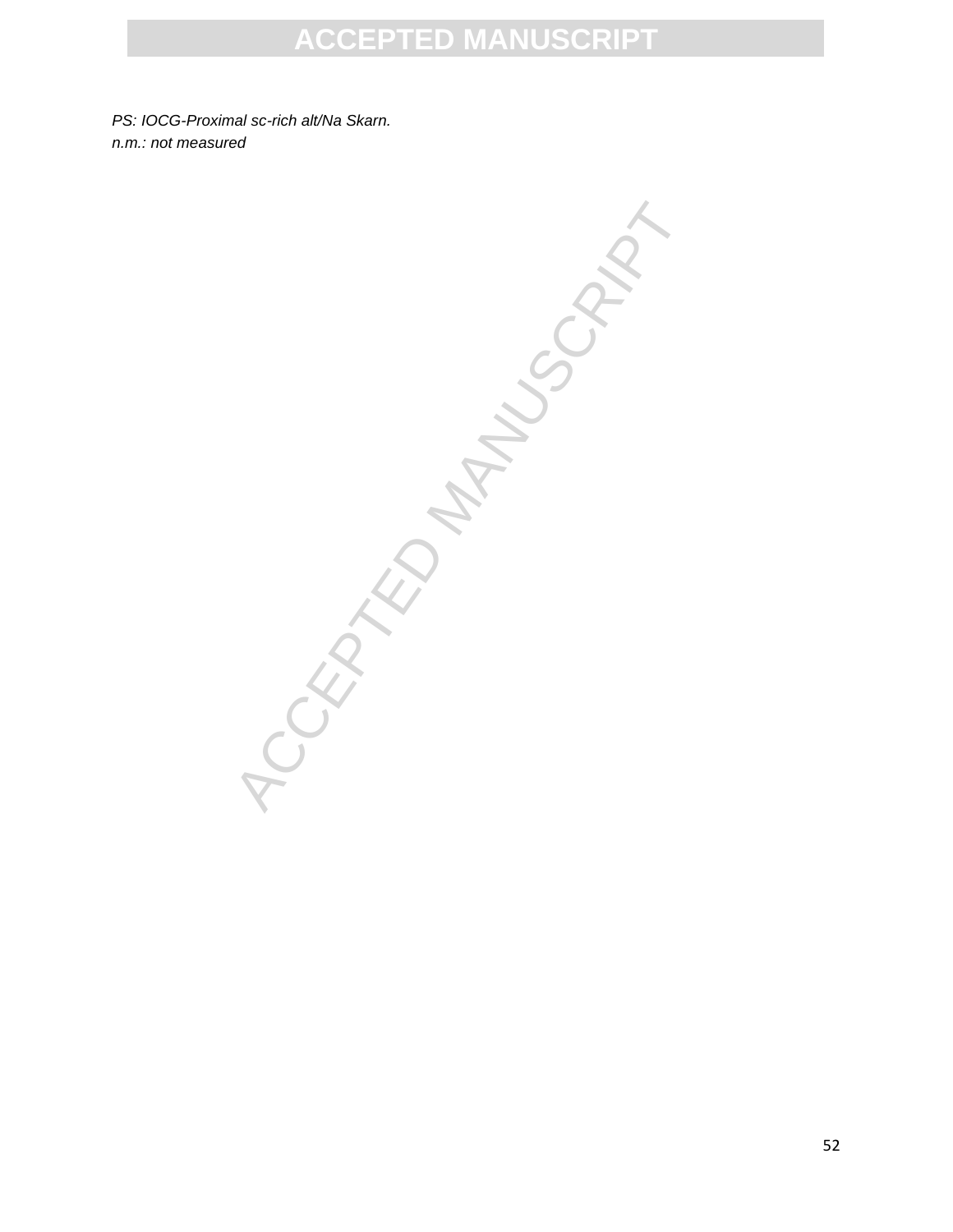*PS: IOCG-Proximal sc-rich alt/Na Skarn.*
*n.m.: not measured*